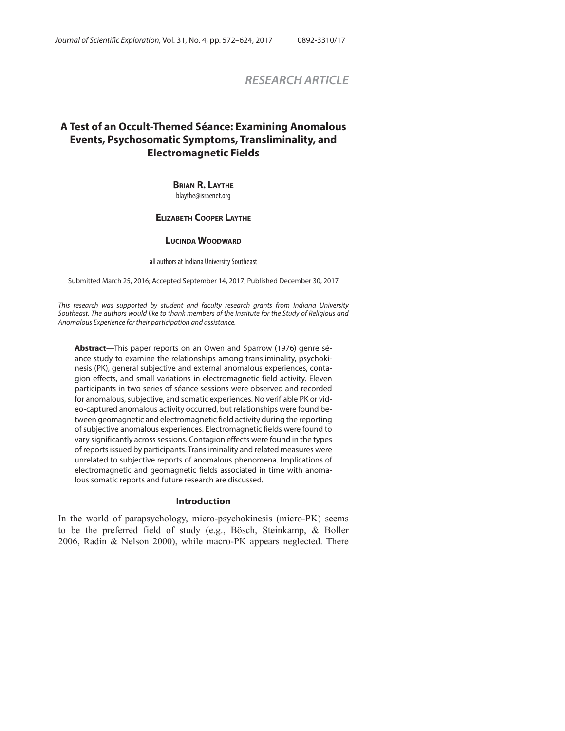*RESEARCH ARTICLE*

# A Test of an Occult-Themed Séance: Examining Anomalous Events, Psychosomatic Symptoms, Transliminality, and Electromagnetic Fields

**Brian R. Laythe**
blaythe@israenet.org

**Elizabeth Cooper Laythe**

**Lucinda Woodward**

all authors at Indiana University Southeast

Submitted March 25, 2016; Accepted September 14, 2017; Published December 30, 2017

*This research was supported by student and faculty research grants from Indiana University Southeast. The authors would like to thank members of the Institute for the Study of Religious and Anomalous Experience for their participation and assistance.*

**Abstract**—This paper reports on an Owen and Sparrow (1976) genre séance study to examine the relationships among transliminality, psychokinesis (PK), general subjective and external anomalous experiences, contagion effects, and small variations in electromagnetic field activity. Eleven participants in two series of séance sessions were observed and recorded for anomalous, subjective, and somatic experiences. No verifiable PK or video-captured anomalous activity occurred, but relationships were found between geomagnetic and electromagnetic field activity during the reporting of subjective anomalous experiences. Electromagnetic fields were found to vary significantly across sessions. Contagion effects were found in the types of reports issued by participants. Transliminality and related measures were unrelated to subjective reports of anomalous phenomena. Implications of electromagnetic and geomagnetic fields associated in time with anomalous somatic reports and future research are discussed.

## Introduction

In the world of parapsychology, micro-psychokinesis (micro-PK) seems to be the preferred field of study (e.g., Bösch, Steinkamp, & Boller 2006, Radin & Nelson 2000), while macro-PK appears neglected. There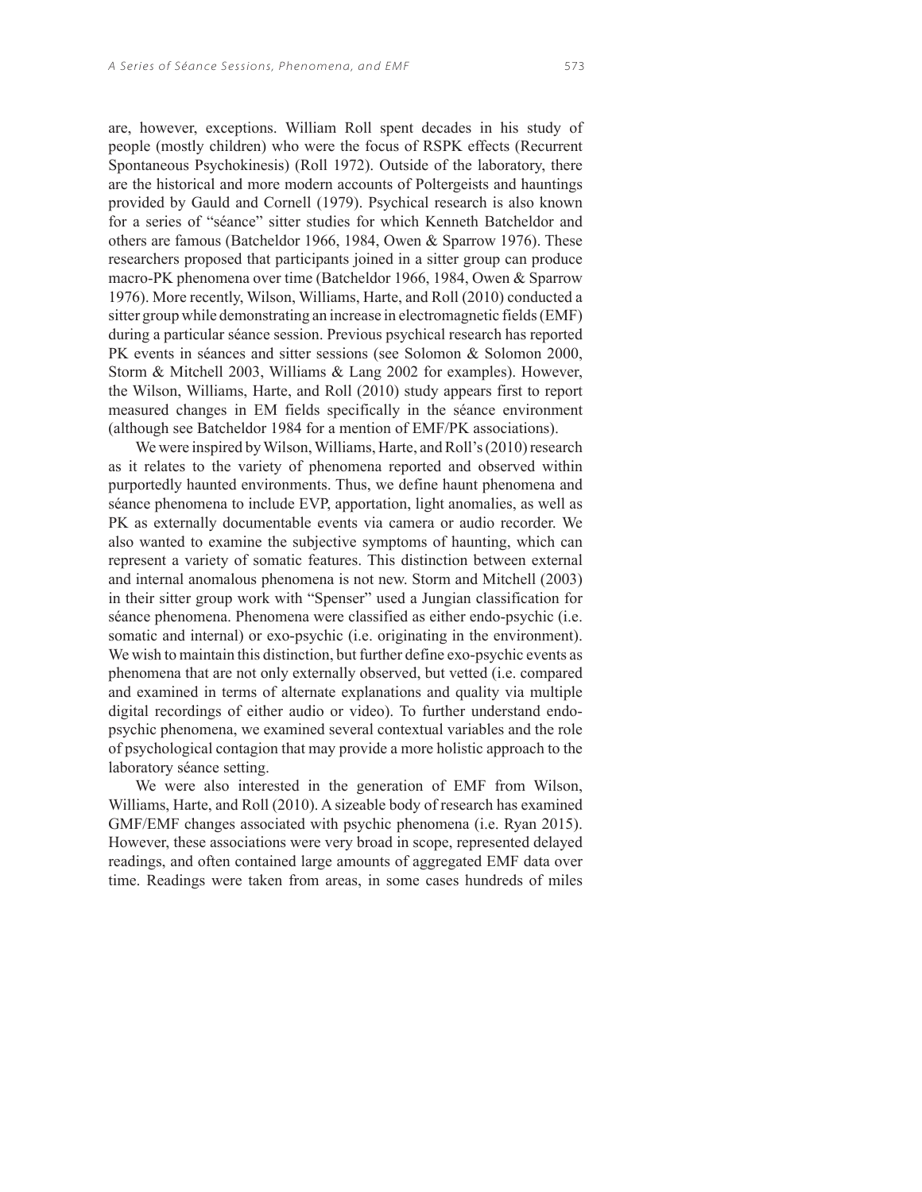are, however, exceptions. William Roll spent decades in his study of people (mostly children) who were the focus of RSPK effects (Recurrent Spontaneous Psychokinesis) (Roll 1972). Outside of the laboratory, there are the historical and more modern accounts of Poltergeists and hauntings provided by Gauld and Cornell (1979). Psychical research is also known for a series of "séance" sitter studies for which Kenneth Batcheldor and others are famous (Batcheldor 1966, 1984, Owen & Sparrow 1976). These researchers proposed that participants joined in a sitter group can produce macro-PK phenomena over time (Batcheldor 1966, 1984, Owen & Sparrow 1976). More recently, Wilson, Williams, Harte, and Roll (2010) conducted a sitter group while demonstrating an increase in electromagnetic fields (EMF) during a particular séance session. Previous psychical research has reported PK events in séances and sitter sessions (see Solomon & Solomon 2000, Storm & Mitchell 2003, Williams & Lang 2002 for examples). However, the Wilson, Williams, Harte, and Roll (2010) study appears first to report measured changes in EM fields specifically in the séance environment (although see Batcheldor 1984 for a mention of EMF/PK associations).

We were inspired by Wilson, Williams, Harte, and Roll's (2010) research as it relates to the variety of phenomena reported and observed within purportedly haunted environments. Thus, we define haunt phenomena and séance phenomena to include EVP, apportation, light anomalies, as well as PK as externally documentable events via camera or audio recorder. We also wanted to examine the subjective symptoms of haunting, which can represent a variety of somatic features. This distinction between external and internal anomalous phenomena is not new. Storm and Mitchell (2003) in their sitter group work with "Spenser" used a Jungian classification for séance phenomena. Phenomena were classified as either endo-psychic (i.e. somatic and internal) or exo-psychic (i.e. originating in the environment). We wish to maintain this distinction, but further define exo-psychic events as phenomena that are not only externally observed, but vetted (i.e. compared and examined in terms of alternate explanations and quality via multiple digital recordings of either audio or video). To further understand endo-psychic phenomena, we examined several contextual variables and the role of psychological contagion that may provide a more holistic approach to the laboratory séance setting.

We were also interested in the generation of EMF from Wilson, Williams, Harte, and Roll (2010). A sizeable body of research has examined GMF/EMF changes associated with psychic phenomena (i.e. Ryan 2015). However, these associations were very broad in scope, represented delayed readings, and often contained large amounts of aggregated EMF data over time. Readings were taken from areas, in some cases hundreds of miles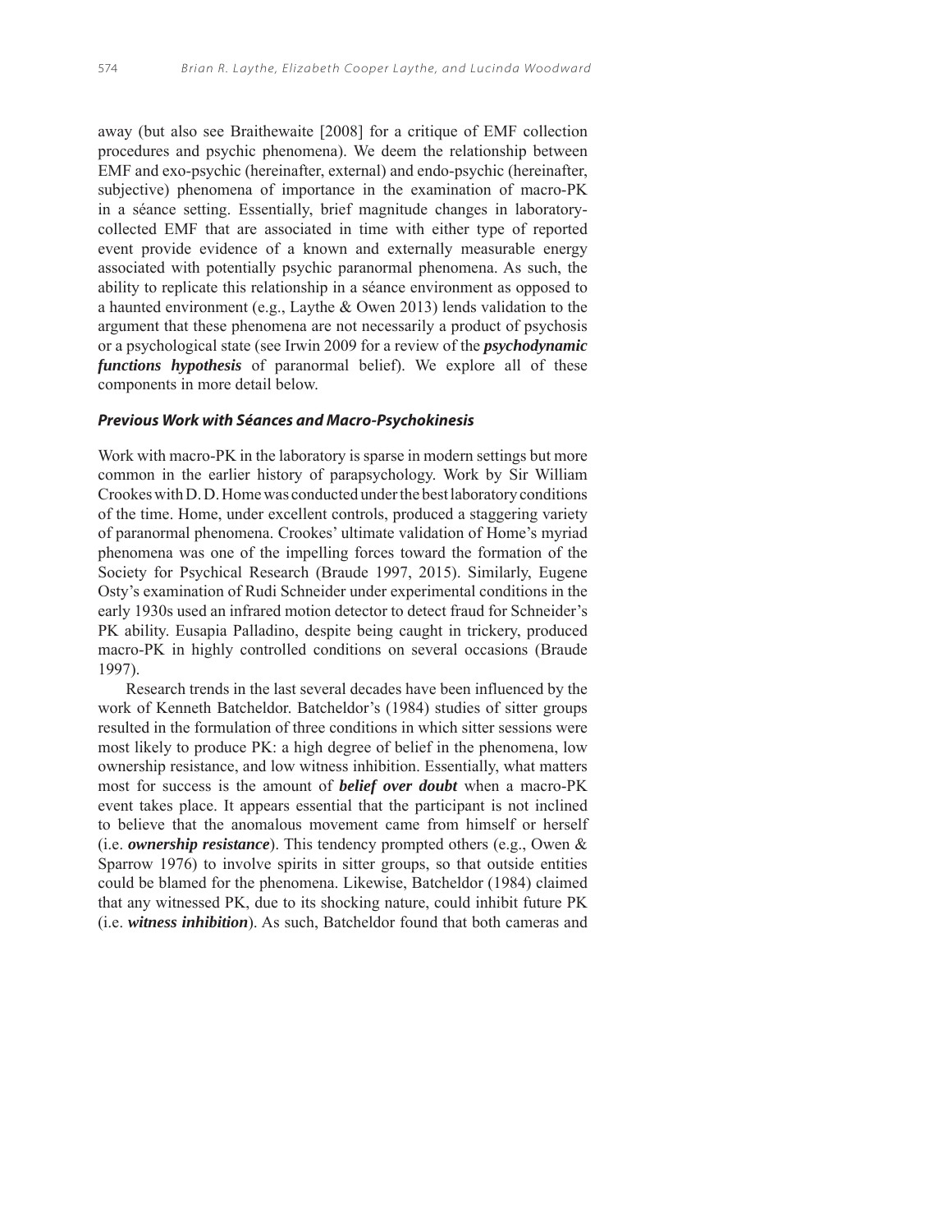away (but also see Braithewaite [2008] for a critique of EMF collection procedures and psychic phenomena). We deem the relationship between EMF and exo-psychic (hereinafter, external) and endo-psychic (hereinafter, subjective) phenomena of importance in the examination of macro-PK in a séance setting. Essentially, brief magnitude changes in laboratory-collected EMF that are associated in time with either type of reported event provide evidence of a known and externally measurable energy associated with potentially psychic paranormal phenomena. As such, the ability to replicate this relationship in a séance environment as opposed to a haunted environment (e.g., Laythe & Owen 2013) lends validation to the argument that these phenomena are not necessarily a product of psychosis or a psychological state (see Irwin 2009 for a review of the ***psychodynamic functions hypothesis*** of paranormal belief). We explore all of these components in more detail below.

### *Previous Work with Séances and Macro-Psychokinesis*

Work with macro-PK in the laboratory is sparse in modern settings but more common in the earlier history of parapsychology. Work by Sir William Crookes with D. D. Home was conducted under the best laboratory conditions of the time. Home, under excellent controls, produced a staggering variety of paranormal phenomena. Crookes' ultimate validation of Home's myriad phenomena was one of the impelling forces toward the formation of the Society for Psychical Research (Braude 1997, 2015). Similarly, Eugene Osty's examination of Rudi Schneider under experimental conditions in the early 1930s used an infrared motion detector to detect fraud for Schneider's PK ability. Eusapia Palladino, despite being caught in trickery, produced macro-PK in highly controlled conditions on several occasions (Braude 1997).

Research trends in the last several decades have been influenced by the work of Kenneth Batcheldor. Batcheldor's (1984) studies of sitter groups resulted in the formulation of three conditions in which sitter sessions were most likely to produce PK: a high degree of belief in the phenomena, low ownership resistance, and low witness inhibition. Essentially, what matters most for success is the amount of ***belief over doubt*** when a macro-PK event takes place. It appears essential that the participant is not inclined to believe that the anomalous movement came from himself or herself (i.e. ***ownership resistance***). This tendency prompted others (e.g., Owen & Sparrow 1976) to involve spirits in sitter groups, so that outside entities could be blamed for the phenomena. Likewise, Batcheldor (1984) claimed that any witnessed PK, due to its shocking nature, could inhibit future PK (i.e. ***witness inhibition***). As such, Batcheldor found that both cameras and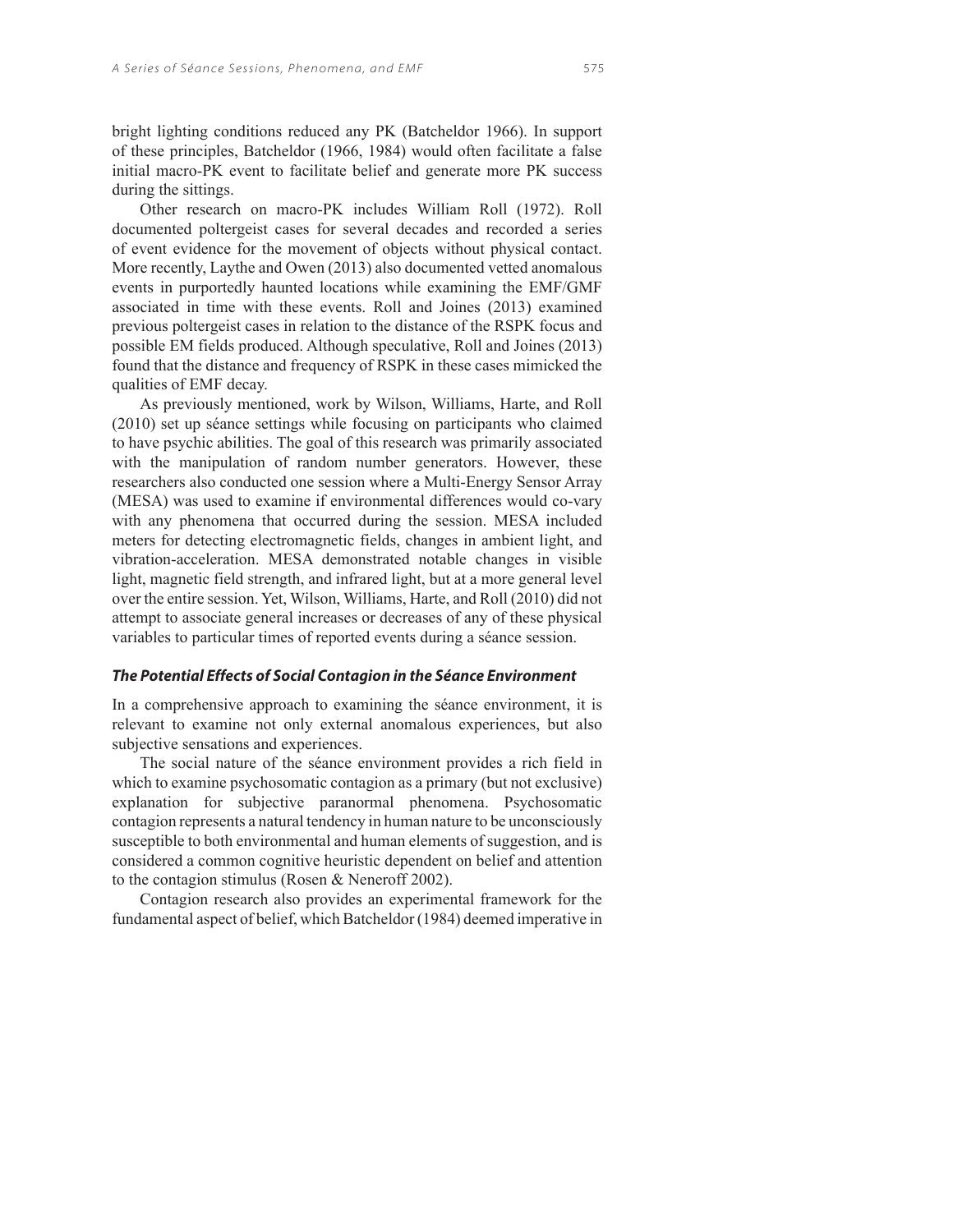bright lighting conditions reduced any PK (Batcheldor 1966). In support of these principles, Batcheldor (1966, 1984) would often facilitate a false initial macro-PK event to facilitate belief and generate more PK success during the sittings.

Other research on macro-PK includes William Roll (1972). Roll documented poltergeist cases for several decades and recorded a series of event evidence for the movement of objects without physical contact. More recently, Laythe and Owen (2013) also documented vetted anomalous events in purportedly haunted locations while examining the EMF/GMF associated in time with these events. Roll and Joines (2013) examined previous poltergeist cases in relation to the distance of the RSPK focus and possible EM fields produced. Although speculative, Roll and Joines (2013) found that the distance and frequency of RSPK in these cases mimicked the qualities of EMF decay.

As previously mentioned, work by Wilson, Williams, Harte, and Roll (2010) set up séance settings while focusing on participants who claimed to have psychic abilities. The goal of this research was primarily associated with the manipulation of random number generators. However, these researchers also conducted one session where a Multi-Energy Sensor Array (MESA) was used to examine if environmental differences would co-vary with any phenomena that occurred during the session. MESA included meters for detecting electromagnetic fields, changes in ambient light, and vibration-acceleration. MESA demonstrated notable changes in visible light, magnetic field strength, and infrared light, but at a more general level over the entire session. Yet, Wilson, Williams, Harte, and Roll (2010) did not attempt to associate general increases or decreases of any of these physical variables to particular times of reported events during a séance session.

### *The Potential Effects of Social Contagion in the Séance Environment*

In a comprehensive approach to examining the séance environment, it is relevant to examine not only external anomalous experiences, but also subjective sensations and experiences.

The social nature of the séance environment provides a rich field in which to examine psychosomatic contagion as a primary (but not exclusive) explanation for subjective paranormal phenomena. Psychosomatic contagion represents a natural tendency in human nature to be unconsciously susceptible to both environmental and human elements of suggestion, and is considered a common cognitive heuristic dependent on belief and attention to the contagion stimulus (Rosen & Neneroff 2002).

Contagion research also provides an experimental framework for the fundamental aspect of belief, which Batcheldor (1984) deemed imperative in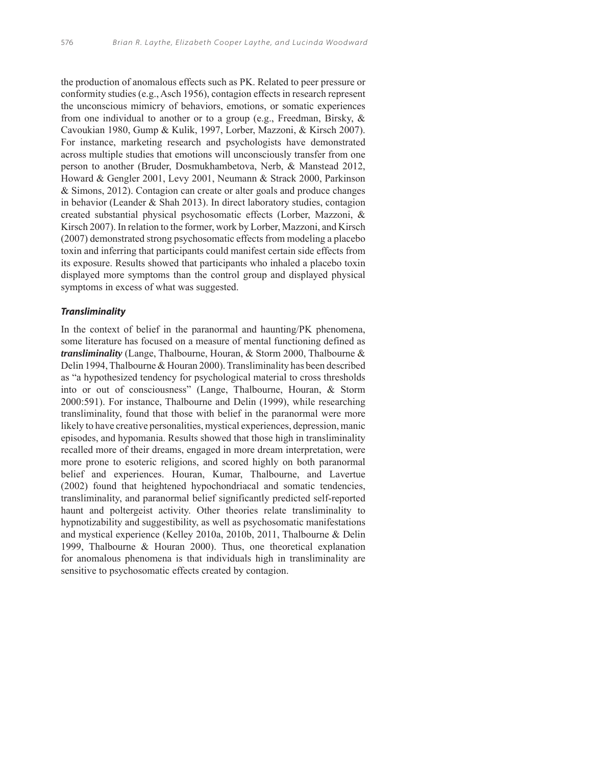the production of anomalous effects such as PK. Related to peer pressure or conformity studies (e.g., Asch 1956), contagion effects in research represent the unconscious mimicry of behaviors, emotions, or somatic experiences from one individual to another or to a group (e.g., Freedman, Birsky, & Cavoukian 1980, Gump & Kulik, 1997, Lorber, Mazzoni, & Kirsch 2007). For instance, marketing research and psychologists have demonstrated across multiple studies that emotions will unconsciously transfer from one person to another (Bruder, Dosmukhambetova, Nerb, & Manstead 2012, Howard & Gengler 2001, Levy 2001, Neumann & Strack 2000, Parkinson & Simons, 2012). Contagion can create or alter goals and produce changes in behavior (Leander & Shah 2013). In direct laboratory studies, contagion created substantial physical psychosomatic effects (Lorber, Mazzoni, & Kirsch 2007). In relation to the former, work by Lorber, Mazzoni, and Kirsch (2007) demonstrated strong psychosomatic effects from modeling a placebo toxin and inferring that participants could manifest certain side effects from its exposure. Results showed that participants who inhaled a placebo toxin displayed more symptoms than the control group and displayed physical symptoms in excess of what was suggested.

### *Transliminality*

In the context of belief in the paranormal and haunting/PK phenomena, some literature has focused on a measure of mental functioning defined as ***transliminality*** (Lange, Thalbourne, Houran, & Storm 2000, Thalbourne & Delin 1994, Thalbourne & Houran 2000). Transliminality has been described as "a hypothesized tendency for psychological material to cross thresholds into or out of consciousness" (Lange, Thalbourne, Houran, & Storm 2000:591). For instance, Thalbourne and Delin (1999), while researching transliminality, found that those with belief in the paranormal were more likely to have creative personalities, mystical experiences, depression, manic episodes, and hypomania. Results showed that those high in transliminality recalled more of their dreams, engaged in more dream interpretation, were more prone to esoteric religions, and scored highly on both paranormal belief and experiences. Houran, Kumar, Thalbourne, and Lavertue (2002) found that heightened hypochondriacal and somatic tendencies, transliminality, and paranormal belief significantly predicted self-reported haunt and poltergeist activity. Other theories relate transliminality to hypnotizability and suggestibility, as well as psychosomatic manifestations and mystical experience (Kelley 2010a, 2010b, 2011, Thalbourne & Delin 1999, Thalbourne & Houran 2000). Thus, one theoretical explanation for anomalous phenomena is that individuals high in transliminality are sensitive to psychosomatic effects created by contagion.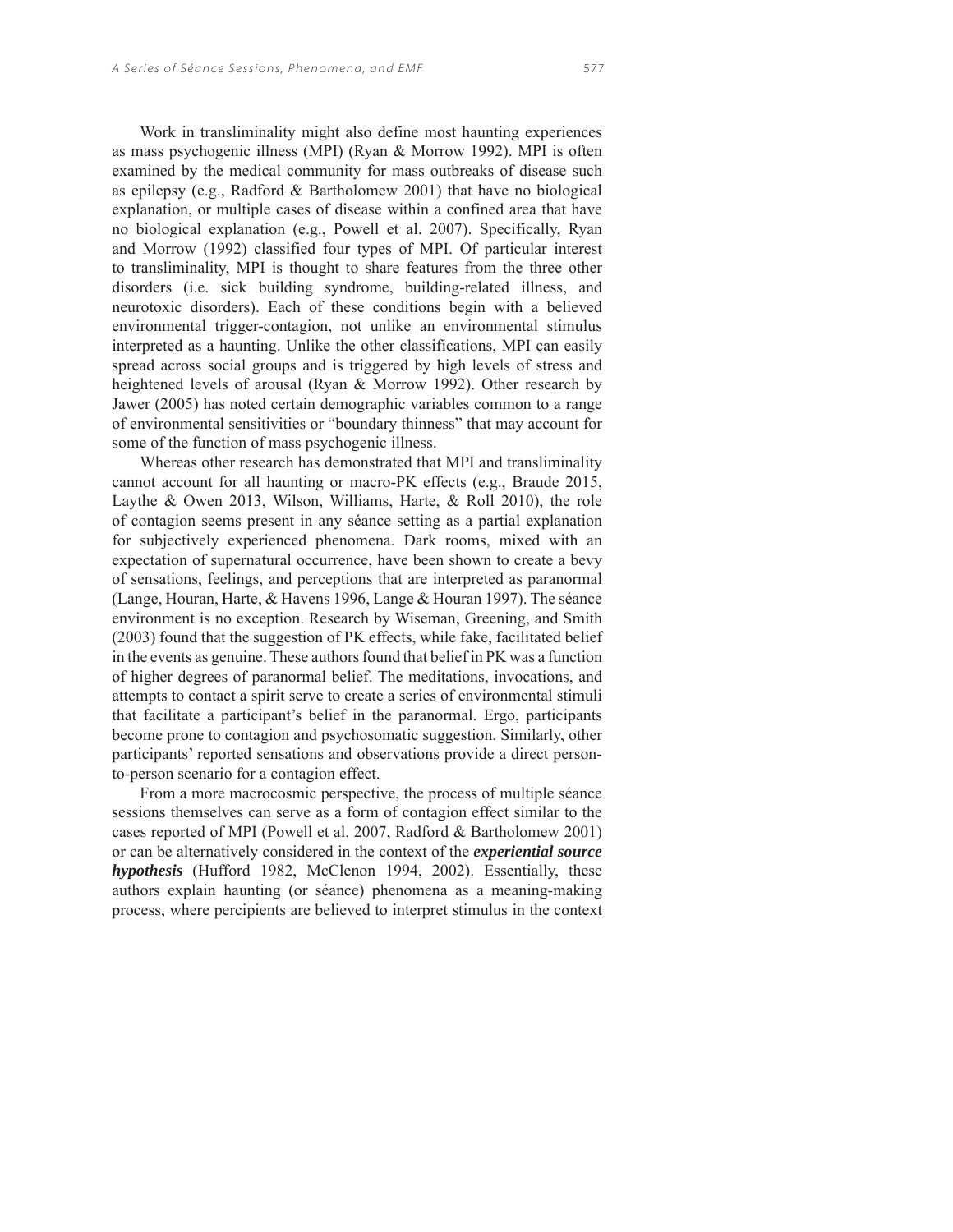Work in transliminality might also define most haunting experiences as mass psychogenic illness (MPI) (Ryan & Morrow 1992). MPI is often examined by the medical community for mass outbreaks of disease such as epilepsy (e.g., Radford & Bartholomew 2001) that have no biological explanation, or multiple cases of disease within a confined area that have no biological explanation (e.g., Powell et al. 2007). Specifically, Ryan and Morrow (1992) classified four types of MPI. Of particular interest to transliminality, MPI is thought to share features from the three other disorders (i.e. sick building syndrome, building-related illness, and neurotoxic disorders). Each of these conditions begin with a believed environmental trigger-contagion, not unlike an environmental stimulus interpreted as a haunting. Unlike the other classifications, MPI can easily spread across social groups and is triggered by high levels of stress and heightened levels of arousal (Ryan & Morrow 1992). Other research by Jawer (2005) has noted certain demographic variables common to a range of environmental sensitivities or "boundary thinness" that may account for some of the function of mass psychogenic illness.

Whereas other research has demonstrated that MPI and transliminality cannot account for all haunting or macro-PK effects (e.g., Braude 2015, Laythe & Owen 2013, Wilson, Williams, Harte, & Roll 2010), the role of contagion seems present in any séance setting as a partial explanation for subjectively experienced phenomena. Dark rooms, mixed with an expectation of supernatural occurrence, have been shown to create a bevy of sensations, feelings, and perceptions that are interpreted as paranormal (Lange, Houran, Harte, & Havens 1996, Lange & Houran 1997). The séance environment is no exception. Research by Wiseman, Greening, and Smith (2003) found that the suggestion of PK effects, while fake, facilitated belief in the events as genuine. These authors found that belief in PK was a function of higher degrees of paranormal belief. The meditations, invocations, and attempts to contact a spirit serve to create a series of environmental stimuli that facilitate a participant's belief in the paranormal. Ergo, participants become prone to contagion and psychosomatic suggestion. Similarly, other participants' reported sensations and observations provide a direct person-to-person scenario for a contagion effect.

From a more macrocosmic perspective, the process of multiple séance sessions themselves can serve as a form of contagion effect similar to the cases reported of MPI (Powell et al. 2007, Radford & Bartholomew 2001) or can be alternatively considered in the context of the ***experiential source hypothesis*** (Hufford 1982, McClenon 1994, 2002). Essentially, these authors explain haunting (or séance) phenomena as a meaning-making process, where percipients are believed to interpret stimulus in the context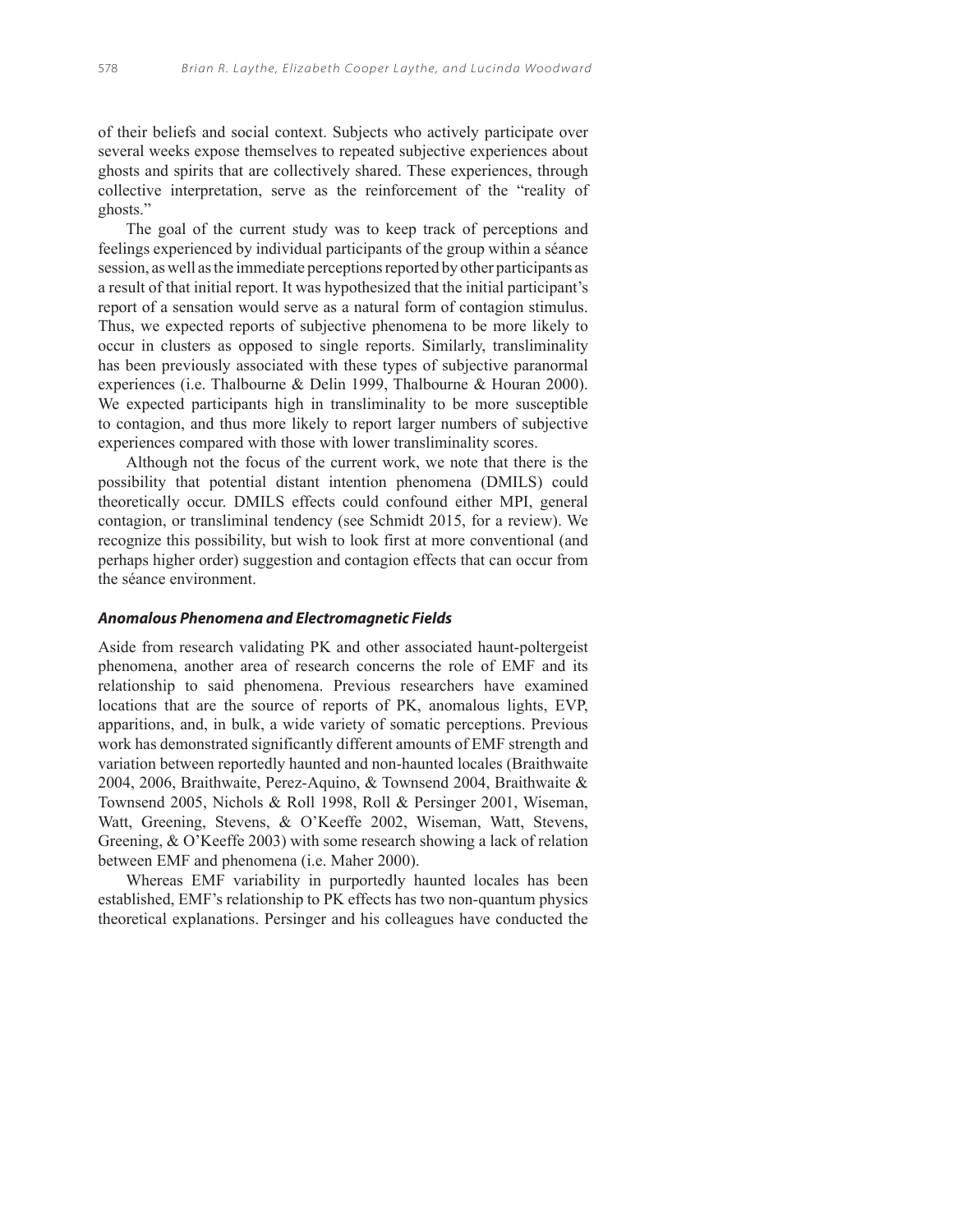of their beliefs and social context. Subjects who actively participate over several weeks expose themselves to repeated subjective experiences about ghosts and spirits that are collectively shared. These experiences, through collective interpretation, serve as the reinforcement of the "reality of ghosts."

The goal of the current study was to keep track of perceptions and feelings experienced by individual participants of the group within a séance session, as well as the immediate perceptions reported by other participants as a result of that initial report. It was hypothesized that the initial participant's report of a sensation would serve as a natural form of contagion stimulus. Thus, we expected reports of subjective phenomena to be more likely to occur in clusters as opposed to single reports. Similarly, transliminality has been previously associated with these types of subjective paranormal experiences (i.e. Thalbourne & Delin 1999, Thalbourne & Houran 2000). We expected participants high in transliminality to be more susceptible to contagion, and thus more likely to report larger numbers of subjective experiences compared with those with lower transliminality scores.

Although not the focus of the current work, we note that there is the possibility that potential distant intention phenomena (DMILS) could theoretically occur. DMILS effects could confound either MPI, general contagion, or transliminal tendency (see Schmidt 2015, for a review). We recognize this possibility, but wish to look first at more conventional (and perhaps higher order) suggestion and contagion effects that can occur from the séance environment.

### *Anomalous Phenomena and Electromagnetic Fields*

Aside from research validating PK and other associated haunt-poltergeist phenomena, another area of research concerns the role of EMF and its relationship to said phenomena. Previous researchers have examined locations that are the source of reports of PK, anomalous lights, EVP, apparitions, and, in bulk, a wide variety of somatic perceptions. Previous work has demonstrated significantly different amounts of EMF strength and variation between reportedly haunted and non-haunted locales (Braithwaite 2004, 2006, Braithwaite, Perez-Aquino, & Townsend 2004, Braithwaite & Townsend 2005, Nichols & Roll 1998, Roll & Persinger 2001, Wiseman, Watt, Greening, Stevens, & O'Keeffe 2002, Wiseman, Watt, Stevens, Greening, & O'Keeffe 2003) with some research showing a lack of relation between EMF and phenomena (i.e. Maher 2000).

Whereas EMF variability in purportedly haunted locales has been established, EMF's relationship to PK effects has two non-quantum physics theoretical explanations. Persinger and his colleagues have conducted the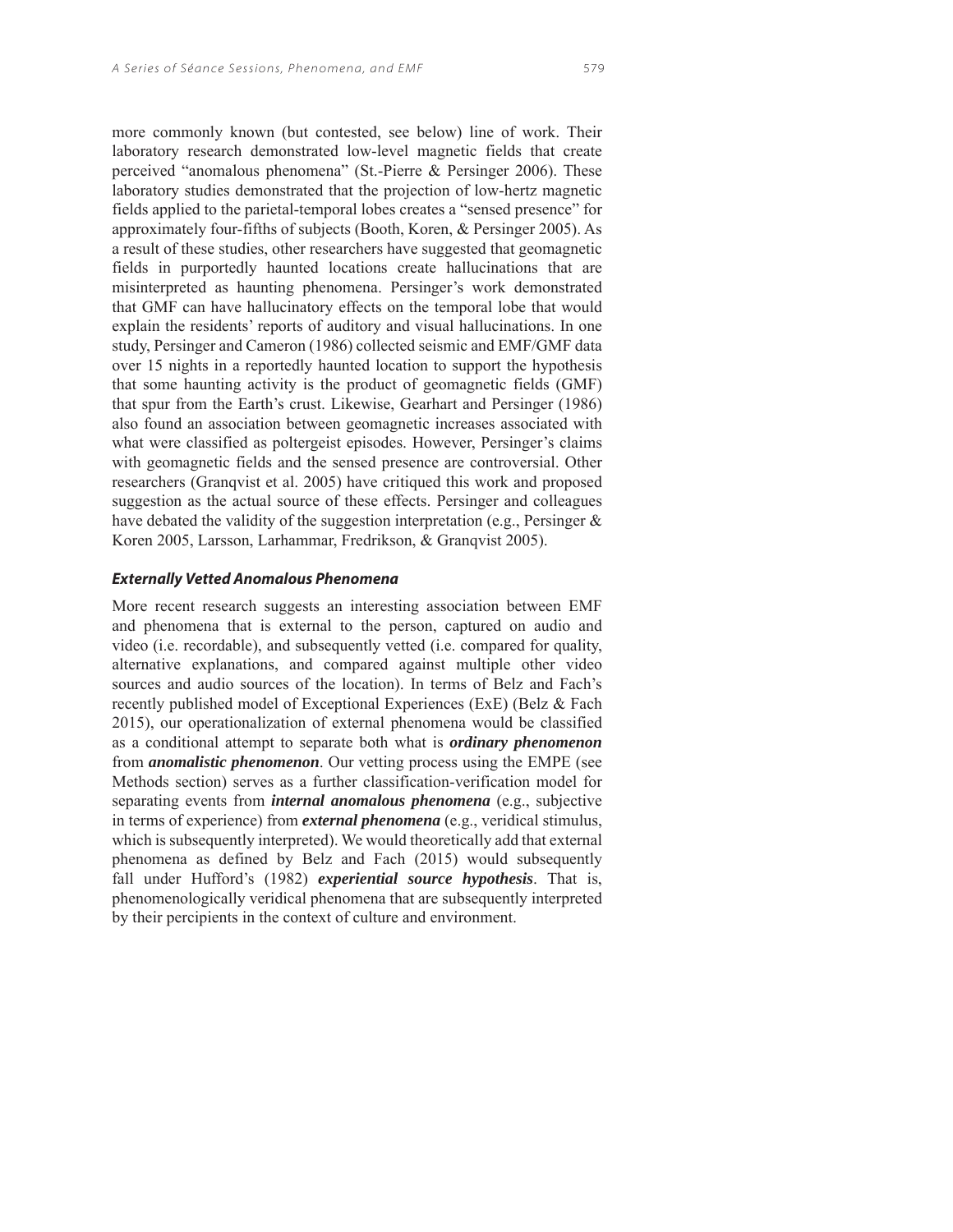more commonly known (but contested, see below) line of work. Their laboratory research demonstrated low-level magnetic fields that create perceived "anomalous phenomena" (St.-Pierre & Persinger 2006). These laboratory studies demonstrated that the projection of low-hertz magnetic fields applied to the parietal-temporal lobes creates a "sensed presence" for approximately four-fifths of subjects (Booth, Koren, & Persinger 2005). As a result of these studies, other researchers have suggested that geomagnetic fields in purportedly haunted locations create hallucinations that are misinterpreted as haunting phenomena. Persinger's work demonstrated that GMF can have hallucinatory effects on the temporal lobe that would explain the residents' reports of auditory and visual hallucinations. In one study, Persinger and Cameron (1986) collected seismic and EMF/GMF data over 15 nights in a reportedly haunted location to support the hypothesis that some haunting activity is the product of geomagnetic fields (GMF) that spur from the Earth's crust. Likewise, Gearhart and Persinger (1986) also found an association between geomagnetic increases associated with what were classified as poltergeist episodes. However, Persinger's claims with geomagnetic fields and the sensed presence are controversial. Other researchers (Granqvist et al. 2005) have critiqued this work and proposed suggestion as the actual source of these effects. Persinger and colleagues have debated the validity of the suggestion interpretation (e.g., Persinger & Koren 2005, Larsson, Larhammar, Fredrikson, & Granqvist 2005).

### *Externally Vetted Anomalous Phenomena*

More recent research suggests an interesting association between EMF and phenomena that is external to the person, captured on audio and video (i.e. recordable), and subsequently vetted (i.e. compared for quality, alternative explanations, and compared against multiple other video sources and audio sources of the location). In terms of Belz and Fach's recently published model of Exceptional Experiences (ExE) (Belz & Fach 2015), our operationalization of external phenomena would be classified as a conditional attempt to separate both what is ***ordinary phenomenon*** from ***anomalistic phenomenon***. Our vetting process using the EMPE (see Methods section) serves as a further classification-verification model for separating events from ***internal anomalous phenomena*** (e.g., subjective in terms of experience) from ***external phenomena*** (e.g., veridical stimulus, which is subsequently interpreted). We would theoretically add that external phenomena as defined by Belz and Fach (2015) would subsequently fall under Hufford's (1982) ***experiential source hypothesis***. That is, phenomenologically veridical phenomena that are subsequently interpreted by their percipients in the context of culture and environment.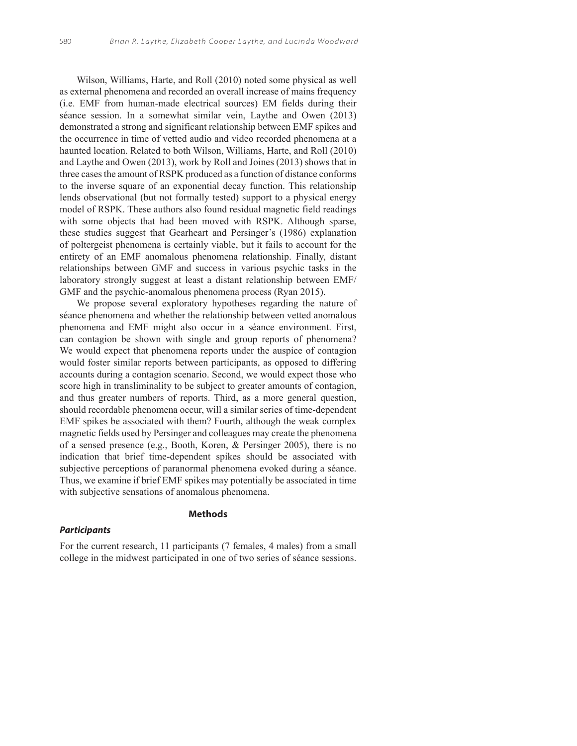Wilson, Williams, Harte, and Roll (2010) noted some physical as well as external phenomena and recorded an overall increase of mains frequency (i.e. EMF from human-made electrical sources) EM fields during their séance session. In a somewhat similar vein, Laythe and Owen (2013) demonstrated a strong and significant relationship between EMF spikes and the occurrence in time of vetted audio and video recorded phenomena at a haunted location. Related to both Wilson, Williams, Harte, and Roll (2010) and Laythe and Owen (2013), work by Roll and Joines (2013) shows that in three cases the amount of RSPK produced as a function of distance conforms to the inverse square of an exponential decay function. This relationship lends observational (but not formally tested) support to a physical energy model of RSPK. These authors also found residual magnetic field readings with some objects that had been moved with RSPK. Although sparse, these studies suggest that Gearheart and Persinger's (1986) explanation of poltergeist phenomena is certainly viable, but it fails to account for the entirety of an EMF anomalous phenomena relationship. Finally, distant relationships between GMF and success in various psychic tasks in the laboratory strongly suggest at least a distant relationship between EMF/GMF and the psychic-anomalous phenomena process (Ryan 2015).

We propose several exploratory hypotheses regarding the nature of séance phenomena and whether the relationship between vetted anomalous phenomena and EMF might also occur in a séance environment. First, can contagion be shown with single and group reports of phenomena? We would expect that phenomena reports under the auspice of contagion would foster similar reports between participants, as opposed to differing accounts during a contagion scenario. Second, we would expect those who score high in transliminality to be subject to greater amounts of contagion, and thus greater numbers of reports. Third, as a more general question, should recordable phenomena occur, will a similar series of time-dependent EMF spikes be associated with them? Fourth, although the weak complex magnetic fields used by Persinger and colleagues may create the phenomena of a sensed presence (e.g., Booth, Koren, & Persinger 2005), there is no indication that brief time-dependent spikes should be associated with subjective perceptions of paranormal phenomena evoked during a séance. Thus, we examine if brief EMF spikes may potentially be associated in time with subjective sensations of anomalous phenomena.

## Methods

### *Participants*

For the current research, 11 participants (7 females, 4 males) from a small college in the midwest participated in one of two series of séance sessions.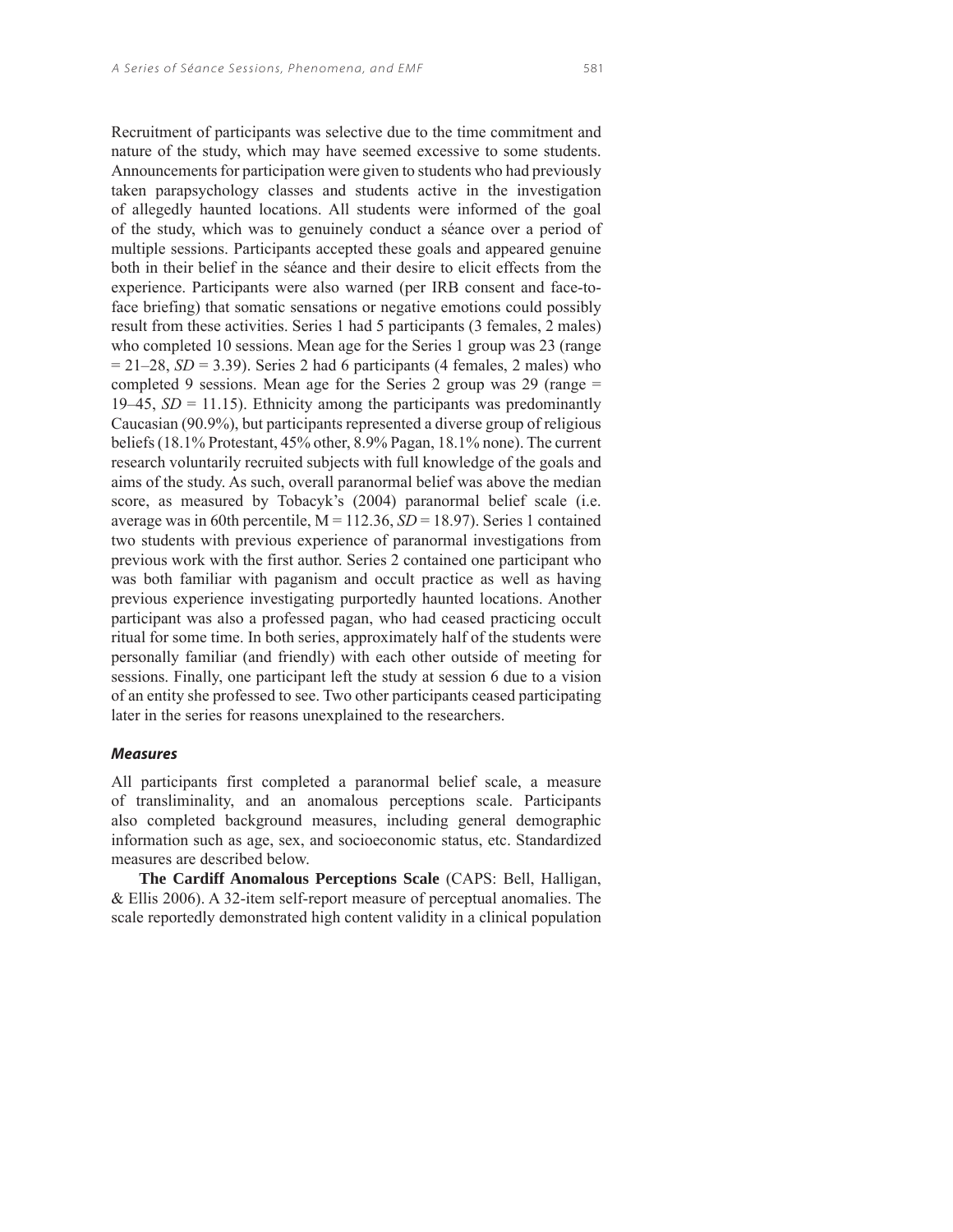Recruitment of participants was selective due to the time commitment and nature of the study, which may have seemed excessive to some students. Announcements for participation were given to students who had previously taken parapsychology classes and students active in the investigation of allegedly haunted locations. All students were informed of the goal of the study, which was to genuinely conduct a séance over a period of multiple sessions. Participants accepted these goals and appeared genuine both in their belief in the séance and their desire to elicit effects from the experience. Participants were also warned (per IRB consent and face-to-face briefing) that somatic sensations or negative emotions could possibly result from these activities. Series 1 had 5 participants (3 females, 2 males) who completed 10 sessions. Mean age for the Series 1 group was 23 (range = 21–28, *SD* = 3.39). Series 2 had 6 participants (4 females, 2 males) who completed 9 sessions. Mean age for the Series 2 group was 29 (range = 19–45, *SD* = 11.15). Ethnicity among the participants was predominantly Caucasian (90.9%), but participants represented a diverse group of religious beliefs (18.1% Protestant, 45% other, 8.9% Pagan, 18.1% none). The current research voluntarily recruited subjects with full knowledge of the goals and aims of the study. As such, overall paranormal belief was above the median score, as measured by Tobacyk's (2004) paranormal belief scale (i.e. average was in 60th percentile, M = 112.36, *SD* = 18.97). Series 1 contained two students with previous experience of paranormal investigations from previous work with the first author. Series 2 contained one participant who was both familiar with paganism and occult practice as well as having previous experience investigating purportedly haunted locations. Another participant was also a professed pagan, who had ceased practicing occult ritual for some time. In both series, approximately half of the students were personally familiar (and friendly) with each other outside of meeting for sessions. Finally, one participant left the study at session 6 due to a vision of an entity she professed to see. Two other participants ceased participating later in the series for reasons unexplained to the researchers.

### *Measures*

All participants first completed a paranormal belief scale, a measure of transliminality, and an anomalous perceptions scale. Participants also completed background measures, including general demographic information such as age, sex, and socioeconomic status, etc. Standardized measures are described below.

**The Cardiff Anomalous Perceptions Scale** (CAPS: Bell, Halligan, & Ellis 2006). A 32-item self-report measure of perceptual anomalies. The scale reportedly demonstrated high content validity in a clinical population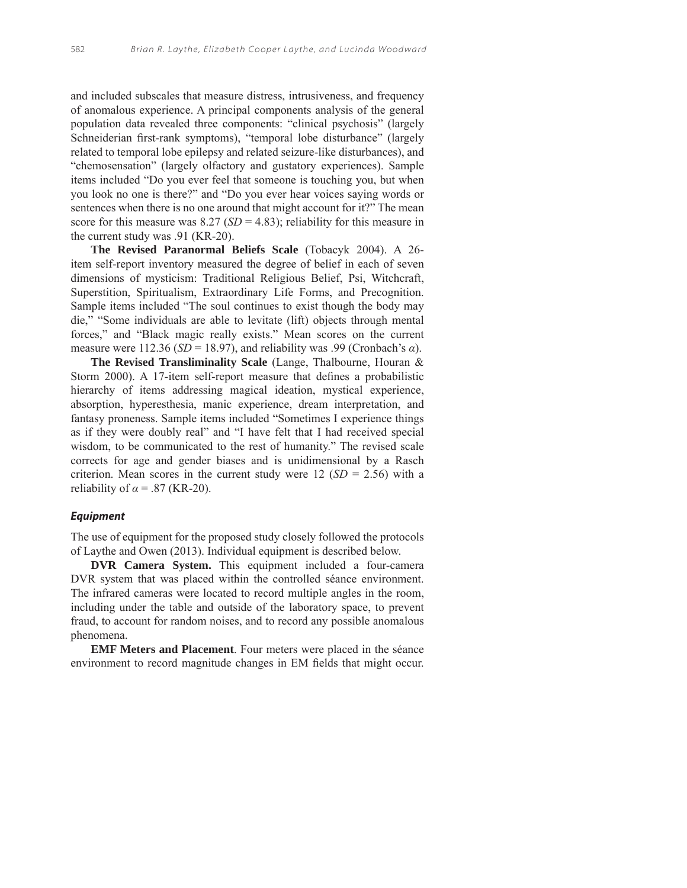and included subscales that measure distress, intrusiveness, and frequency of anomalous experience. A principal components analysis of the general population data revealed three components: "clinical psychosis" (largely Schneiderian first-rank symptoms), "temporal lobe disturbance" (largely related to temporal lobe epilepsy and related seizure-like disturbances), and "chemosensation" (largely olfactory and gustatory experiences). Sample items included "Do you ever feel that someone is touching you, but when you look no one is there?" and "Do you ever hear voices saying words or sentences when there is no one around that might account for it?" The mean score for this measure was 8.27 ($SD = 4.83$); reliability for this measure in the current study was .91 (KR-20).

**The Revised Paranormal Beliefs Scale** (Tobacyk 2004). A 26-item self-report inventory measured the degree of belief in each of seven dimensions of mysticism: Traditional Religious Belief, Psi, Witchcraft, Superstition, Spiritualism, Extraordinary Life Forms, and Precognition. Sample items included "The soul continues to exist though the body may die," "Some individuals are able to levitate (lift) objects through mental forces," and "Black magic really exists." Mean scores on the current measure were 112.36 ($SD = 18.97$), and reliability was .99 (Cronbach's $\alpha$).

**The Revised Transliminality Scale** (Lange, Thalbourne, Houran & Storm 2000). A 17-item self-report measure that defines a probabilistic hierarchy of items addressing magical ideation, mystical experience, absorption, hyperesthesia, manic experience, dream interpretation, and fantasy proneness. Sample items included "Sometimes I experience things as if they were doubly real" and "I have felt that I had received special wisdom, to be communicated to the rest of humanity." The revised scale corrects for age and gender biases and is unidimensional by a Rasch criterion. Mean scores in the current study were 12 ($SD = 2.56$) with a reliability of $\alpha = .87$ (KR-20).

### *Equipment*

The use of equipment for the proposed study closely followed the protocols of Laythe and Owen (2013). Individual equipment is described below.

**DVR Camera System.** This equipment included a four-camera DVR system that was placed within the controlled séance environment. The infrared cameras were located to record multiple angles in the room, including under the table and outside of the laboratory space, to prevent fraud, to account for random noises, and to record any possible anomalous phenomena.

**EMF Meters and Placement**. Four meters were placed in the séance environment to record magnitude changes in EM fields that might occur.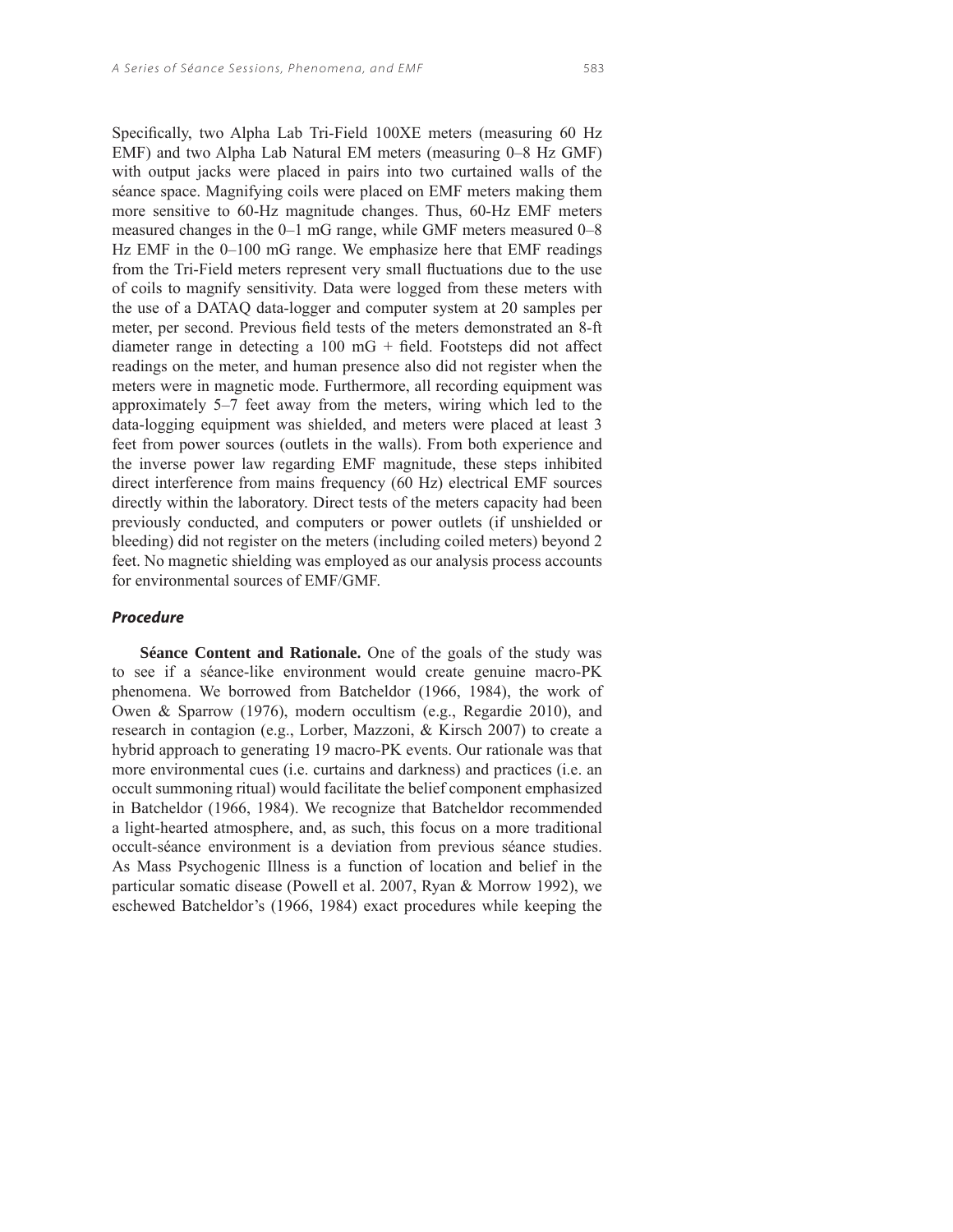Specifically, two Alpha Lab Tri-Field 100XE meters (measuring 60 Hz EMF) and two Alpha Lab Natural EM meters (measuring 0–8 Hz GMF) with output jacks were placed in pairs into two curtained walls of the séance space. Magnifying coils were placed on EMF meters making them more sensitive to 60-Hz magnitude changes. Thus, 60-Hz EMF meters measured changes in the 0–1 mG range, while GMF meters measured 0–8 Hz EMF in the 0–100 mG range. We emphasize here that EMF readings from the Tri-Field meters represent very small fluctuations due to the use of coils to magnify sensitivity. Data were logged from these meters with the use of a DATAQ data-logger and computer system at 20 samples per meter, per second. Previous field tests of the meters demonstrated an 8-ft diameter range in detecting a 100 mG + field. Footsteps did not affect readings on the meter, and human presence also did not register when the meters were in magnetic mode. Furthermore, all recording equipment was approximately 5–7 feet away from the meters, wiring which led to the data-logging equipment was shielded, and meters were placed at least 3 feet from power sources (outlets in the walls). From both experience and the inverse power law regarding EMF magnitude, these steps inhibited direct interference from mains frequency (60 Hz) electrical EMF sources directly within the laboratory. Direct tests of the meters capacity had been previously conducted, and computers or power outlets (if unshielded or bleeding) did not register on the meters (including coiled meters) beyond 2 feet. No magnetic shielding was employed as our analysis process accounts for environmental sources of EMF/GMF.

### *Procedure*

**Séance Content and Rationale.** One of the goals of the study was to see if a séance-like environment would create genuine macro-PK phenomena. We borrowed from Batcheldor (1966, 1984), the work of Owen & Sparrow (1976), modern occultism (e.g., Regardie 2010), and research in contagion (e.g., Lorber, Mazzoni, & Kirsch 2007) to create a hybrid approach to generating 19 macro-PK events. Our rationale was that more environmental cues (i.e. curtains and darkness) and practices (i.e. an occult summoning ritual) would facilitate the belief component emphasized in Batcheldor (1966, 1984). We recognize that Batcheldor recommended a light-hearted atmosphere, and, as such, this focus on a more traditional occult-séance environment is a deviation from previous séance studies. As Mass Psychogenic Illness is a function of location and belief in the particular somatic disease (Powell et al. 2007, Ryan & Morrow 1992), we eschewed Batcheldor's (1966, 1984) exact procedures while keeping the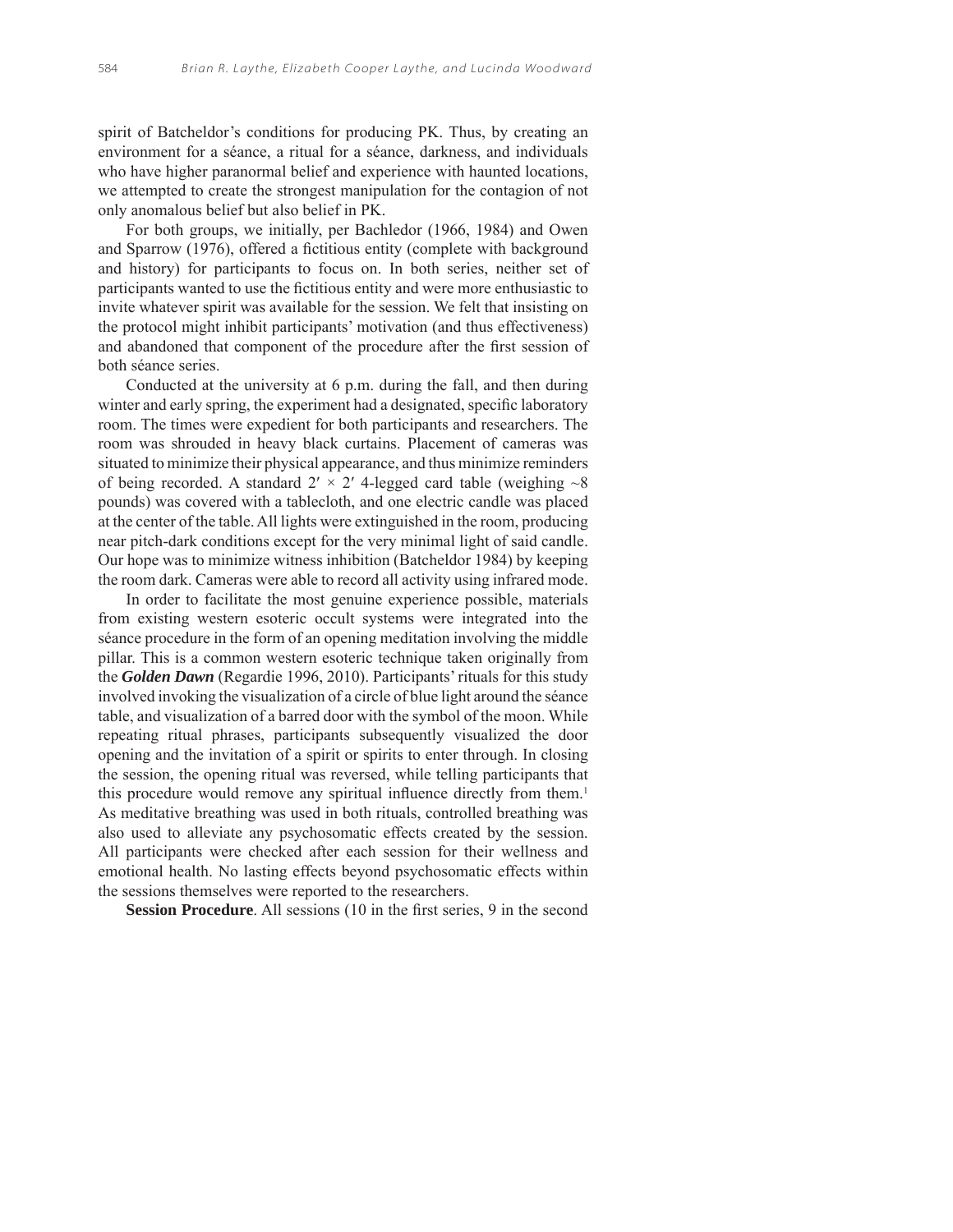spirit of Batcheldor's conditions for producing PK. Thus, by creating an environment for a séance, a ritual for a séance, darkness, and individuals who have higher paranormal belief and experience with haunted locations, we attempted to create the strongest manipulation for the contagion of not only anomalous belief but also belief in PK.

For both groups, we initially, per Bachledor (1966, 1984) and Owen and Sparrow (1976), offered a fictitious entity (complete with background and history) for participants to focus on. In both series, neither set of participants wanted to use the fictitious entity and were more enthusiastic to invite whatever spirit was available for the session. We felt that insisting on the protocol might inhibit participants' motivation (and thus effectiveness) and abandoned that component of the procedure after the first session of both séance series.

Conducted at the university at 6 p.m. during the fall, and then during winter and early spring, the experiment had a designated, specific laboratory room. The times were expedient for both participants and researchers. The room was shrouded in heavy black curtains. Placement of cameras was situated to minimize their physical appearance, and thus minimize reminders of being recorded. A standard 2′ × 2′ 4-legged card table (weighing ~8 pounds) was covered with a tablecloth, and one electric candle was placed at the center of the table. All lights were extinguished in the room, producing near pitch-dark conditions except for the very minimal light of said candle. Our hope was to minimize witness inhibition (Batcheldor 1984) by keeping the room dark. Cameras were able to record all activity using infrared mode.

In order to facilitate the most genuine experience possible, materials from existing western esoteric occult systems were integrated into the séance procedure in the form of an opening meditation involving the middle pillar. This is a common western esoteric technique taken originally from the ***Golden Dawn*** (Regardie 1996, 2010). Participants' rituals for this study involved invoking the visualization of a circle of blue light around the séance table, and visualization of a barred door with the symbol of the moon. While repeating ritual phrases, participants subsequently visualized the door opening and the invitation of a spirit or spirits to enter through. In closing the session, the opening ritual was reversed, while telling participants that this procedure would remove any spiritual influence directly from them.[1] As meditative breathing was used in both rituals, controlled breathing was also used to alleviate any psychosomatic effects created by the session. All participants were checked after each session for their wellness and emotional health. No lasting effects beyond psychosomatic effects within the sessions themselves were reported to the researchers.

**Session Procedure**. All sessions (10 in the first series, 9 in the second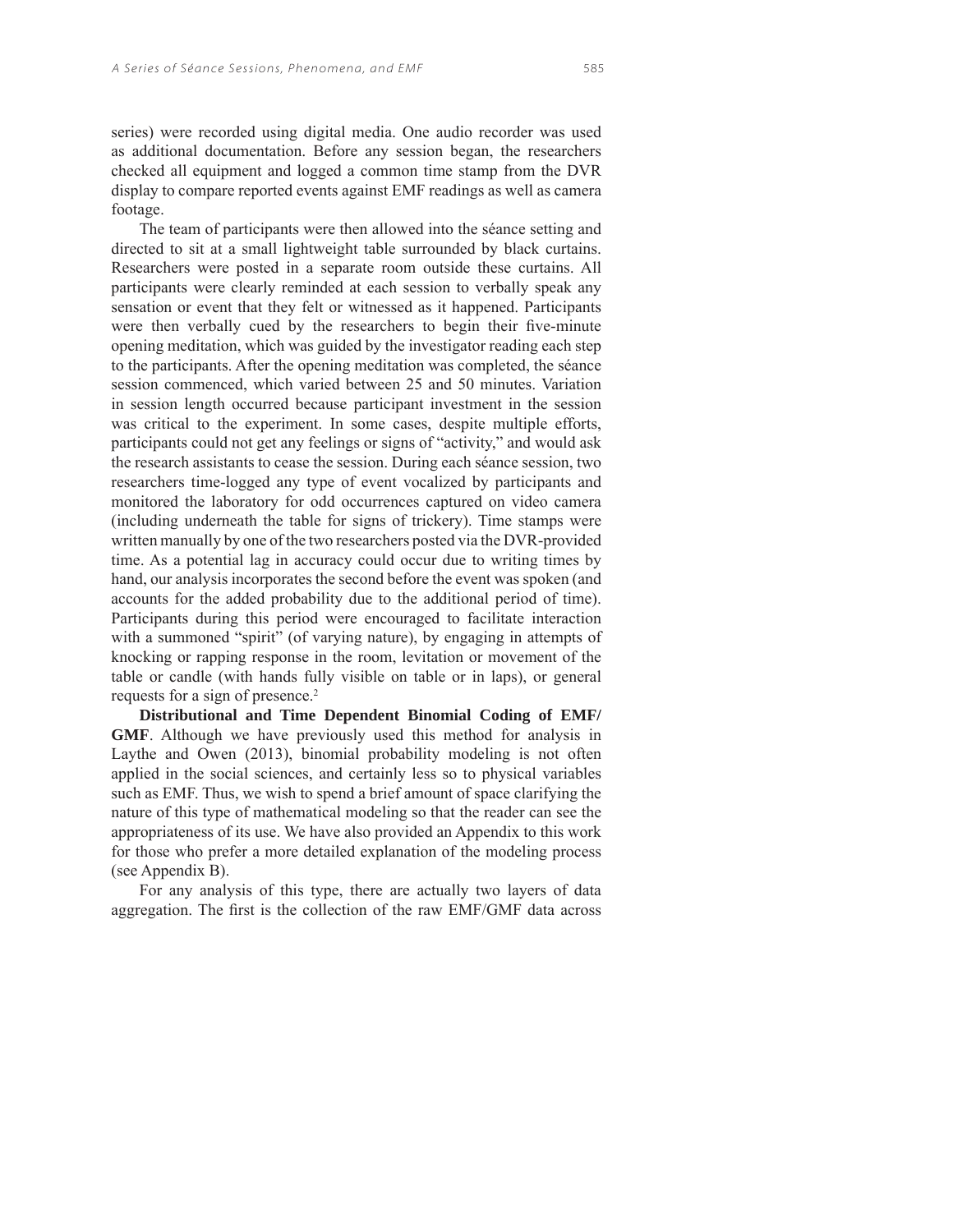series) were recorded using digital media. One audio recorder was used as additional documentation. Before any session began, the researchers checked all equipment and logged a common time stamp from the DVR display to compare reported events against EMF readings as well as camera footage.

The team of participants were then allowed into the séance setting and directed to sit at a small lightweight table surrounded by black curtains. Researchers were posted in a separate room outside these curtains. All participants were clearly reminded at each session to verbally speak any sensation or event that they felt or witnessed as it happened. Participants were then verbally cued by the researchers to begin their five-minute opening meditation, which was guided by the investigator reading each step to the participants. After the opening meditation was completed, the séance session commenced, which varied between 25 and 50 minutes. Variation in session length occurred because participant investment in the session was critical to the experiment. In some cases, despite multiple efforts, participants could not get any feelings or signs of "activity," and would ask the research assistants to cease the session. During each séance session, two researchers time-logged any type of event vocalized by participants and monitored the laboratory for odd occurrences captured on video camera (including underneath the table for signs of trickery). Time stamps were written manually by one of the two researchers posted via the DVR-provided time. As a potential lag in accuracy could occur due to writing times by hand, our analysis incorporates the second before the event was spoken (and accounts for the added probability due to the additional period of time). Participants during this period were encouraged to facilitate interaction with a summoned "spirit" (of varying nature), by engaging in attempts of knocking or rapping response in the room, levitation or movement of the table or candle (with hands fully visible on table or in laps), or general requests for a sign of presence.[2]

**Distributional and Time Dependent Binomial Coding of EMF/GMF**. Although we have previously used this method for analysis in Laythe and Owen (2013), binomial probability modeling is not often applied in the social sciences, and certainly less so to physical variables such as EMF. Thus, we wish to spend a brief amount of space clarifying the nature of this type of mathematical modeling so that the reader can see the appropriateness of its use. We have also provided an Appendix to this work for those who prefer a more detailed explanation of the modeling process (see Appendix B).

For any analysis of this type, there are actually two layers of data aggregation. The first is the collection of the raw EMF/GMF data across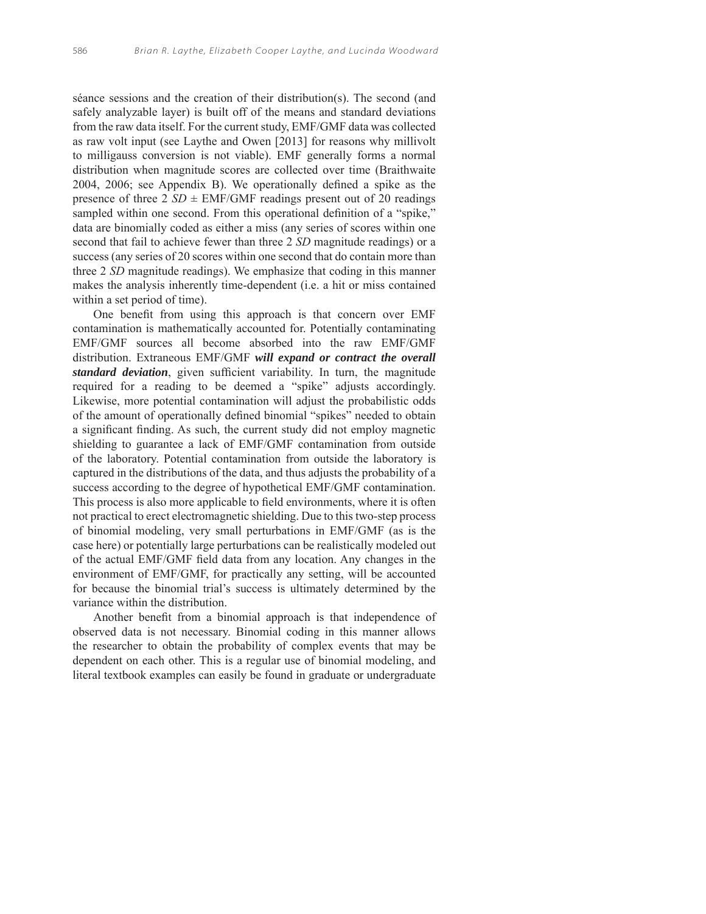séance sessions and the creation of their distribution(s). The second (and safely analyzable layer) is built off of the means and standard deviations from the raw data itself. For the current study, EMF/GMF data was collected as raw volt input (see Laythe and Owen [2013] for reasons why millivolt to milligauss conversion is not viable). EMF generally forms a normal distribution when magnitude scores are collected over time (Braithwaite 2004, 2006; see Appendix B). We operationally defined a spike as the presence of three 2 *SD* ± EMF/GMF readings present out of 20 readings sampled within one second. From this operational definition of a "spike," data are binomially coded as either a miss (any series of scores within one second that fail to achieve fewer than three 2 *SD* magnitude readings) or a success (any series of 20 scores within one second that do contain more than three 2 *SD* magnitude readings). We emphasize that coding in this manner makes the analysis inherently time-dependent (i.e. a hit or miss contained within a set period of time).

One benefit from using this approach is that concern over EMF contamination is mathematically accounted for. Potentially contaminating EMF/GMF sources all become absorbed into the raw EMF/GMF distribution. Extraneous EMF/GMF ***will expand or contract the overall standard deviation***, given sufficient variability. In turn, the magnitude required for a reading to be deemed a "spike" adjusts accordingly. Likewise, more potential contamination will adjust the probabilistic odds of the amount of operationally defined binomial "spikes" needed to obtain a significant finding. As such, the current study did not employ magnetic shielding to guarantee a lack of EMF/GMF contamination from outside of the laboratory. Potential contamination from outside the laboratory is captured in the distributions of the data, and thus adjusts the probability of a success according to the degree of hypothetical EMF/GMF contamination. This process is also more applicable to field environments, where it is often not practical to erect electromagnetic shielding. Due to this two-step process of binomial modeling, very small perturbations in EMF/GMF (as is the case here) or potentially large perturbations can be realistically modeled out of the actual EMF/GMF field data from any location. Any changes in the environment of EMF/GMF, for practically any setting, will be accounted for because the binomial trial's success is ultimately determined by the variance within the distribution.

Another benefit from a binomial approach is that independence of observed data is not necessary. Binomial coding in this manner allows the researcher to obtain the probability of complex events that may be dependent on each other. This is a regular use of binomial modeling, and literal textbook examples can easily be found in graduate or undergraduate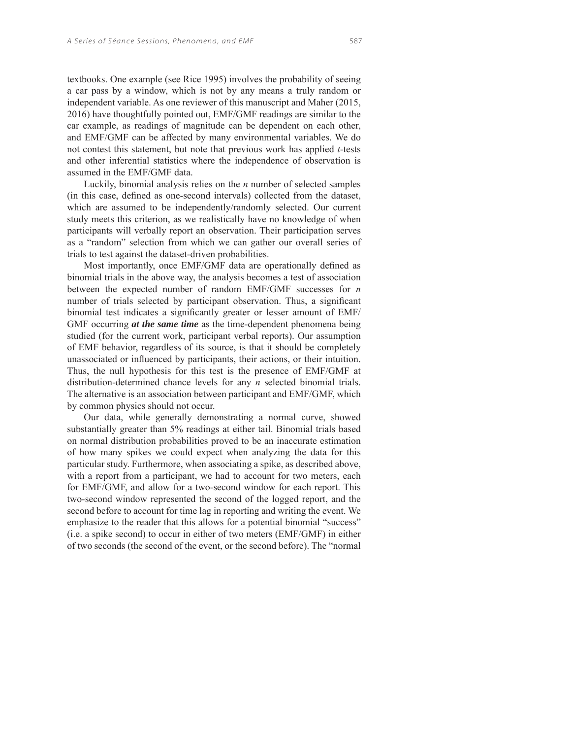textbooks. One example (see Rice 1995) involves the probability of seeing a car pass by a window, which is not by any means a truly random or independent variable. As one reviewer of this manuscript and Maher (2015, 2016) have thoughtfully pointed out, EMF/GMF readings are similar to the car example, as readings of magnitude can be dependent on each other, and EMF/GMF can be affected by many environmental variables. We do not contest this statement, but note that previous work has applied *t*-tests and other inferential statistics where the independence of observation is assumed in the EMF/GMF data.

Luckily, binomial analysis relies on the *n* number of selected samples (in this case, defined as one-second intervals) collected from the dataset, which are assumed to be independently/randomly selected. Our current study meets this criterion, as we realistically have no knowledge of when participants will verbally report an observation. Their participation serves as a "random" selection from which we can gather our overall series of trials to test against the dataset-driven probabilities.

Most importantly, once EMF/GMF data are operationally defined as binomial trials in the above way, the analysis becomes a test of association between the expected number of random EMF/GMF successes for *n* number of trials selected by participant observation. Thus, a significant binomial test indicates a significantly greater or lesser amount of EMF/GMF occurring ***at the same time*** as the time-dependent phenomena being studied (for the current work, participant verbal reports). Our assumption of EMF behavior, regardless of its source, is that it should be completely unassociated or influenced by participants, their actions, or their intuition. Thus, the null hypothesis for this test is the presence of EMF/GMF at distribution-determined chance levels for any *n* selected binomial trials. The alternative is an association between participant and EMF/GMF, which by common physics should not occur.

Our data, while generally demonstrating a normal curve, showed substantially greater than 5% readings at either tail. Binomial trials based on normal distribution probabilities proved to be an inaccurate estimation of how many spikes we could expect when analyzing the data for this particular study. Furthermore, when associating a spike, as described above, with a report from a participant, we had to account for two meters, each for EMF/GMF, and allow for a two-second window for each report. This two-second window represented the second of the logged report, and the second before to account for time lag in reporting and writing the event. We emphasize to the reader that this allows for a potential binomial "success" (i.e. a spike second) to occur in either of two meters (EMF/GMF) in either of two seconds (the second of the event, or the second before). The "normal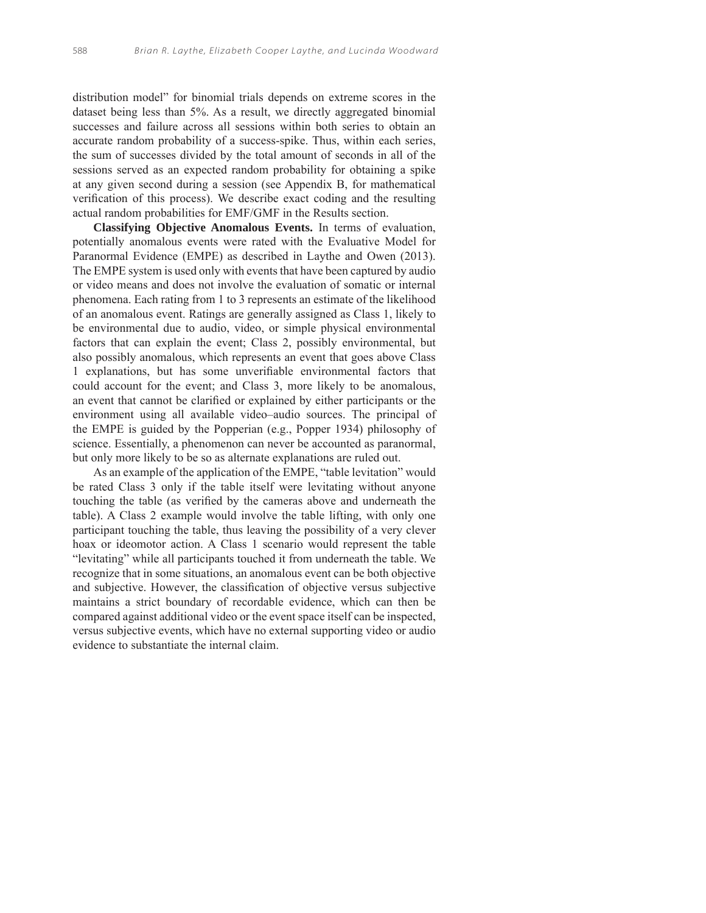distribution model" for binomial trials depends on extreme scores in the dataset being less than 5%. As a result, we directly aggregated binomial successes and failure across all sessions within both series to obtain an accurate random probability of a success-spike. Thus, within each series, the sum of successes divided by the total amount of seconds in all of the sessions served as an expected random probability for obtaining a spike at any given second during a session (see Appendix B, for mathematical verification of this process). We describe exact coding and the resulting actual random probabilities for EMF/GMF in the Results section.

**Classifying Objective Anomalous Events.** In terms of evaluation, potentially anomalous events were rated with the Evaluative Model for Paranormal Evidence (EMPE) as described in Laythe and Owen (2013). The EMPE system is used only with events that have been captured by audio or video means and does not involve the evaluation of somatic or internal phenomena. Each rating from 1 to 3 represents an estimate of the likelihood of an anomalous event. Ratings are generally assigned as Class 1, likely to be environmental due to audio, video, or simple physical environmental factors that can explain the event; Class 2, possibly environmental, but also possibly anomalous, which represents an event that goes above Class 1 explanations, but has some unverifiable environmental factors that could account for the event; and Class 3, more likely to be anomalous, an event that cannot be clarified or explained by either participants or the environment using all available video–audio sources. The principal of the EMPE is guided by the Popperian (e.g., Popper 1934) philosophy of science. Essentially, a phenomenon can never be accounted as paranormal, but only more likely to be so as alternate explanations are ruled out.

As an example of the application of the EMPE, "table levitation" would be rated Class 3 only if the table itself were levitating without anyone touching the table (as verified by the cameras above and underneath the table). A Class 2 example would involve the table lifting, with only one participant touching the table, thus leaving the possibility of a very clever hoax or ideomotor action. A Class 1 scenario would represent the table "levitating" while all participants touched it from underneath the table. We recognize that in some situations, an anomalous event can be both objective and subjective. However, the classification of objective versus subjective maintains a strict boundary of recordable evidence, which can then be compared against additional video or the event space itself can be inspected, versus subjective events, which have no external supporting video or audio evidence to substantiate the internal claim.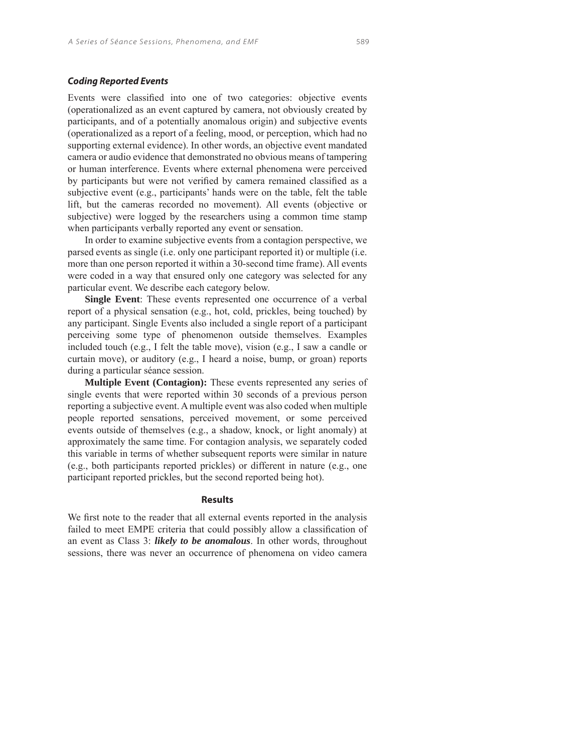### *Coding Reported Events*

Events were classified into one of two categories: objective events (operationalized as an event captured by camera, not obviously created by participants, and of a potentially anomalous origin) and subjective events (operationalized as a report of a feeling, mood, or perception, which had no supporting external evidence). In other words, an objective event mandated camera or audio evidence that demonstrated no obvious means of tampering or human interference. Events where external phenomena were perceived by participants but were not verified by camera remained classified as a subjective event (e.g., participants' hands were on the table, felt the table lift, but the cameras recorded no movement). All events (objective or subjective) were logged by the researchers using a common time stamp when participants verbally reported any event or sensation.

In order to examine subjective events from a contagion perspective, we parsed events as single (i.e. only one participant reported it) or multiple (i.e. more than one person reported it within a 30-second time frame). All events were coded in a way that ensured only one category was selected for any particular event. We describe each category below.

**Single Event**: These events represented one occurrence of a verbal report of a physical sensation (e.g., hot, cold, prickles, being touched) by any participant. Single Events also included a single report of a participant perceiving some type of phenomenon outside themselves. Examples included touch (e.g., I felt the table move), vision (e.g., I saw a candle or curtain move), or auditory (e.g., I heard a noise, bump, or groan) reports during a particular séance session.

**Multiple Event (Contagion):** These events represented any series of single events that were reported within 30 seconds of a previous person reporting a subjective event. A multiple event was also coded when multiple people reported sensations, perceived movement, or some perceived events outside of themselves (e.g., a shadow, knock, or light anomaly) at approximately the same time. For contagion analysis, we separately coded this variable in terms of whether subsequent reports were similar in nature (e.g., both participants reported prickles) or different in nature (e.g., one participant reported prickles, but the second reported being hot).

## Results

We first note to the reader that all external events reported in the analysis failed to meet EMPE criteria that could possibly allow a classification of an event as Class 3: ***likely to be anomalous***. In other words, throughout sessions, there was never an occurrence of phenomena on video camera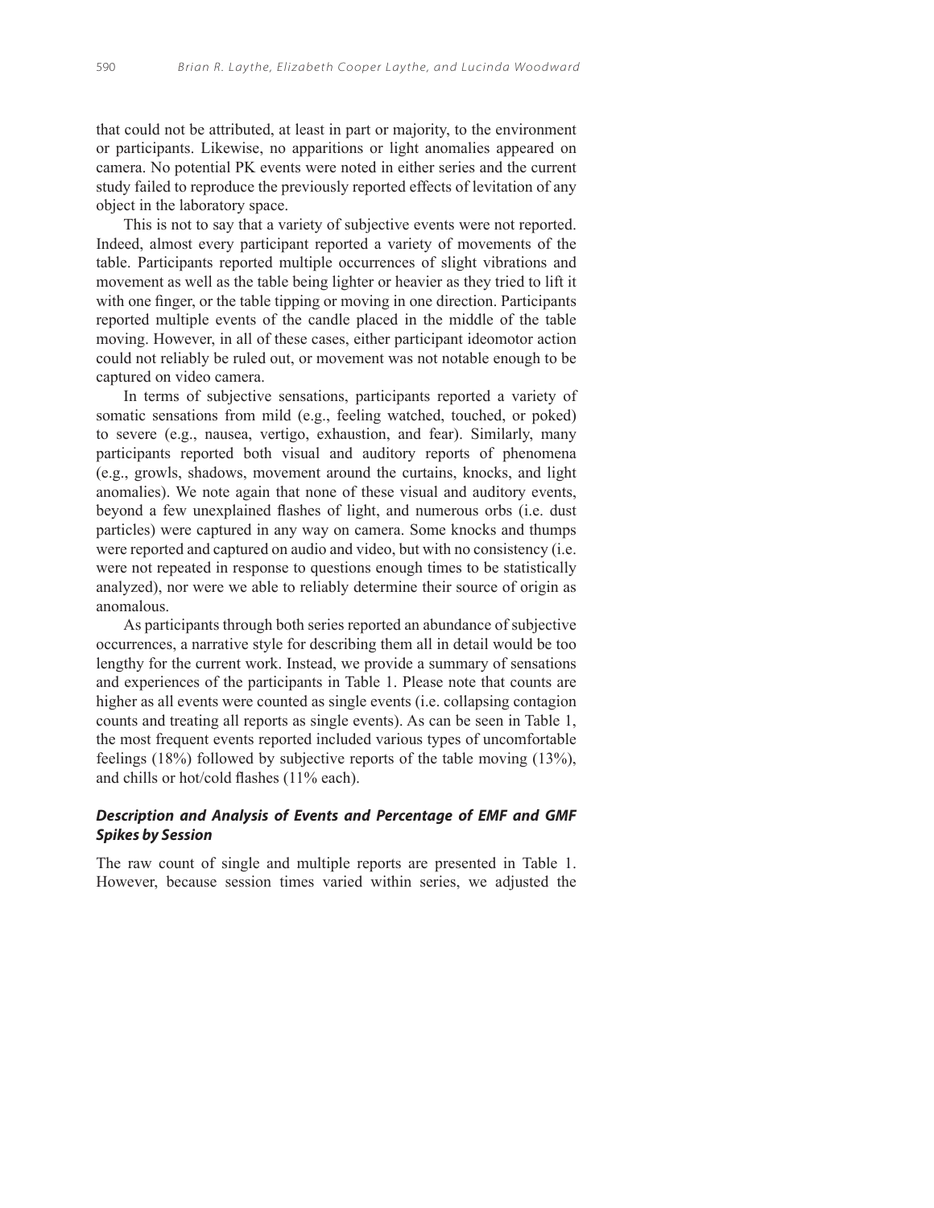that could not be attributed, at least in part or majority, to the environment or participants. Likewise, no apparitions or light anomalies appeared on camera. No potential PK events were noted in either series and the current study failed to reproduce the previously reported effects of levitation of any object in the laboratory space.

This is not to say that a variety of subjective events were not reported. Indeed, almost every participant reported a variety of movements of the table. Participants reported multiple occurrences of slight vibrations and movement as well as the table being lighter or heavier as they tried to lift it with one finger, or the table tipping or moving in one direction. Participants reported multiple events of the candle placed in the middle of the table moving. However, in all of these cases, either participant ideomotor action could not reliably be ruled out, or movement was not notable enough to be captured on video camera.

In terms of subjective sensations, participants reported a variety of somatic sensations from mild (e.g., feeling watched, touched, or poked) to severe (e.g., nausea, vertigo, exhaustion, and fear). Similarly, many participants reported both visual and auditory reports of phenomena (e.g., growls, shadows, movement around the curtains, knocks, and light anomalies). We note again that none of these visual and auditory events, beyond a few unexplained flashes of light, and numerous orbs (i.e. dust particles) were captured in any way on camera. Some knocks and thumps were reported and captured on audio and video, but with no consistency (i.e. were not repeated in response to questions enough times to be statistically analyzed), nor were we able to reliably determine their source of origin as anomalous.

As participants through both series reported an abundance of subjective occurrences, a narrative style for describing them all in detail would be too lengthy for the current work. Instead, we provide a summary of sensations and experiences of the participants in Table 1. Please note that counts are higher as all events were counted as single events (i.e. collapsing contagion counts and treating all reports as single events). As can be seen in Table 1, the most frequent events reported included various types of uncomfortable feelings (18%) followed by subjective reports of the table moving (13%), and chills or hot/cold flashes (11% each).

### *Description and Analysis of Events and Percentage of EMF and GMF Spikes by Session*

The raw count of single and multiple reports are presented in Table 1. However, because session times varied within series, we adjusted the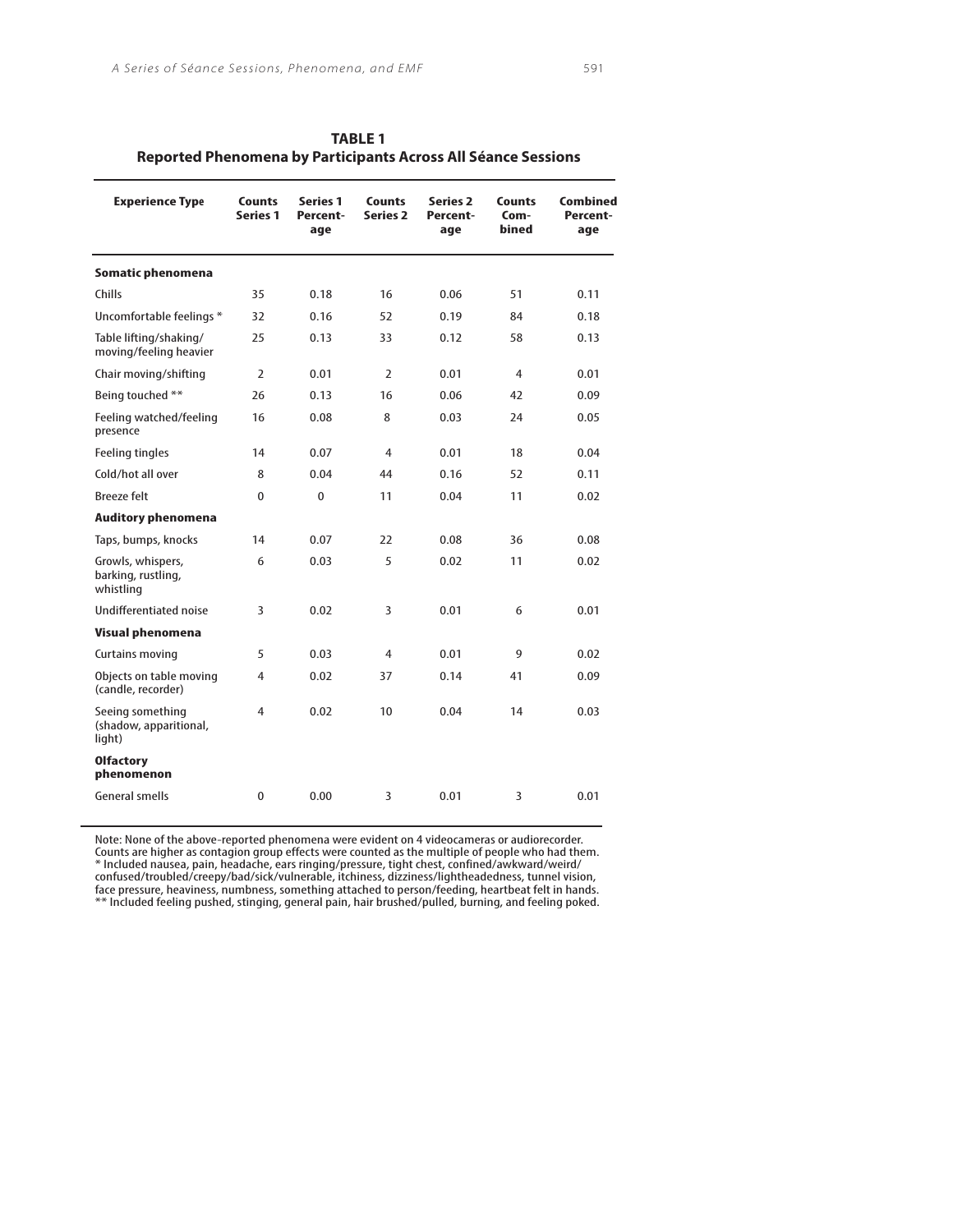**TABLE 1**
**Reported Phenomena by Participants Across All Séance Sessions**

| Experience Type | Counts Series 1 | Series 1 Percentage | Counts Series 2 | Series 2 Percentage | Counts Combined | Combined Percentage |
|---|---|---|---|---|---|---|
| **Somatic phenomena** | | | | | | |
| Chills | 35 | 0.18 | 16 | 0.06 | 51 | 0.11 |
| Uncomfortable feelings * | 32 | 0.16 | 52 | 0.19 | 84 | 0.18 |
| Table lifting/shaking/moving/feeling heavier | 25 | 0.13 | 33 | 0.12 | 58 | 0.13 |
| Chair moving/shifting | 2 | 0.01 | 2 | 0.01 | 4 | 0.01 |
| Being touched ** | 26 | 0.13 | 16 | 0.06 | 42 | 0.09 |
| Feeling watched/feeling presence | 16 | 0.08 | 8 | 0.03 | 24 | 0.05 |
| Feeling tingles | 14 | 0.07 | 4 | 0.01 | 18 | 0.04 |
| Cold/hot all over | 8 | 0.04 | 44 | 0.16 | 52 | 0.11 |
| Breeze felt | 0 | 0 | 11 | 0.04 | 11 | 0.02 |
| **Auditory phenomena** | | | | | | |
| Taps, bumps, knocks | 14 | 0.07 | 22 | 0.08 | 36 | 0.08 |
| Growls, whispers, barking, rustling, whistling | 6 | 0.03 | 5 | 0.02 | 11 | 0.02 |
| Undifferentiated noise | 3 | 0.02 | 3 | 0.01 | 6 | 0.01 |
| **Visual phenomena** | | | | | | |
| Curtains moving | 5 | 0.03 | 4 | 0.01 | 9 | 0.02 |
| Objects on table moving (candle, recorder) | 4 | 0.02 | 37 | 0.14 | 41 | 0.09 |
| Seeing something (shadow, apparitional, light) | 4 | 0.02 | 10 | 0.04 | 14 | 0.03 |
| **Olfactory phenomenon** | | | | | | |
| General smells | 0 | 0.00 | 3 | 0.01 | 3 | 0.01 |

Note: None of the above-reported phenomena were evident on 4 videocameras or audiorecorder. Counts are higher as contagion group effects were counted as the multiple of people who had them.
* Included nausea, pain, headache, ears ringing/pressure, tight chest, confined/awkward/weird/confused/troubled/creepy/bad/sick/vulnerable, itchiness, dizziness/lightheadedness, tunnel vision, face pressure, heaviness, numbness, something attached to person/feeding, heartbeat felt in hands.
** Included feeling pushed, stinging, general pain, hair brushed/pulled, burning, and feeling poked.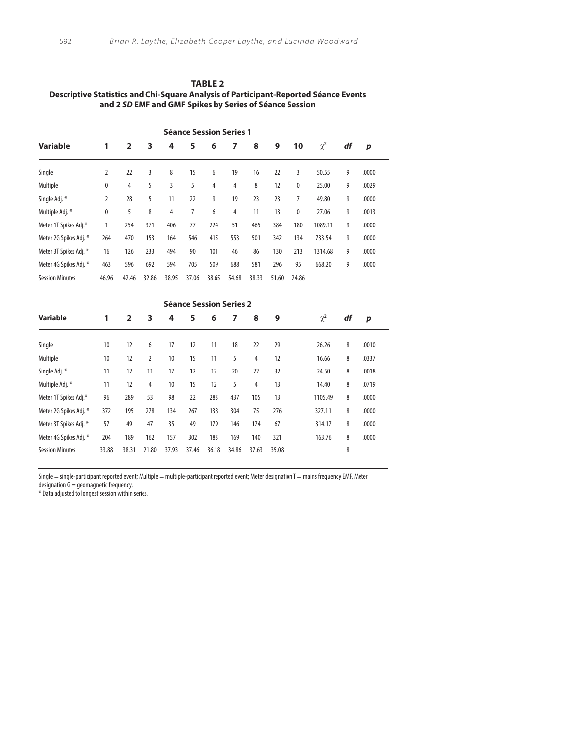**TABLE 2**
**Descriptive Statistics and Chi-Square Analysis of Participant-Reported Séance Events and 2 *SD* EMF and GMF Spikes by Series of Séance Session**

| | **Séance Session Series 1** | | | | | | | | | | | | |
|---|---|---|---|---|---|---|---|---|---|---|---|---|---|
| **Variable** | **1** | **2** | **3** | **4** | **5** | **6** | **7** | **8** | **9** | **10** | $\chi^2$ | ***df*** | ***p*** |
| Single | 2 | 22 | 3 | 8 | 15 | 6 | 19 | 16 | 22 | 3 | 50.55 | 9 | .0000 |
| Multiple | 0 | 4 | 5 | 3 | 5 | 4 | 4 | 8 | 12 | 0 | 25.00 | 9 | .0029 |
| Single Adj. * | 2 | 28 | 5 | 11 | 22 | 9 | 19 | 23 | 23 | 7 | 49.80 | 9 | .0000 |
| Multiple Adj. * | 0 | 5 | 8 | 4 | 7 | 6 | 4 | 11 | 13 | 0 | 27.06 | 9 | .0013 |
| Meter 1T Spikes Adj.* | 1 | 254 | 371 | 406 | 77 | 224 | 51 | 465 | 384 | 180 | 1089.11 | 9 | .0000 |
| Meter 2G Spikes Adj. * | 264 | 470 | 153 | 164 | 546 | 415 | 553 | 501 | 342 | 134 | 733.54 | 9 | .0000 |
| Meter 3T Spikes Adj. * | 16 | 126 | 233 | 494 | 90 | 101 | 46 | 86 | 130 | 213 | 1314.68 | 9 | .0000 |
| Meter 4G Spikes Adj. * | 463 | 596 | 692 | 594 | 705 | 509 | 688 | 581 | 296 | 95 | 668.20 | 9 | .0000 |
| Session Minutes | 46.96 | 42.46 | 32.86 | 38.95 | 37.06 | 38.65 | 54.68 | 38.33 | 51.60 | 24.86 | | | |

| | **Séance Session Series 2** | | | | | | | | | | | |
|---|---|---|---|---|---|---|---|---|---|---|---|---|
| **Variable** | **1** | **2** | **3** | **4** | **5** | **6** | **7** | **8** | **9** | $\chi^2$ | ***df*** | ***p*** |
| Single | 10 | 12 | 6 | 17 | 12 | 11 | 18 | 22 | 29 | 26.26 | 8 | .0010 |
| Multiple | 10 | 12 | 2 | 10 | 15 | 11 | 5 | 4 | 12 | 16.66 | 8 | .0337 |
| Single Adj. * | 11 | 12 | 11 | 17 | 12 | 12 | 20 | 22 | 32 | 24.50 | 8 | .0018 |
| Multiple Adj. * | 11 | 12 | 4 | 10 | 15 | 12 | 5 | 4 | 13 | 14.40 | 8 | .0719 |
| Meter 1T Spikes Adj.* | 96 | 289 | 53 | 98 | 22 | 283 | 437 | 105 | 13 | 1105.49 | 8 | .0000 |
| Meter 2G Spikes Adj. * | 372 | 195 | 278 | 134 | 267 | 138 | 304 | 75 | 276 | 327.11 | 8 | .0000 |
| Meter 3T Spikes Adj. * | 57 | 49 | 47 | 35 | 49 | 179 | 146 | 174 | 67 | 314.17 | 8 | .0000 |
| Meter 4G Spikes Adj. * | 204 | 189 | 162 | 157 | 302 | 183 | 169 | 140 | 321 | 163.76 | 8 | .0000 |
| Session Minutes | 33.88 | 38.31 | 21.80 | 37.93 | 37.46 | 36.18 | 34.86 | 37.63 | 35.08 | | 8 | |

Single = single-participant reported event; Multiple = multiple-participant reported event; Meter designation T = mains frequency EMF, Meter designation G = geomagnetic frequency.
* Data adjusted to longest session within series.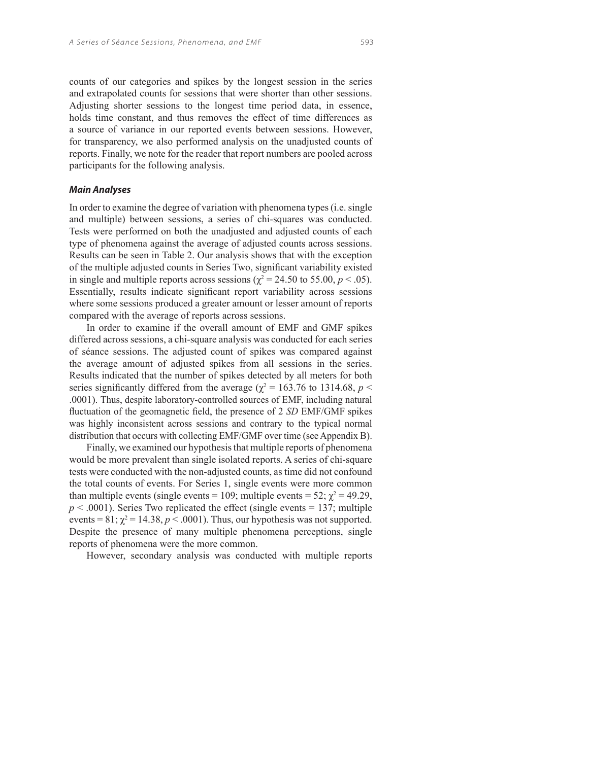counts of our categories and spikes by the longest session in the series and extrapolated counts for sessions that were shorter than other sessions. Adjusting shorter sessions to the longest time period data, in essence, holds time constant, and thus removes the effect of time differences as a source of variance in our reported events between sessions. However, for transparency, we also performed analysis on the unadjusted counts of reports. Finally, we note for the reader that report numbers are pooled across participants for the following analysis.

### *Main Analyses*

In order to examine the degree of variation with phenomena types (i.e. single and multiple) between sessions, a series of chi-squares was conducted. Tests were performed on both the unadjusted and adjusted counts of each type of phenomena against the average of adjusted counts across sessions. Results can be seen in Table 2. Our analysis shows that with the exception of the multiple adjusted counts in Series Two, significant variability existed in single and multiple reports across sessions ($\chi^2 = 24.50$ to $55.00$, $p < .05$). Essentially, results indicate significant report variability across sessions where some sessions produced a greater amount or lesser amount of reports compared with the average of reports across sessions.

In order to examine if the overall amount of EMF and GMF spikes differed across sessions, a chi-square analysis was conducted for each series of séance sessions. The adjusted count of spikes was compared against the average amount of adjusted spikes from all sessions in the series. Results indicated that the number of spikes detected by all meters for both series significantly differed from the average ($\chi^2 = 163.76$ to $1314.68$, $p < .0001$). Thus, despite laboratory-controlled sources of EMF, including natural fluctuation of the geomagnetic field, the presence of 2 *SD* EMF/GMF spikes was highly inconsistent across sessions and contrary to the typical normal distribution that occurs with collecting EMF/GMF over time (see Appendix B).

Finally, we examined our hypothesis that multiple reports of phenomena would be more prevalent than single isolated reports. A series of chi-square tests were conducted with the non-adjusted counts, as time did not confound the total counts of events. For Series 1, single events were more common than multiple events (single events = 109; multiple events = 52; $\chi^2 = 49.29$, $p < .0001$). Series Two replicated the effect (single events = 137; multiple events = 81; $\chi^2 = 14.38$, $p < .0001$). Thus, our hypothesis was not supported. Despite the presence of many multiple phenomena perceptions, single reports of phenomena were the more common.

However, secondary analysis was conducted with multiple reports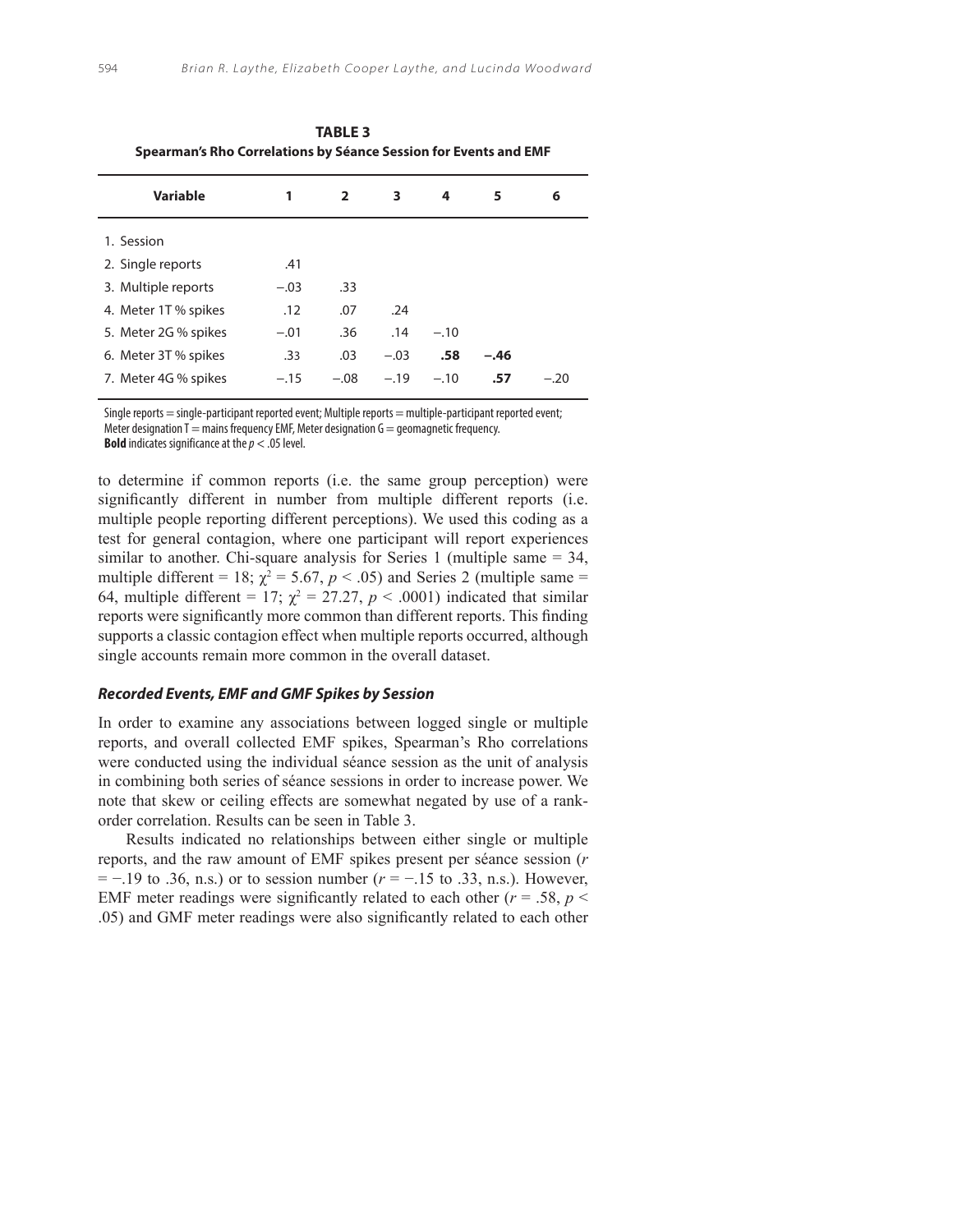**TABLE 3**
**Spearman's Rho Correlations by Séance Session for Events and EMF**

| Variable | 1 | 2 | 3 | 4 | 5 | 6 |
|---|---|---|---|---|---|---|
| 1. Session | | | | | | |
| 2. Single reports | .41 | | | | | |
| 3. Multiple reports | −.03 | .33 | | | | |
| 4. Meter 1T % spikes | .12 | .07 | .24 | | | |
| 5. Meter 2G % spikes | −.01 | .36 | .14 | −.10 | | |
| 6. Meter 3T % spikes | .33 | .03 | −.03 | **.58** | **−.46** | |
| 7. Meter 4G % spikes | −.15 | −.08 | −.19 | −.10 | **.57** | −.20 |

Single reports = single-participant reported event; Multiple reports = multiple-participant reported event; Meter designation T = mains frequency EMF, Meter designation G = geomagnetic frequency.
**Bold** indicates significance at the $p < .05$ level.

to determine if common reports (i.e. the same group perception) were significantly different in number from multiple different reports (i.e. multiple people reporting different perceptions). We used this coding as a test for general contagion, where one participant will report experiences similar to another. Chi-square analysis for Series 1 (multiple same = 34, multiple different = 18; $\chi^2 = 5.67$, $p < .05$) and Series 2 (multiple same = 64, multiple different = 17; $\chi^2 = 27.27$, $p < .0001$) indicated that similar reports were significantly more common than different reports. This finding supports a classic contagion effect when multiple reports occurred, although single accounts remain more common in the overall dataset.

### *Recorded Events, EMF and GMF Spikes by Session*

In order to examine any associations between logged single or multiple reports, and overall collected EMF spikes, Spearman's Rho correlations were conducted using the individual séance session as the unit of analysis in combining both series of séance sessions in order to increase power. We note that skew or ceiling effects are somewhat negated by use of a rank-order correlation. Results can be seen in Table 3.

Results indicated no relationships between either single or multiple reports, and the raw amount of EMF spikes present per séance session ($r = -.19$ to $.36$, n.s.) or to session number ($r = -.15$ to $.33$, n.s.). However, EMF meter readings were significantly related to each other ($r = .58$, $p < .05$) and GMF meter readings were also significantly related to each other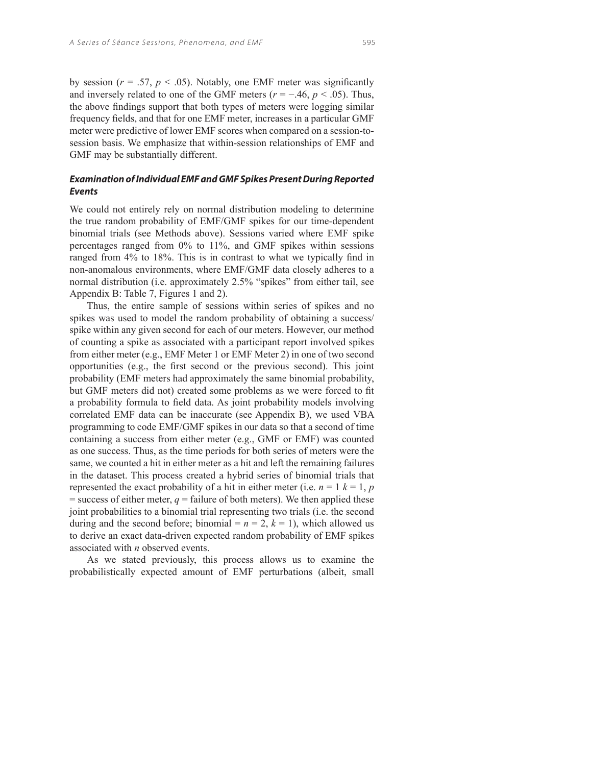by session ($r = .57$, $p < .05$). Notably, one EMF meter was significantly and inversely related to one of the GMF meters ($r = -.46$, $p < .05$). Thus, the above findings support that both types of meters were logging similar frequency fields, and that for one EMF meter, increases in a particular GMF meter were predictive of lower EMF scores when compared on a session-to-session basis. We emphasize that within-session relationships of EMF and GMF may be substantially different.

### ***Examination of Individual EMF and GMF Spikes Present During Reported Events***

We could not entirely rely on normal distribution modeling to determine the true random probability of EMF/GMF spikes for our time-dependent binomial trials (see Methods above). Sessions varied where EMF spike percentages ranged from 0% to 11%, and GMF spikes within sessions ranged from 4% to 18%. This is in contrast to what we typically find in non-anomalous environments, where EMF/GMF data closely adheres to a normal distribution (i.e. approximately 2.5% "spikes" from either tail, see Appendix B: Table 7, Figures 1 and 2).

Thus, the entire sample of sessions within series of spikes and no spikes was used to model the random probability of obtaining a success/spike within any given second for each of our meters. However, our method of counting a spike as associated with a participant report involved spikes from either meter (e.g., EMF Meter 1 or EMF Meter 2) in one of two second opportunities (e.g., the first second or the previous second). This joint probability (EMF meters had approximately the same binomial probability, but GMF meters did not) created some problems as we were forced to fit a probability formula to field data. As joint probability models involving correlated EMF data can be inaccurate (see Appendix B), we used VBA programming to code EMF/GMF spikes in our data so that a second of time containing a success from either meter (e.g., GMF or EMF) was counted as one success. Thus, as the time periods for both series of meters were the same, we counted a hit in either meter as a hit and left the remaining failures in the dataset. This process created a hybrid series of binomial trials that represented the exact probability of a hit in either meter (i.e. $n = 1$ $k = 1$, $p$ = success of either meter, $q$ = failure of both meters). We then applied these joint probabilities to a binomial trial representing two trials (i.e. the second during and the second before; binomial = $n = 2$, $k = 1$), which allowed us to derive an exact data-driven expected random probability of EMF spikes associated with $n$ observed events.

As we stated previously, this process allows us to examine the probabilistically expected amount of EMF perturbations (albeit, small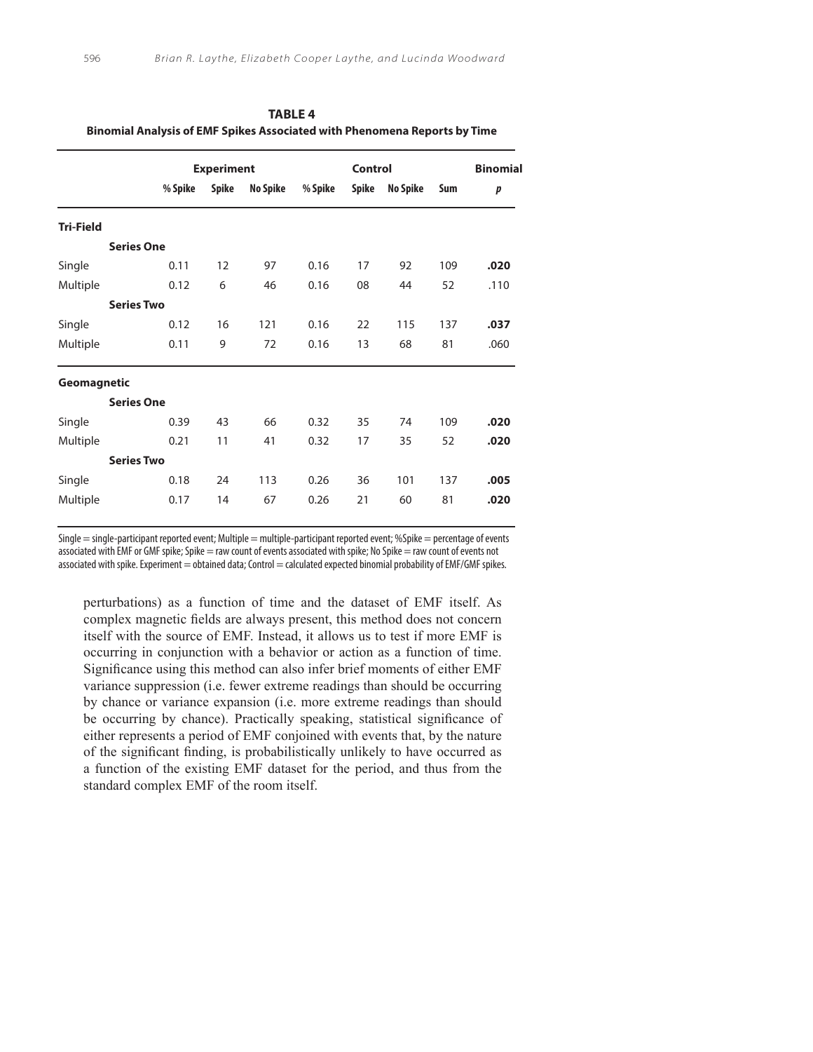**TABLE 4**
**Binomial Analysis of EMF Spikes Associated with Phenomena Reports by Time**

| | Experiment | | | Control | | | | Binomial |
|---|---|---|---|---|---|---|---|---|
| | % Spike | Spike | No Spike | % Spike | Spike | No Spike | Sum | *p* |
| **Tri-Field** | | | | | | | | |
| **Series One** | | | | | | | | |
| Single | 0.11 | 12 | 97 | 0.16 | 17 | 92 | 109 | **.020** |
| Multiple | 0.12 | 6 | 46 | 0.16 | 08 | 44 | 52 | .110 |
| **Series Two** | | | | | | | | |
| Single | 0.12 | 16 | 121 | 0.16 | 22 | 115 | 137 | **.037** |
| Multiple | 0.11 | 9 | 72 | 0.16 | 13 | 68 | 81 | .060 |
| **Geomagnetic** | | | | | | | | |
| **Series One** | | | | | | | | |
| Single | 0.39 | 43 | 66 | 0.32 | 35 | 74 | 109 | **.020** |
| Multiple | 0.21 | 11 | 41 | 0.32 | 17 | 35 | 52 | **.020** |
| **Series Two** | | | | | | | | |
| Single | 0.18 | 24 | 113 | 0.26 | 36 | 101 | 137 | **.005** |
| Multiple | 0.17 | 14 | 67 | 0.26 | 21 | 60 | 81 | **.020** |

Single = single-participant reported event; Multiple = multiple-participant reported event; %Spike = percentage of events associated with EMF or GMF spike; Spike = raw count of events associated with spike; No Spike = raw count of events not associated with spike. Experiment = obtained data; Control = calculated expected binomial probability of EMF/GMF spikes.

perturbations) as a function of time and the dataset of EMF itself. As complex magnetic fields are always present, this method does not concern itself with the source of EMF. Instead, it allows us to test if more EMF is occurring in conjunction with a behavior or action as a function of time. Significance using this method can also infer brief moments of either EMF variance suppression (i.e. fewer extreme readings than should be occurring by chance or variance expansion (i.e. more extreme readings than should be occurring by chance). Practically speaking, statistical significance of either represents a period of EMF conjoined with events that, by the nature of the significant finding, is probabilistically unlikely to have occurred as a function of the existing EMF dataset for the period, and thus from the standard complex EMF of the room itself.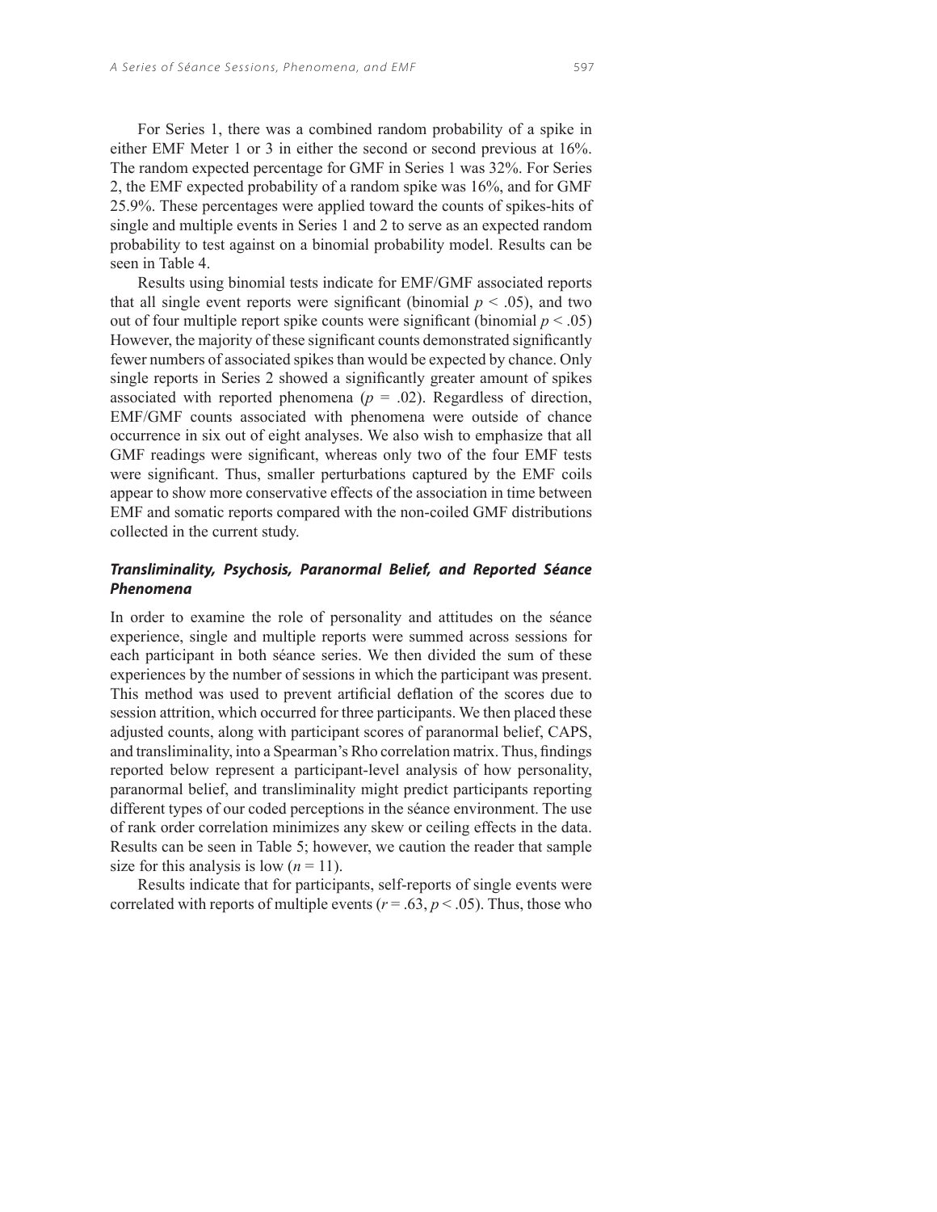For Series 1, there was a combined random probability of a spike in either EMF Meter 1 or 3 in either the second or second previous at 16%. The random expected percentage for GMF in Series 1 was 32%. For Series 2, the EMF expected probability of a random spike was 16%, and for GMF 25.9%. These percentages were applied toward the counts of spikes-hits of single and multiple events in Series 1 and 2 to serve as an expected random probability to test against on a binomial probability model. Results can be seen in Table 4.

Results using binomial tests indicate for EMF/GMF associated reports that all single event reports were significant (binomial $p < .05$), and two out of four multiple report spike counts were significant (binomial $p < .05$) However, the majority of these significant counts demonstrated significantly fewer numbers of associated spikes than would be expected by chance. Only single reports in Series 2 showed a significantly greater amount of spikes associated with reported phenomena ($p = .02$). Regardless of direction, EMF/GMF counts associated with phenomena were outside of chance occurrence in six out of eight analyses. We also wish to emphasize that all GMF readings were significant, whereas only two of the four EMF tests were significant. Thus, smaller perturbations captured by the EMF coils appear to show more conservative effects of the association in time between EMF and somatic reports compared with the non-coiled GMF distributions collected in the current study.

### *Transliminality, Psychosis, Paranormal Belief, and Reported Séance Phenomena*

In order to examine the role of personality and attitudes on the séance experience, single and multiple reports were summed across sessions for each participant in both séance series. We then divided the sum of these experiences by the number of sessions in which the participant was present. This method was used to prevent artificial deflation of the scores due to session attrition, which occurred for three participants. We then placed these adjusted counts, along with participant scores of paranormal belief, CAPS, and transliminality, into a Spearman's Rho correlation matrix. Thus, findings reported below represent a participant-level analysis of how personality, paranormal belief, and transliminality might predict participants reporting different types of our coded perceptions in the séance environment. The use of rank order correlation minimizes any skew or ceiling effects in the data. Results can be seen in Table 5; however, we caution the reader that sample size for this analysis is low ($n = 11$).

Results indicate that for participants, self-reports of single events were correlated with reports of multiple events ($r = .63$, $p < .05$). Thus, those who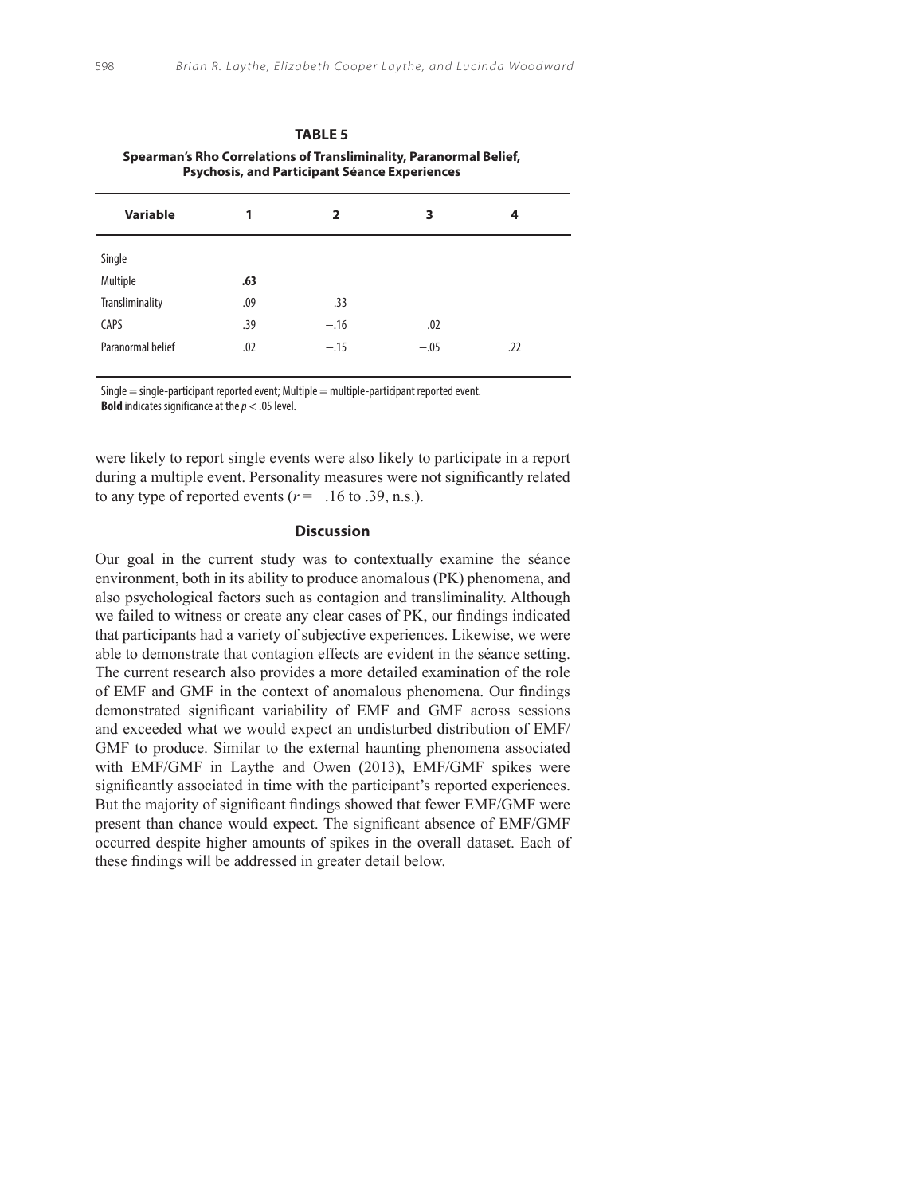**TABLE 5**

**Spearman's Rho Correlations of Transliminality, Paranormal Belief, Psychosis, and Participant Séance Experiences**

| Variable | 1 | 2 | 3 | 4 |
|---|---|---|---|---|
| Single | | | | |
| Multiple | **.63** | | | |
| Transliminality | .09 | .33 | | |
| CAPS | .39 | −.16 | .02 | |
| Paranormal belief | .02 | −.15 | −.05 | .22 |

Single = single-participant reported event; Multiple = multiple-participant reported event.
**Bold** indicates significance at the $p < .05$ level.

were likely to report single events were also likely to participate in a report during a multiple event. Personality measures were not significantly related to any type of reported events ($r = -.16$ to .39, n.s.).

## Discussion

Our goal in the current study was to contextually examine the séance environment, both in its ability to produce anomalous (PK) phenomena, and also psychological factors such as contagion and transliminality. Although we failed to witness or create any clear cases of PK, our findings indicated that participants had a variety of subjective experiences. Likewise, we were able to demonstrate that contagion effects are evident in the séance setting. The current research also provides a more detailed examination of the role of EMF and GMF in the context of anomalous phenomena. Our findings demonstrated significant variability of EMF and GMF across sessions and exceeded what we would expect an undisturbed distribution of EMF/GMF to produce. Similar to the external haunting phenomena associated with EMF/GMF in Laythe and Owen (2013), EMF/GMF spikes were significantly associated in time with the participant's reported experiences. But the majority of significant findings showed that fewer EMF/GMF were present than chance would expect. The significant absence of EMF/GMF occurred despite higher amounts of spikes in the overall dataset. Each of these findings will be addressed in greater detail below.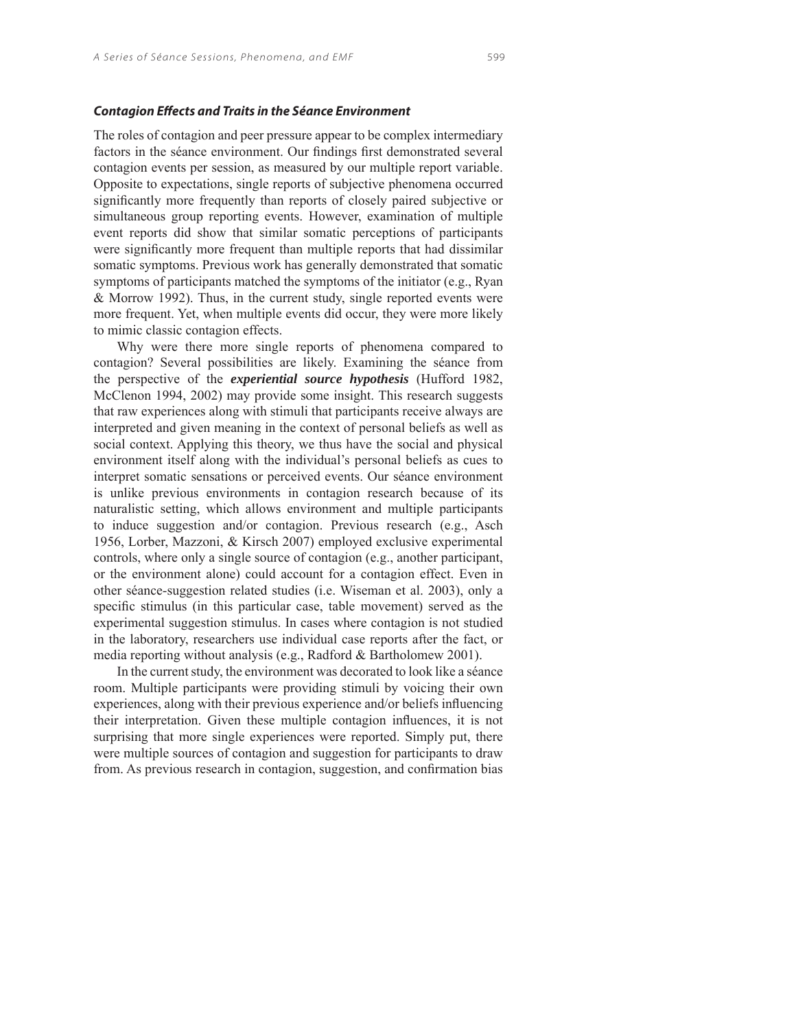### *Contagion Effects and Traits in the Séance Environment*

The roles of contagion and peer pressure appear to be complex intermediary factors in the séance environment. Our findings first demonstrated several contagion events per session, as measured by our multiple report variable. Opposite to expectations, single reports of subjective phenomena occurred significantly more frequently than reports of closely paired subjective or simultaneous group reporting events. However, examination of multiple event reports did show that similar somatic perceptions of participants were significantly more frequent than multiple reports that had dissimilar somatic symptoms. Previous work has generally demonstrated that somatic symptoms of participants matched the symptoms of the initiator (e.g., Ryan & Morrow 1992). Thus, in the current study, single reported events were more frequent. Yet, when multiple events did occur, they were more likely to mimic classic contagion effects.

Why were there more single reports of phenomena compared to contagion? Several possibilities are likely. Examining the séance from the perspective of the ***experiential source hypothesis*** (Hufford 1982, McClenon 1994, 2002) may provide some insight. This research suggests that raw experiences along with stimuli that participants receive always are interpreted and given meaning in the context of personal beliefs as well as social context. Applying this theory, we thus have the social and physical environment itself along with the individual's personal beliefs as cues to interpret somatic sensations or perceived events. Our séance environment is unlike previous environments in contagion research because of its naturalistic setting, which allows environment and multiple participants to induce suggestion and/or contagion. Previous research (e.g., Asch 1956, Lorber, Mazzoni, & Kirsch 2007) employed exclusive experimental controls, where only a single source of contagion (e.g., another participant, or the environment alone) could account for a contagion effect. Even in other séance-suggestion related studies (i.e. Wiseman et al. 2003), only a specific stimulus (in this particular case, table movement) served as the experimental suggestion stimulus. In cases where contagion is not studied in the laboratory, researchers use individual case reports after the fact, or media reporting without analysis (e.g., Radford & Bartholomew 2001).

In the current study, the environment was decorated to look like a séance room. Multiple participants were providing stimuli by voicing their own experiences, along with their previous experience and/or beliefs influencing their interpretation. Given these multiple contagion influences, it is not surprising that more single experiences were reported. Simply put, there were multiple sources of contagion and suggestion for participants to draw from. As previous research in contagion, suggestion, and confirmation bias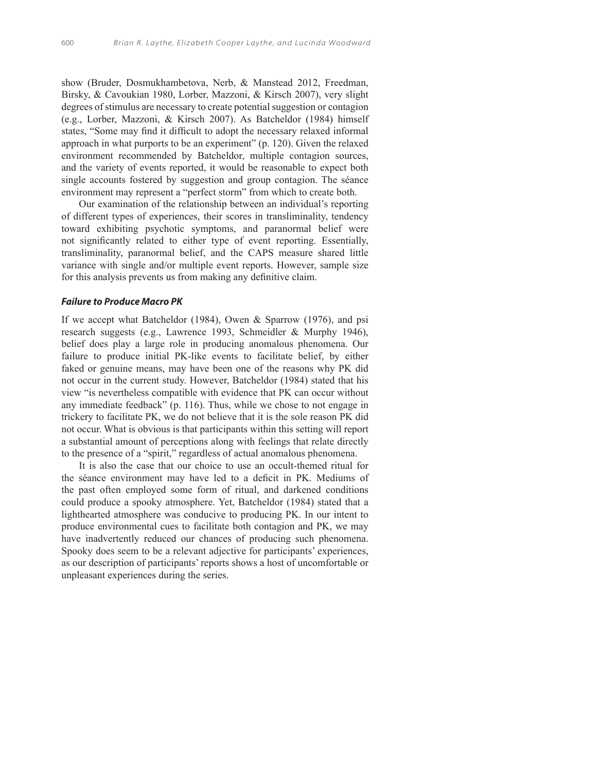show (Bruder, Dosmukhambetova, Nerb, & Manstead 2012, Freedman, Birsky, & Cavoukian 1980, Lorber, Mazzoni, & Kirsch 2007), very slight degrees of stimulus are necessary to create potential suggestion or contagion (e.g., Lorber, Mazzoni, & Kirsch 2007). As Batcheldor (1984) himself states, "Some may find it difficult to adopt the necessary relaxed informal approach in what purports to be an experiment" (p. 120). Given the relaxed environment recommended by Batcheldor, multiple contagion sources, and the variety of events reported, it would be reasonable to expect both single accounts fostered by suggestion and group contagion. The séance environment may represent a "perfect storm" from which to create both.

Our examination of the relationship between an individual's reporting of different types of experiences, their scores in transliminality, tendency toward exhibiting psychotic symptoms, and paranormal belief were not significantly related to either type of event reporting. Essentially, transliminality, paranormal belief, and the CAPS measure shared little variance with single and/or multiple event reports. However, sample size for this analysis prevents us from making any definitive claim.

### *Failure to Produce Macro PK*

If we accept what Batcheldor (1984), Owen & Sparrow (1976), and psi research suggests (e.g., Lawrence 1993, Schmeidler & Murphy 1946), belief does play a large role in producing anomalous phenomena. Our failure to produce initial PK-like events to facilitate belief, by either faked or genuine means, may have been one of the reasons why PK did not occur in the current study. However, Batcheldor (1984) stated that his view "is nevertheless compatible with evidence that PK can occur without any immediate feedback" (p. 116). Thus, while we chose to not engage in trickery to facilitate PK, we do not believe that it is the sole reason PK did not occur. What is obvious is that participants within this setting will report a substantial amount of perceptions along with feelings that relate directly to the presence of a "spirit," regardless of actual anomalous phenomena.

It is also the case that our choice to use an occult-themed ritual for the séance environment may have led to a deficit in PK. Mediums of the past often employed some form of ritual, and darkened conditions could produce a spooky atmosphere. Yet, Batcheldor (1984) stated that a lighthearted atmosphere was conducive to producing PK. In our intent to produce environmental cues to facilitate both contagion and PK, we may have inadvertently reduced our chances of producing such phenomena. Spooky does seem to be a relevant adjective for participants' experiences, as our description of participants' reports shows a host of uncomfortable or unpleasant experiences during the series.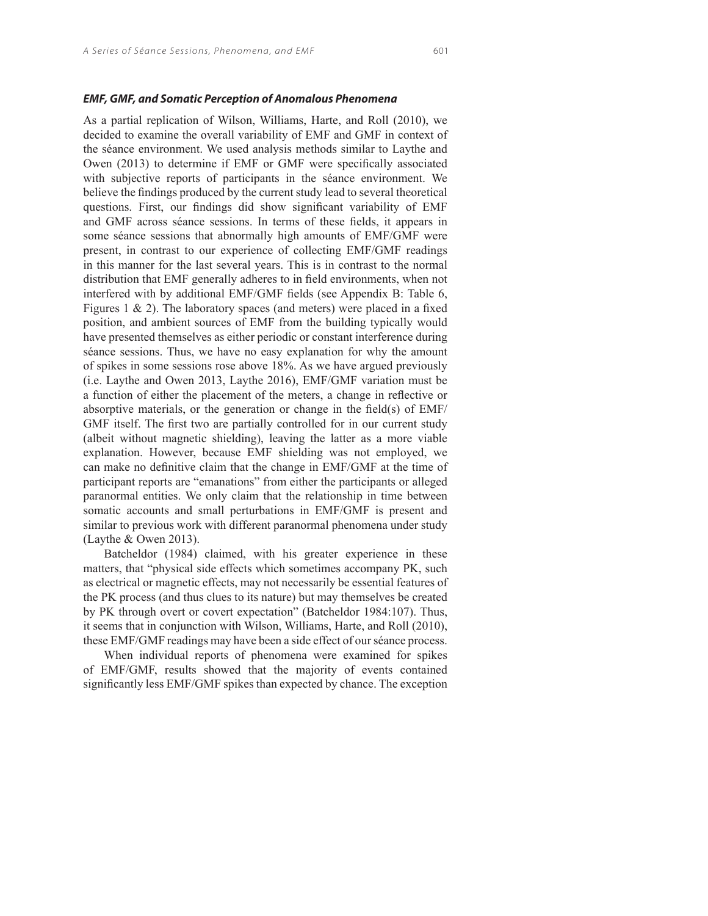### *EMF, GMF, and Somatic Perception of Anomalous Phenomena*

As a partial replication of Wilson, Williams, Harte, and Roll (2010), we decided to examine the overall variability of EMF and GMF in context of the séance environment. We used analysis methods similar to Laythe and Owen (2013) to determine if EMF or GMF were specifically associated with subjective reports of participants in the séance environment. We believe the findings produced by the current study lead to several theoretical questions. First, our findings did show significant variability of EMF and GMF across séance sessions. In terms of these fields, it appears in some séance sessions that abnormally high amounts of EMF/GMF were present, in contrast to our experience of collecting EMF/GMF readings in this manner for the last several years. This is in contrast to the normal distribution that EMF generally adheres to in field environments, when not interfered with by additional EMF/GMF fields (see Appendix B: Table 6, Figures 1 & 2). The laboratory spaces (and meters) were placed in a fixed position, and ambient sources of EMF from the building typically would have presented themselves as either periodic or constant interference during séance sessions. Thus, we have no easy explanation for why the amount of spikes in some sessions rose above 18%. As we have argued previously (i.e. Laythe and Owen 2013, Laythe 2016), EMF/GMF variation must be a function of either the placement of the meters, a change in reflective or absorptive materials, or the generation or change in the field(s) of EMF/GMF itself. The first two are partially controlled for in our current study (albeit without magnetic shielding), leaving the latter as a more viable explanation. However, because EMF shielding was not employed, we can make no definitive claim that the change in EMF/GMF at the time of participant reports are "emanations" from either the participants or alleged paranormal entities. We only claim that the relationship in time between somatic accounts and small perturbations in EMF/GMF is present and similar to previous work with different paranormal phenomena under study (Laythe & Owen 2013).

Batcheldor (1984) claimed, with his greater experience in these matters, that "physical side effects which sometimes accompany PK, such as electrical or magnetic effects, may not necessarily be essential features of the PK process (and thus clues to its nature) but may themselves be created by PK through overt or covert expectation" (Batcheldor 1984:107). Thus, it seems that in conjunction with Wilson, Williams, Harte, and Roll (2010), these EMF/GMF readings may have been a side effect of our séance process.

When individual reports of phenomena were examined for spikes of EMF/GMF, results showed that the majority of events contained significantly less EMF/GMF spikes than expected by chance. The exception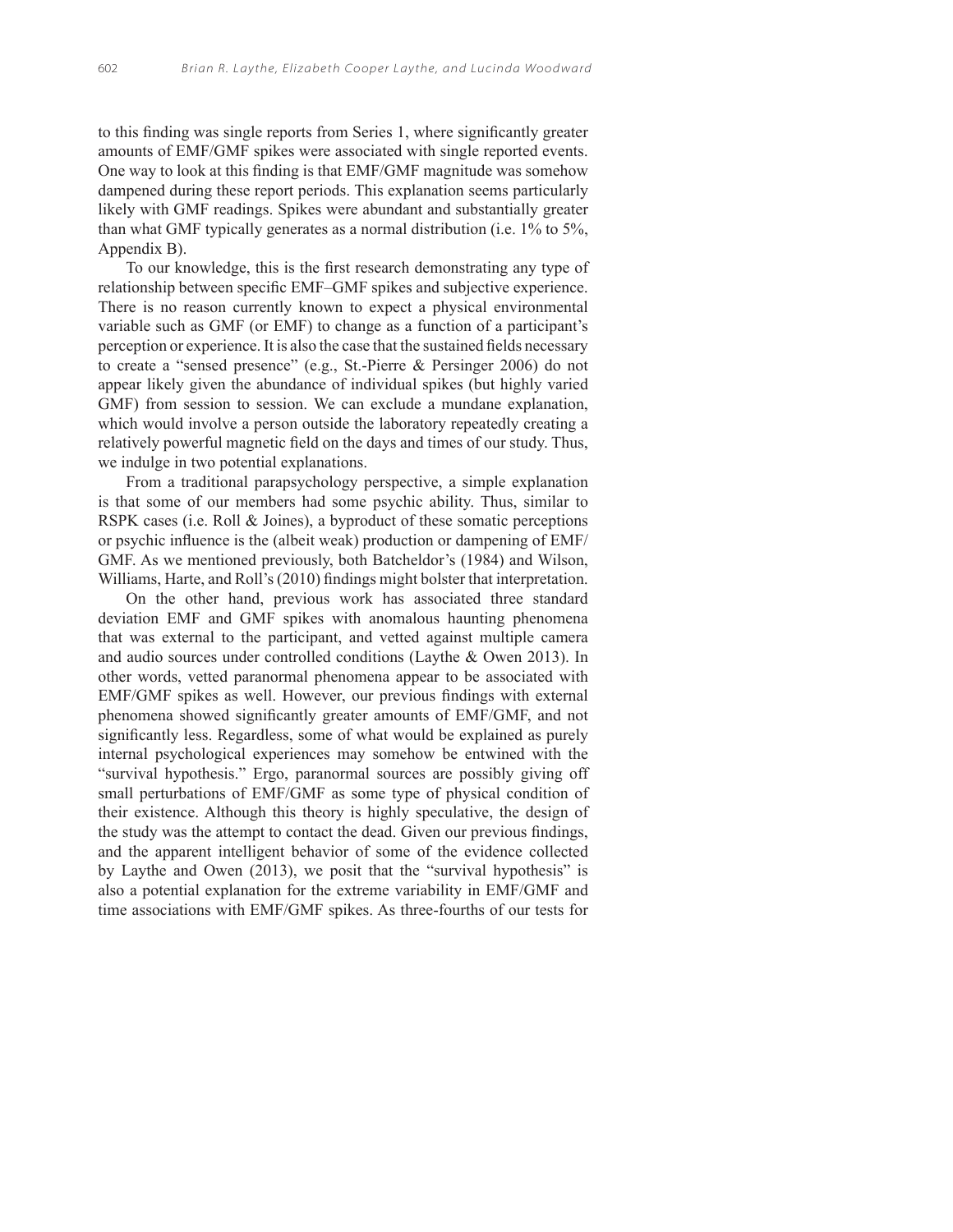to this finding was single reports from Series 1, where significantly greater amounts of EMF/GMF spikes were associated with single reported events. One way to look at this finding is that EMF/GMF magnitude was somehow dampened during these report periods. This explanation seems particularly likely with GMF readings. Spikes were abundant and substantially greater than what GMF typically generates as a normal distribution (i.e. 1% to 5%, Appendix B).

To our knowledge, this is the first research demonstrating any type of relationship between specific EMF–GMF spikes and subjective experience. There is no reason currently known to expect a physical environmental variable such as GMF (or EMF) to change as a function of a participant's perception or experience. It is also the case that the sustained fields necessary to create a "sensed presence" (e.g., St.-Pierre & Persinger 2006) do not appear likely given the abundance of individual spikes (but highly varied GMF) from session to session. We can exclude a mundane explanation, which would involve a person outside the laboratory repeatedly creating a relatively powerful magnetic field on the days and times of our study. Thus, we indulge in two potential explanations.

From a traditional parapsychology perspective, a simple explanation is that some of our members had some psychic ability. Thus, similar to RSPK cases (i.e. Roll & Joines), a byproduct of these somatic perceptions or psychic influence is the (albeit weak) production or dampening of EMF/GMF. As we mentioned previously, both Batcheldor's (1984) and Wilson, Williams, Harte, and Roll's (2010) findings might bolster that interpretation.

On the other hand, previous work has associated three standard deviation EMF and GMF spikes with anomalous haunting phenomena that was external to the participant, and vetted against multiple camera and audio sources under controlled conditions (Laythe & Owen 2013). In other words, vetted paranormal phenomena appear to be associated with EMF/GMF spikes as well. However, our previous findings with external phenomena showed significantly greater amounts of EMF/GMF, and not significantly less. Regardless, some of what would be explained as purely internal psychological experiences may somehow be entwined with the "survival hypothesis." Ergo, paranormal sources are possibly giving off small perturbations of EMF/GMF as some type of physical condition of their existence. Although this theory is highly speculative, the design of the study was the attempt to contact the dead. Given our previous findings, and the apparent intelligent behavior of some of the evidence collected by Laythe and Owen (2013), we posit that the "survival hypothesis" is also a potential explanation for the extreme variability in EMF/GMF and time associations with EMF/GMF spikes. As three-fourths of our tests for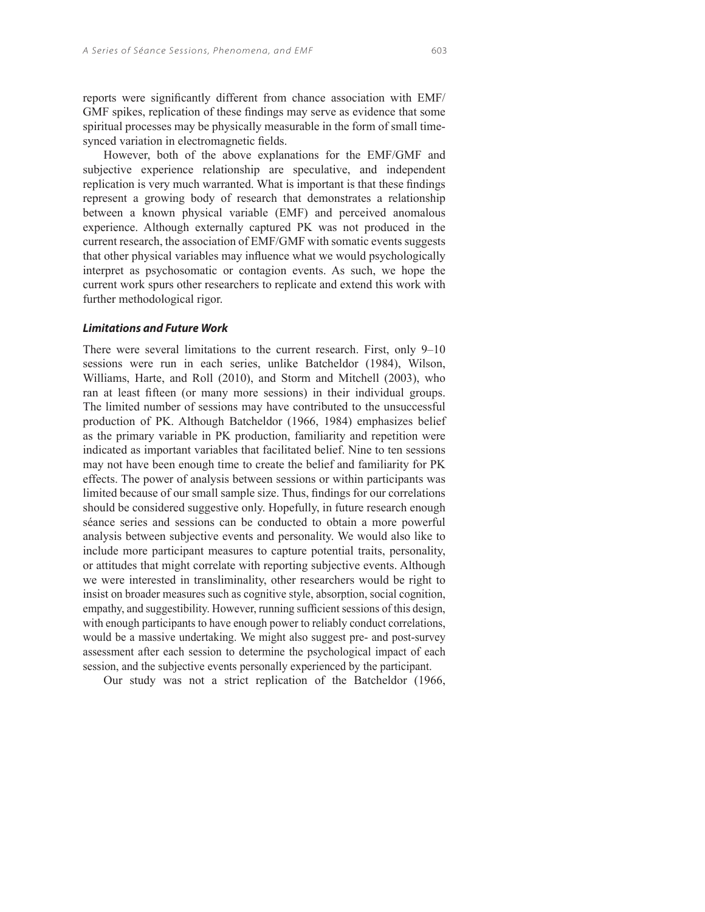reports were significantly different from chance association with EMF/GMF spikes, replication of these findings may serve as evidence that some spiritual processes may be physically measurable in the form of small time-synced variation in electromagnetic fields.

However, both of the above explanations for the EMF/GMF and subjective experience relationship are speculative, and independent replication is very much warranted. What is important is that these findings represent a growing body of research that demonstrates a relationship between a known physical variable (EMF) and perceived anomalous experience. Although externally captured PK was not produced in the current research, the association of EMF/GMF with somatic events suggests that other physical variables may influence what we would psychologically interpret as psychosomatic or contagion events. As such, we hope the current work spurs other researchers to replicate and extend this work with further methodological rigor.

### *Limitations and Future Work*

There were several limitations to the current research. First, only 9–10 sessions were run in each series, unlike Batcheldor (1984), Wilson, Williams, Harte, and Roll (2010), and Storm and Mitchell (2003), who ran at least fifteen (or many more sessions) in their individual groups. The limited number of sessions may have contributed to the unsuccessful production of PK. Although Batcheldor (1966, 1984) emphasizes belief as the primary variable in PK production, familiarity and repetition were indicated as important variables that facilitated belief. Nine to ten sessions may not have been enough time to create the belief and familiarity for PK effects. The power of analysis between sessions or within participants was limited because of our small sample size. Thus, findings for our correlations should be considered suggestive only. Hopefully, in future research enough séance series and sessions can be conducted to obtain a more powerful analysis between subjective events and personality. We would also like to include more participant measures to capture potential traits, personality, or attitudes that might correlate with reporting subjective events. Although we were interested in transliminality, other researchers would be right to insist on broader measures such as cognitive style, absorption, social cognition, empathy, and suggestibility. However, running sufficient sessions of this design, with enough participants to have enough power to reliably conduct correlations, would be a massive undertaking. We might also suggest pre- and post-survey assessment after each session to determine the psychological impact of each session, and the subjective events personally experienced by the participant.

Our study was not a strict replication of the Batcheldor (1966,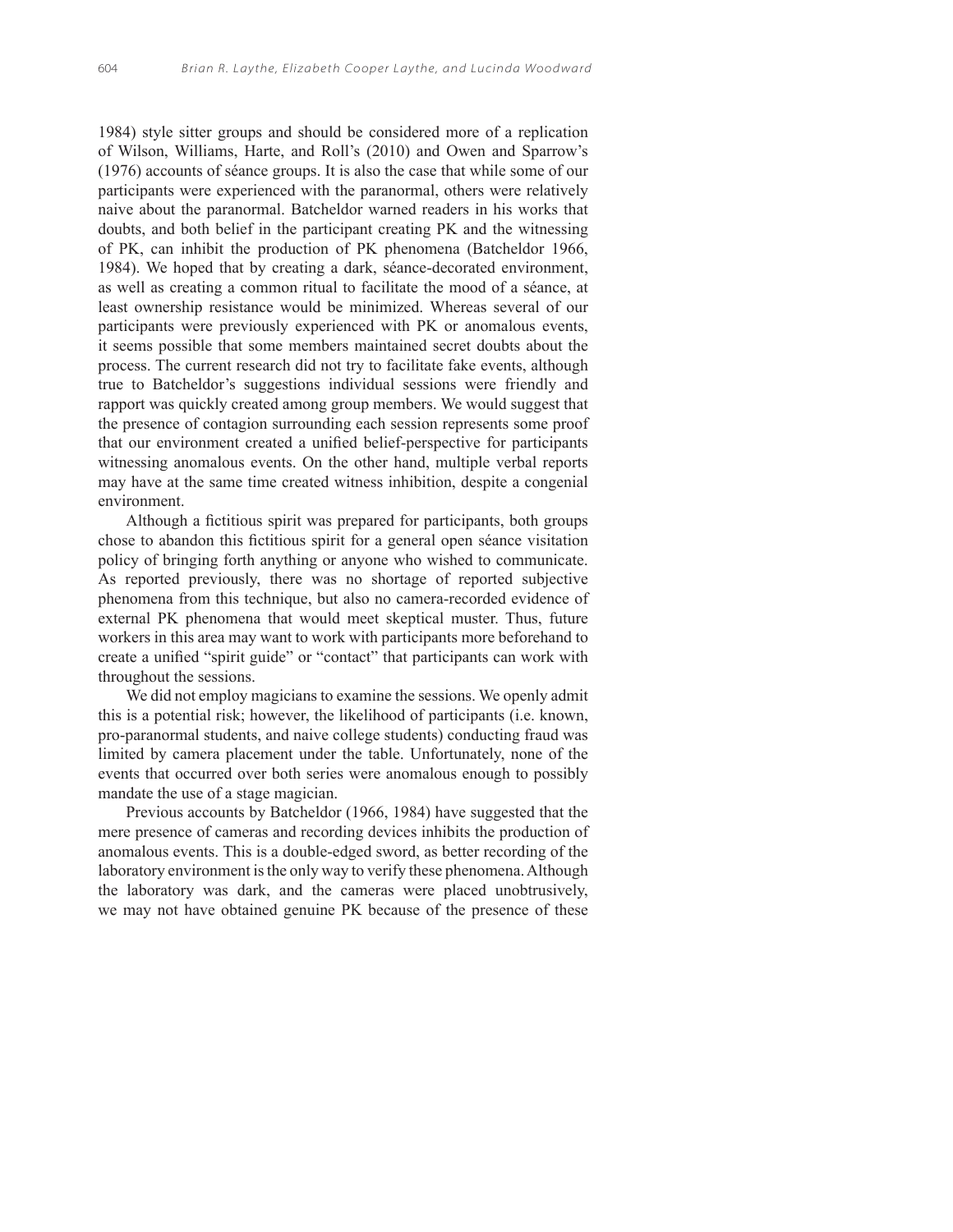1984) style sitter groups and should be considered more of a replication of Wilson, Williams, Harte, and Roll's (2010) and Owen and Sparrow's (1976) accounts of séance groups. It is also the case that while some of our participants were experienced with the paranormal, others were relatively naive about the paranormal. Batcheldor warned readers in his works that doubts, and both belief in the participant creating PK and the witnessing of PK, can inhibit the production of PK phenomena (Batcheldor 1966, 1984). We hoped that by creating a dark, séance-decorated environment, as well as creating a common ritual to facilitate the mood of a séance, at least ownership resistance would be minimized. Whereas several of our participants were previously experienced with PK or anomalous events, it seems possible that some members maintained secret doubts about the process. The current research did not try to facilitate fake events, although true to Batcheldor's suggestions individual sessions were friendly and rapport was quickly created among group members. We would suggest that the presence of contagion surrounding each session represents some proof that our environment created a unified belief-perspective for participants witnessing anomalous events. On the other hand, multiple verbal reports may have at the same time created witness inhibition, despite a congenial environment.

Although a fictitious spirit was prepared for participants, both groups chose to abandon this fictitious spirit for a general open séance visitation policy of bringing forth anything or anyone who wished to communicate. As reported previously, there was no shortage of reported subjective phenomena from this technique, but also no camera-recorded evidence of external PK phenomena that would meet skeptical muster. Thus, future workers in this area may want to work with participants more beforehand to create a unified "spirit guide" or "contact" that participants can work with throughout the sessions.

We did not employ magicians to examine the sessions. We openly admit this is a potential risk; however, the likelihood of participants (i.e. known, pro-paranormal students, and naive college students) conducting fraud was limited by camera placement under the table. Unfortunately, none of the events that occurred over both series were anomalous enough to possibly mandate the use of a stage magician.

Previous accounts by Batcheldor (1966, 1984) have suggested that the mere presence of cameras and recording devices inhibits the production of anomalous events. This is a double-edged sword, as better recording of the laboratory environment is the only way to verify these phenomena. Although the laboratory was dark, and the cameras were placed unobtrusively, we may not have obtained genuine PK because of the presence of these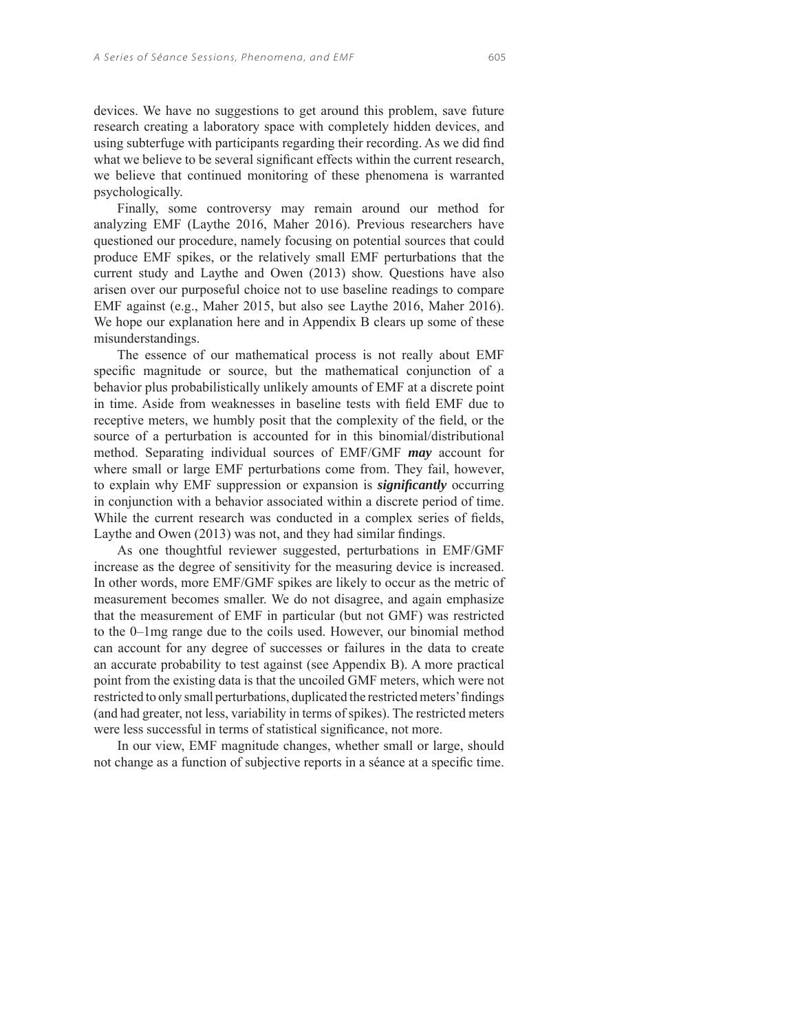devices. We have no suggestions to get around this problem, save future research creating a laboratory space with completely hidden devices, and using subterfuge with participants regarding their recording. As we did find what we believe to be several significant effects within the current research, we believe that continued monitoring of these phenomena is warranted psychologically.

Finally, some controversy may remain around our method for analyzing EMF (Laythe 2016, Maher 2016). Previous researchers have questioned our procedure, namely focusing on potential sources that could produce EMF spikes, or the relatively small EMF perturbations that the current study and Laythe and Owen (2013) show. Questions have also arisen over our purposeful choice not to use baseline readings to compare EMF against (e.g., Maher 2015, but also see Laythe 2016, Maher 2016). We hope our explanation here and in Appendix B clears up some of these misunderstandings.

The essence of our mathematical process is not really about EMF specific magnitude or source, but the mathematical conjunction of a behavior plus probabilistically unlikely amounts of EMF at a discrete point in time. Aside from weaknesses in baseline tests with field EMF due to receptive meters, we humbly posit that the complexity of the field, or the source of a perturbation is accounted for in this binomial/distributional method. Separating individual sources of EMF/GMF ***may*** account for where small or large EMF perturbations come from. They fail, however, to explain why EMF suppression or expansion is ***significantly*** occurring in conjunction with a behavior associated within a discrete period of time. While the current research was conducted in a complex series of fields, Laythe and Owen (2013) was not, and they had similar findings.

As one thoughtful reviewer suggested, perturbations in EMF/GMF increase as the degree of sensitivity for the measuring device is increased. In other words, more EMF/GMF spikes are likely to occur as the metric of measurement becomes smaller. We do not disagree, and again emphasize that the measurement of EMF in particular (but not GMF) was restricted to the 0–1mg range due to the coils used. However, our binomial method can account for any degree of successes or failures in the data to create an accurate probability to test against (see Appendix B). A more practical point from the existing data is that the uncoiled GMF meters, which were not restricted to only small perturbations, duplicated the restricted meters' findings (and had greater, not less, variability in terms of spikes). The restricted meters were less successful in terms of statistical significance, not more.

In our view, EMF magnitude changes, whether small or large, should not change as a function of subjective reports in a séance at a specific time.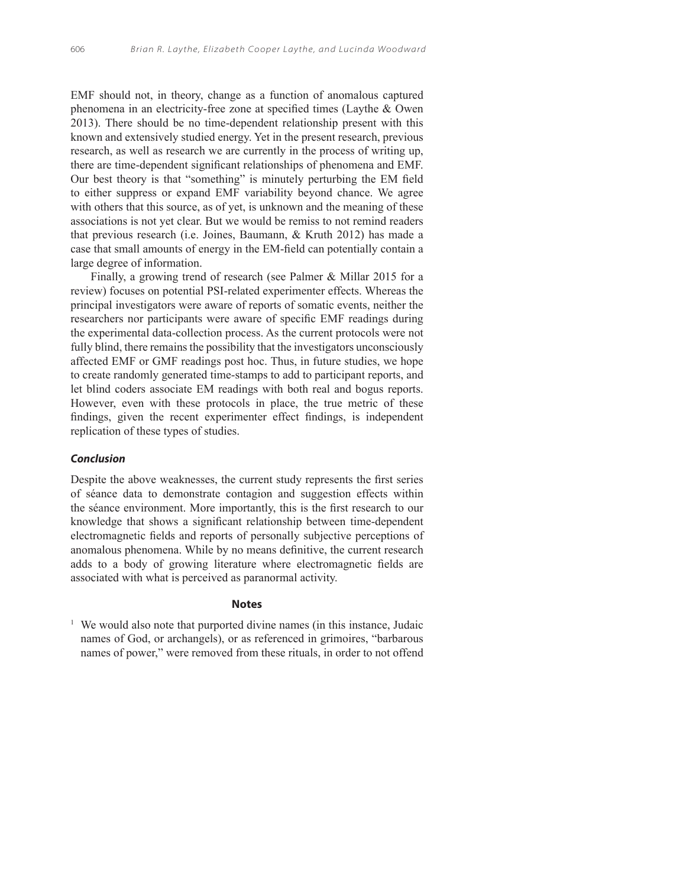EMF should not, in theory, change as a function of anomalous captured phenomena in an electricity-free zone at specified times (Laythe & Owen 2013). There should be no time-dependent relationship present with this known and extensively studied energy. Yet in the present research, previous research, as well as research we are currently in the process of writing up, there are time-dependent significant relationships of phenomena and EMF. Our best theory is that "something" is minutely perturbing the EM field to either suppress or expand EMF variability beyond chance. We agree with others that this source, as of yet, is unknown and the meaning of these associations is not yet clear. But we would be remiss to not remind readers that previous research (i.e. Joines, Baumann, & Kruth 2012) has made a case that small amounts of energy in the EM-field can potentially contain a large degree of information.

Finally, a growing trend of research (see Palmer & Millar 2015 for a review) focuses on potential PSI-related experimenter effects. Whereas the principal investigators were aware of reports of somatic events, neither the researchers nor participants were aware of specific EMF readings during the experimental data-collection process. As the current protocols were not fully blind, there remains the possibility that the investigators unconsciously affected EMF or GMF readings post hoc. Thus, in future studies, we hope to create randomly generated time-stamps to add to participant reports, and let blind coders associate EM readings with both real and bogus reports. However, even with these protocols in place, the true metric of these findings, given the recent experimenter effect findings, is independent replication of these types of studies.

### ***Conclusion***

Despite the above weaknesses, the current study represents the first series of séance data to demonstrate contagion and suggestion effects within the séance environment. More importantly, this is the first research to our knowledge that shows a significant relationship between time-dependent electromagnetic fields and reports of personally subjective perceptions of anomalous phenomena. While by no means definitive, the current research adds to a body of growing literature where electromagnetic fields are associated with what is perceived as paranormal activity.

## Notes

[1] We would also note that purported divine names (in this instance, Judaic names of God, or archangels), or as referenced in grimoires, "barbarous names of power," were removed from these rituals, in order to not offend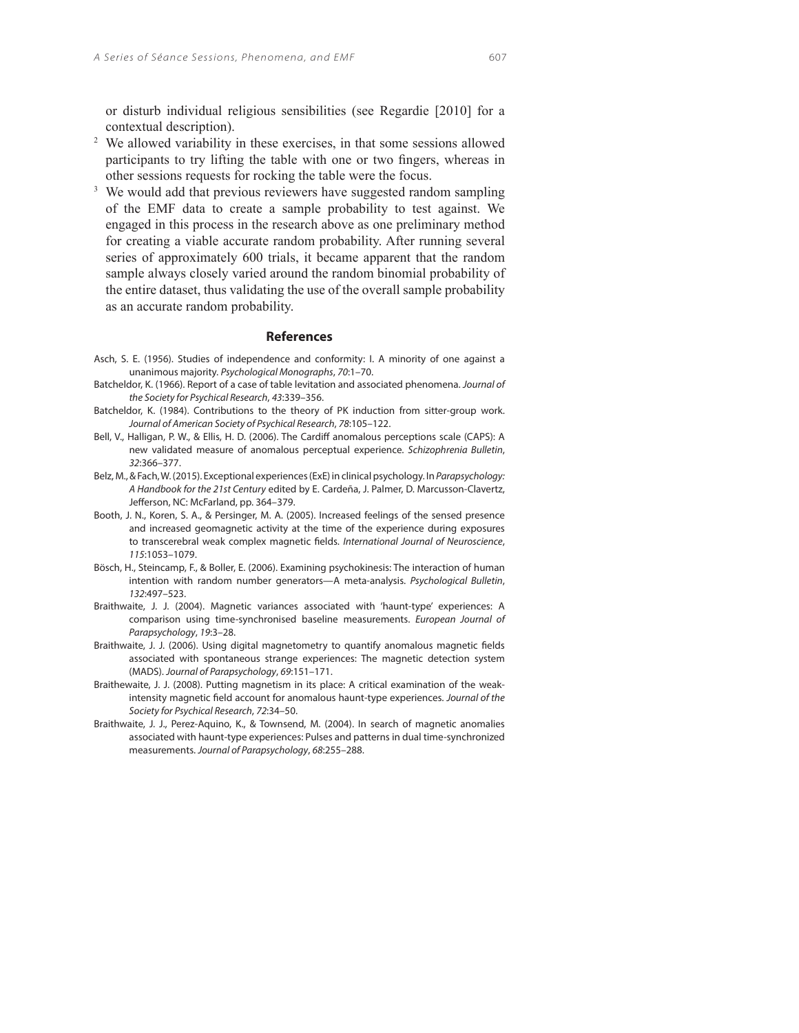or disturb individual religious sensibilities (see Regardie [2010] for a contextual description).

[2] We allowed variability in these exercises, in that some sessions allowed participants to try lifting the table with one or two fingers, whereas in other sessions requests for rocking the table were the focus.

[3] We would add that previous reviewers have suggested random sampling of the EMF data to create a sample probability to test against. We engaged in this process in the research above as one preliminary method for creating a viable accurate random probability. After running several series of approximately 600 trials, it became apparent that the random sample always closely varied around the random binomial probability of the entire dataset, thus validating the use of the overall sample probability as an accurate random probability.

## References

Asch, S. E. (1956). Studies of independence and conformity: I. A minority of one against a unanimous majority. *Psychological Monographs*, *70*:1–70.

Batcheldor, K. (1966). Report of a case of table levitation and associated phenomena. *Journal of the Society for Psychical Research*, *43*:339–356.

Batcheldor, K. (1984). Contributions to the theory of PK induction from sitter-group work. *Journal of American Society of Psychical Research*, *78*:105–122.

Bell, V., Halligan, P. W., & Ellis, H. D. (2006). The Cardiff anomalous perceptions scale (CAPS): A new validated measure of anomalous perceptual experience. *Schizophrenia Bulletin*, *32*:366–377.

Belz, M., & Fach, W. (2015). Exceptional experiences (ExE) in clinical psychology. In *Parapsychology: A Handbook for the 21st Century* edited by E. Cardeña, J. Palmer, D. Marcusson-Clavertz, Jefferson, NC: McFarland, pp. 364–379.

Booth, J. N., Koren, S. A., & Persinger, M. A. (2005). Increased feelings of the sensed presence and increased geomagnetic activity at the time of the experience during exposures to transcerebral weak complex magnetic fields. *International Journal of Neuroscience*, *115*:1053–1079.

Bösch, H., Steincamp, F., & Boller, E. (2006). Examining psychokinesis: The interaction of human intention with random number generators—A meta-analysis. *Psychological Bulletin*, *132*:497–523.

Braithwaite, J. J. (2004). Magnetic variances associated with 'haunt-type' experiences: A comparison using time-synchronised baseline measurements. *European Journal of Parapsychology*, *19*:3–28.

Braithwaite, J. J. (2006). Using digital magnetometry to quantify anomalous magnetic fields associated with spontaneous strange experiences: The magnetic detection system (MADS). *Journal of Parapsychology*, *69*:151–171.

Braithewaite, J. J. (2008). Putting magnetism in its place: A critical examination of the weak-intensity magnetic field account for anomalous haunt-type experiences. *Journal of the Society for Psychical Research*, *72*:34–50.

Braithwaite, J. J., Perez-Aquino, K., & Townsend, M. (2004). In search of magnetic anomalies associated with haunt-type experiences: Pulses and patterns in dual time-synchronized measurements. *Journal of Parapsychology*, *68*:255–288.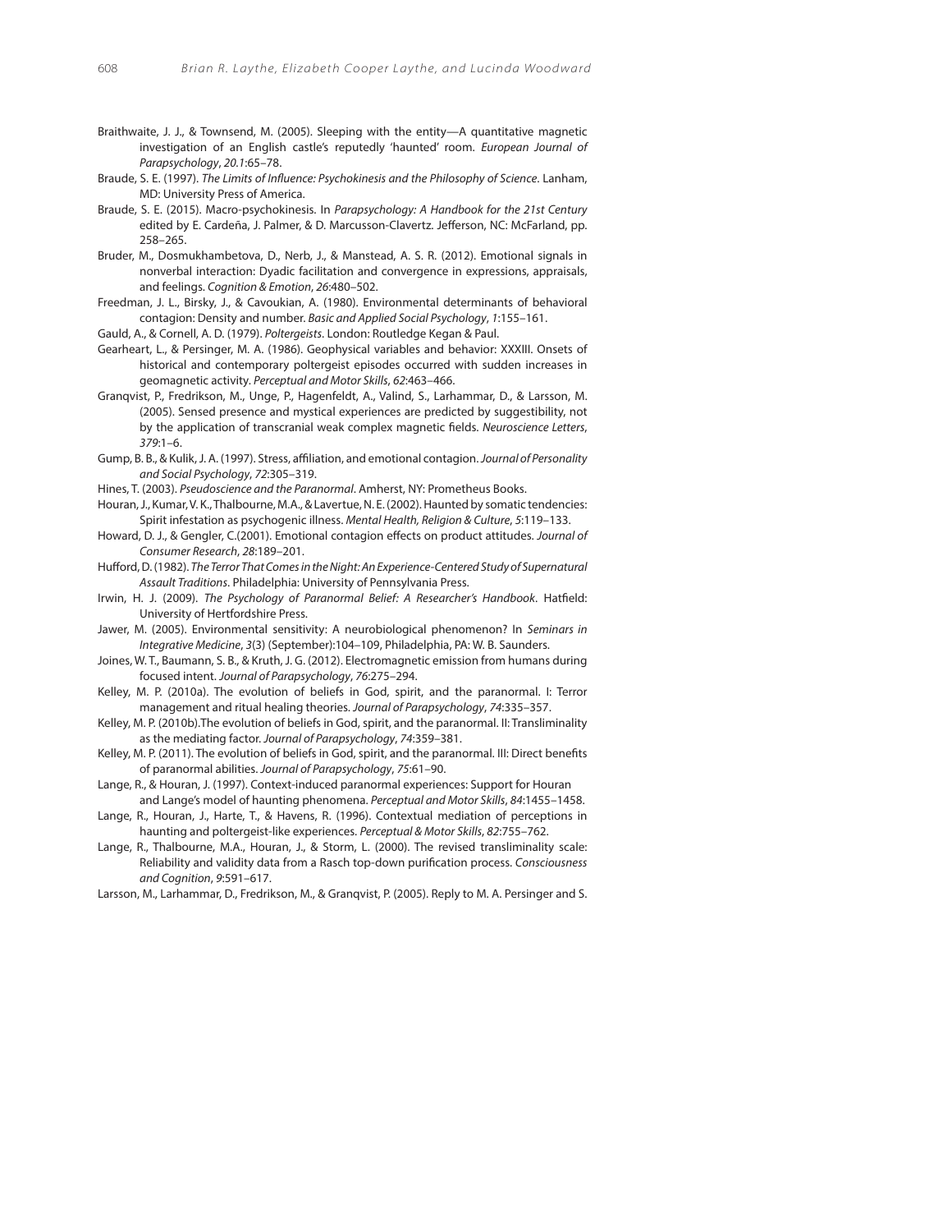Braithwaite, J. J., & Townsend, M. (2005). Sleeping with the entity—A quantitative magnetic investigation of an English castle's reputedly 'haunted' room. *European Journal of Parapsychology*, *20.1*:65–78.

Braude, S. E. (1997). *The Limits of Influence: Psychokinesis and the Philosophy of Science*. Lanham, MD: University Press of America.

Braude, S. E. (2015). Macro-psychokinesis. In *Parapsychology: A Handbook for the 21st Century* edited by E. Cardeña, J. Palmer, & D. Marcusson-Clavertz. Jefferson, NC: McFarland, pp. 258–265.

Bruder, M., Dosmukhambetova, D., Nerb, J., & Manstead, A. S. R. (2012). Emotional signals in nonverbal interaction: Dyadic facilitation and convergence in expressions, appraisals, and feelings. *Cognition & Emotion*, *26*:480–502.

Freedman, J. L., Birsky, J., & Cavoukian, A. (1980). Environmental determinants of behavioral contagion: Density and number. *Basic and Applied Social Psychology*, *1*:155–161.

Gauld, A., & Cornell, A. D. (1979). *Poltergeists*. London: Routledge Kegan & Paul.

Gearheart, L., & Persinger, M. A. (1986). Geophysical variables and behavior: XXXIII. Onsets of historical and contemporary poltergeist episodes occurred with sudden increases in geomagnetic activity. *Perceptual and Motor Skills*, *62*:463–466.

Granqvist, P., Fredrikson, M., Unge, P., Hagenfeldt, A., Valind, S., Larhammar, D., & Larsson, M. (2005). Sensed presence and mystical experiences are predicted by suggestibility, not by the application of transcranial weak complex magnetic fields. *Neuroscience Letters*, *379*:1–6.

Gump, B. B., & Kulik, J. A. (1997). Stress, affiliation, and emotional contagion. *Journal of Personality and Social Psychology*, *72*:305–319.

Hines, T. (2003). *Pseudoscience and the Paranormal*. Amherst, NY: Prometheus Books.

Houran, J., Kumar, V. K., Thalbourne, M.A., & Lavertue, N. E. (2002). Haunted by somatic tendencies: Spirit infestation as psychogenic illness. *Mental Health, Religion & Culture*, *5*:119–133.

Howard, D. J., & Gengler, C.(2001). Emotional contagion effects on product attitudes. *Journal of Consumer Research*, *28*:189–201.

Hufford, D. (1982). *The Terror That Comes in the Night: An Experience-Centered Study of Supernatural Assault Traditions*. Philadelphia: University of Pennsylvania Press.

Irwin, H. J. (2009). *The Psychology of Paranormal Belief: A Researcher's Handbook*. Hatfield: University of Hertfordshire Press.

Jawer, M. (2005). Environmental sensitivity: A neurobiological phenomenon? In *Seminars in Integrative Medicine*, *3*(3) (September):104–109, Philadelphia, PA: W. B. Saunders.

Joines, W. T., Baumann, S. B., & Kruth, J. G. (2012). Electromagnetic emission from humans during focused intent. *Journal of Parapsychology*, *76*:275–294.

Kelley, M. P. (2010a). The evolution of beliefs in God, spirit, and the paranormal. I: Terror management and ritual healing theories. *Journal of Parapsychology*, *74*:335–357.

Kelley, M. P. (2010b).The evolution of beliefs in God, spirit, and the paranormal. II: Transliminality as the mediating factor. *Journal of Parapsychology*, *74*:359–381.

Kelley, M. P. (2011). The evolution of beliefs in God, spirit, and the paranormal. III: Direct benefits of paranormal abilities. *Journal of Parapsychology*, *75*:61–90.

Lange, R., & Houran, J. (1997). Context-induced paranormal experiences: Support for Houran and Lange's model of haunting phenomena. *Perceptual and Motor Skills*, *84*:1455–1458.

Lange, R., Houran, J., Harte, T., & Havens, R. (1996). Contextual mediation of perceptions in haunting and poltergeist-like experiences. *Perceptual & Motor Skills*, *82*:755–762.

Lange, R., Thalbourne, M.A., Houran, J., & Storm, L. (2000). The revised transliminality scale: Reliability and validity data from a Rasch top-down purification process. *Consciousness and Cognition*, *9*:591–617.

Larsson, M., Larhammar, D., Fredrikson, M., & Granqvist, P. (2005). Reply to M. A. Persinger and S.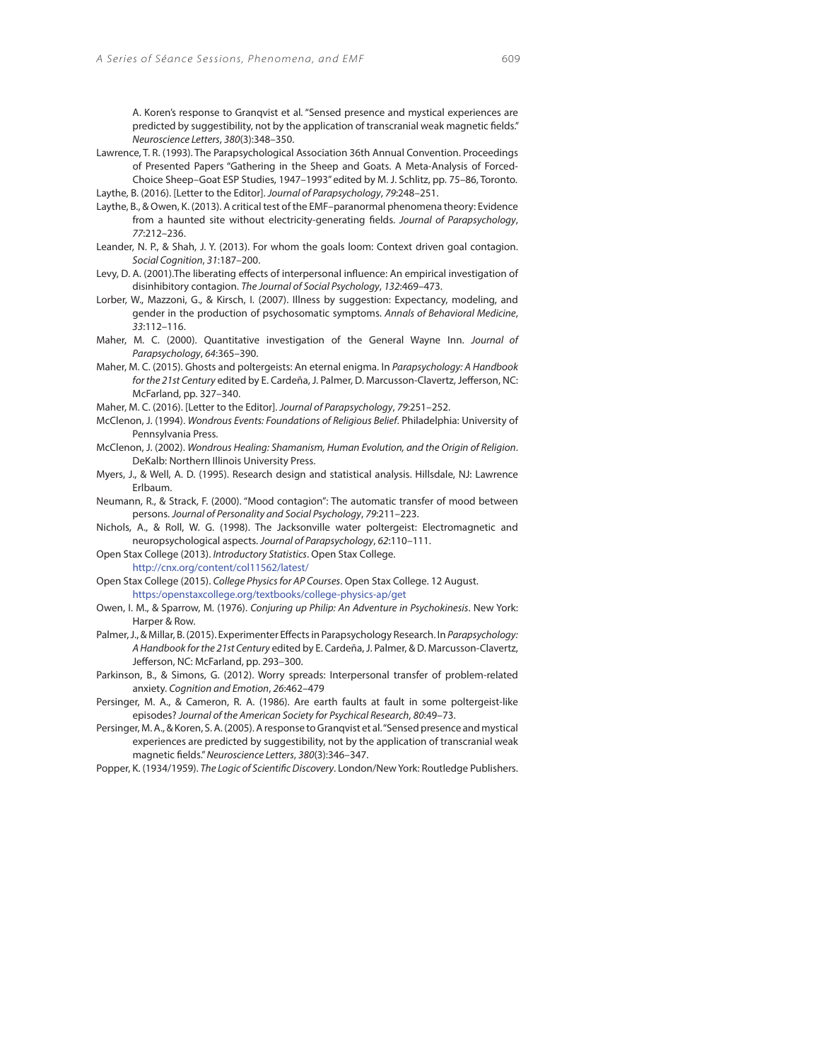A. Koren's response to Granqvist et al. "Sensed presence and mystical experiences are predicted by suggestibility, not by the application of transcranial weak magnetic fields." *Neuroscience Letters*, *380*(3):348–350.

Lawrence, T. R. (1993). The Parapsychological Association 36th Annual Convention. Proceedings of Presented Papers "Gathering in the Sheep and Goats. A Meta-Analysis of Forced-Choice Sheep–Goat ESP Studies, 1947–1993" edited by M. J. Schlitz, pp. 75–86, Toronto.

Laythe, B. (2016). [Letter to the Editor]. *Journal of Parapsychology*, *79*:248–251.

Laythe, B., & Owen, K. (2013). A critical test of the EMF–paranormal phenomena theory: Evidence from a haunted site without electricity-generating fields. *Journal of Parapsychology*, *77*:212–236.

Leander, N. P., & Shah, J. Y. (2013). For whom the goals loom: Context driven goal contagion. *Social Cognition*, *31*:187–200.

Levy, D. A. (2001).The liberating effects of interpersonal influence: An empirical investigation of disinhibitory contagion. *The Journal of Social Psychology*, *132*:469–473.

Lorber, W., Mazzoni, G., & Kirsch, I. (2007). Illness by suggestion: Expectancy, modeling, and gender in the production of psychosomatic symptoms. *Annals of Behavioral Medicine*, *33*:112–116.

Maher, M. C. (2000). Quantitative investigation of the General Wayne Inn. *Journal of Parapsychology*, *64*:365–390.

Maher, M. C. (2015). Ghosts and poltergeists: An eternal enigma. In *Parapsychology: A Handbook for the 21st Century* edited by E. Cardeña, J. Palmer, D. Marcusson-Clavertz, Jefferson, NC: McFarland, pp. 327–340.

Maher, M. C. (2016). [Letter to the Editor]. *Journal of Parapsychology*, *79*:251–252.

McClenon, J. (1994). *Wondrous Events: Foundations of Religious Belief*. Philadelphia: University of Pennsylvania Press.

McClenon, J. (2002). *Wondrous Healing: Shamanism, Human Evolution, and the Origin of Religion*. DeKalb: Northern Illinois University Press.

Myers, J., & Well, A. D. (1995). Research design and statistical analysis. Hillsdale, NJ: Lawrence Erlbaum.

Neumann, R., & Strack, F. (2000). "Mood contagion": The automatic transfer of mood between persons. *Journal of Personality and Social Psychology*, *79*:211–223.

Nichols, A., & Roll, W. G. (1998). The Jacksonville water poltergeist: Electromagnetic and neuropsychological aspects. *Journal of Parapsychology*, *62*:110–111.

Open Stax College (2013). *Introductory Statistics*. Open Stax College. http://cnx.org/content/col11562/latest/

Open Stax College (2015). *College Physics for AP Courses*. Open Stax College. 12 August. https:/openstaxcollege.org/textbooks/college-physics-ap/get

Owen, I. M., & Sparrow, M. (1976). *Conjuring up Philip: An Adventure in Psychokinesis*. New York: Harper & Row.

Palmer, J., & Millar, B. (2015). Experimenter Effects in Parapsychology Research. In *Parapsychology: A Handbook for the 21st Century* edited by E. Cardeña, J. Palmer, & D. Marcusson-Clavertz, Jefferson, NC: McFarland, pp. 293–300.

Parkinson, B., & Simons, G. (2012). Worry spreads: Interpersonal transfer of problem-related anxiety. *Cognition and Emotion*, *26*:462–479

Persinger, M. A., & Cameron, R. A. (1986). Are earth faults at fault in some poltergeist-like episodes? *Journal of the American Society for Psychical Research*, *80*:49–73.

Persinger, M. A., & Koren, S. A. (2005). A response to Granqvist et al. "Sensed presence and mystical experiences are predicted by suggestibility, not by the application of transcranial weak magnetic fields." *Neuroscience Letters*, *380*(3):346–347.

Popper, K. (1934/1959). *The Logic of Scientific Discovery*. London/New York: Routledge Publishers.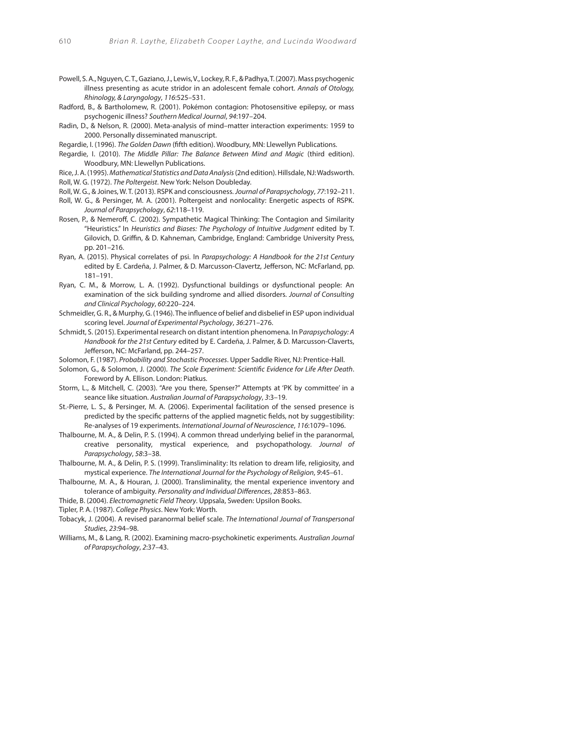Powell, S. A., Nguyen, C. T., Gaziano, J., Lewis, V., Lockey, R. F., & Padhya, T. (2007). Mass psychogenic illness presenting as acute stridor in an adolescent female cohort. *Annals of Otology, Rhinology, & Laryngology*, *116*:525–531.

Radford, B., & Bartholomew, R. (2001). Pokémon contagion: Photosensitive epilepsy, or mass psychogenic illness? *Southern Medical Journal*, *94*:197–204.

Radin, D., & Nelson, R. (2000). Meta-analysis of mind–matter interaction experiments: 1959 to 2000. Personally disseminated manuscript.

Regardie, I. (1996). *The Golden Dawn* (fifth edition). Woodbury, MN: Llewellyn Publications.

Regardie, I. (2010). *The Middle Pillar: The Balance Between Mind and Magic* (third edition). Woodbury, MN: Llewellyn Publications.

Rice, J. A. (1995). *Mathematical Statistics and Data Analysis* (2nd edition). Hillsdale, NJ: Wadsworth.

Roll, W. G. (1972). *The Poltergeist*. New York: Nelson Doubleday.

Roll, W. G., & Joines, W. T. (2013). RSPK and consciousness. *Journal of Parapsychology*, *77*:192–211.

Roll, W. G., & Persinger, M. A. (2001). Poltergeist and nonlocality: Energetic aspects of RSPK. *Journal of Parapsychology*, *62*:118–119.

Rosen, P., & Nemeroff, C. (2002). Sympathetic Magical Thinking: The Contagion and Similarity "Heuristics." In *Heuristics and Biases: The Psychology of Intuitive Judgment* edited by T. Gilovich, D. Griffin, & D. Kahneman, Cambridge, England: Cambridge University Press, pp. 201–216.

Ryan, A. (2015). Physical correlates of psi. In *Parapsychology: A Handbook for the 21st Century* edited by E. Cardeña, J. Palmer, & D. Marcusson-Clavertz, Jefferson, NC: McFarland, pp. 181–191.

Ryan, C. M., & Morrow, L. A. (1992). Dysfunctional buildings or dysfunctional people: An examination of the sick building syndrome and allied disorders. *Journal of Consulting and Clinical Psychology*, *60*:220–224.

Schmeidler, G. R., & Murphy, G. (1946). The influence of belief and disbelief in ESP upon individual scoring level. *Journal of Experimental Psychology*, *36*:271–276.

Schmidt, S. (2015). Experimental research on distant intention phenomena. In P*arapsychology: A Handbook for the 21st Century* edited by E. Cardeña, J. Palmer, & D. Marcusson-Claverts, Jefferson, NC: McFarland, pp. 244–257.

Solomon, F. (1987). *Probability and Stochastic Processes*. Upper Saddle River, NJ: Prentice-Hall.

Solomon, G., & Solomon, J. (2000). *The Scole Experiment: Scientific Evidence for Life After Death*. Foreword by A. Ellison. London: Piatkus.

Storm, L., & Mitchell, C. (2003). "Are you there, Spenser?" Attempts at 'PK by committee' in a seance like situation. *Australian Journal of Parapsychology*, *3*:3–19.

St.-Pierre, L. S., & Persinger, M. A. (2006). Experimental facilitation of the sensed presence is predicted by the specific patterns of the applied magnetic fields, not by suggestibility: Re-analyses of 19 experiments. *International Journal of Neuroscience*, *116*:1079–1096.

Thalbourne, M. A., & Delin, P. S. (1994). A common thread underlying belief in the paranormal, creative personality, mystical experience, and psychopathology. *Journal of Parapsychology*, *58*:3–38.

Thalbourne, M. A., & Delin, P. S. (1999). Transliminality: Its relation to dream life, religiosity, and mystical experience. *The International Journal for the Psychology of Religion*, *9*:45–61.

Thalbourne, M. A., & Houran, J. (2000). Transliminality, the mental experience inventory and tolerance of ambiguity. *Personality and Individual Differences*, *28*:853–863.

Thide, B. (2004). *Electromagnetic Field Theory*. Uppsala, Sweden: Upsilon Books.

Tipler, P. A. (1987). *College Physics*. New York: Worth.

Tobacyk, J. (2004). A revised paranormal belief scale. *The International Journal of Transpersonal Studies*, *23*:94–98.

Williams, M., & Lang, R. (2002). Examining macro-psychokinetic experiments. *Australian Journal of Parapsychology*, *2*:37–43.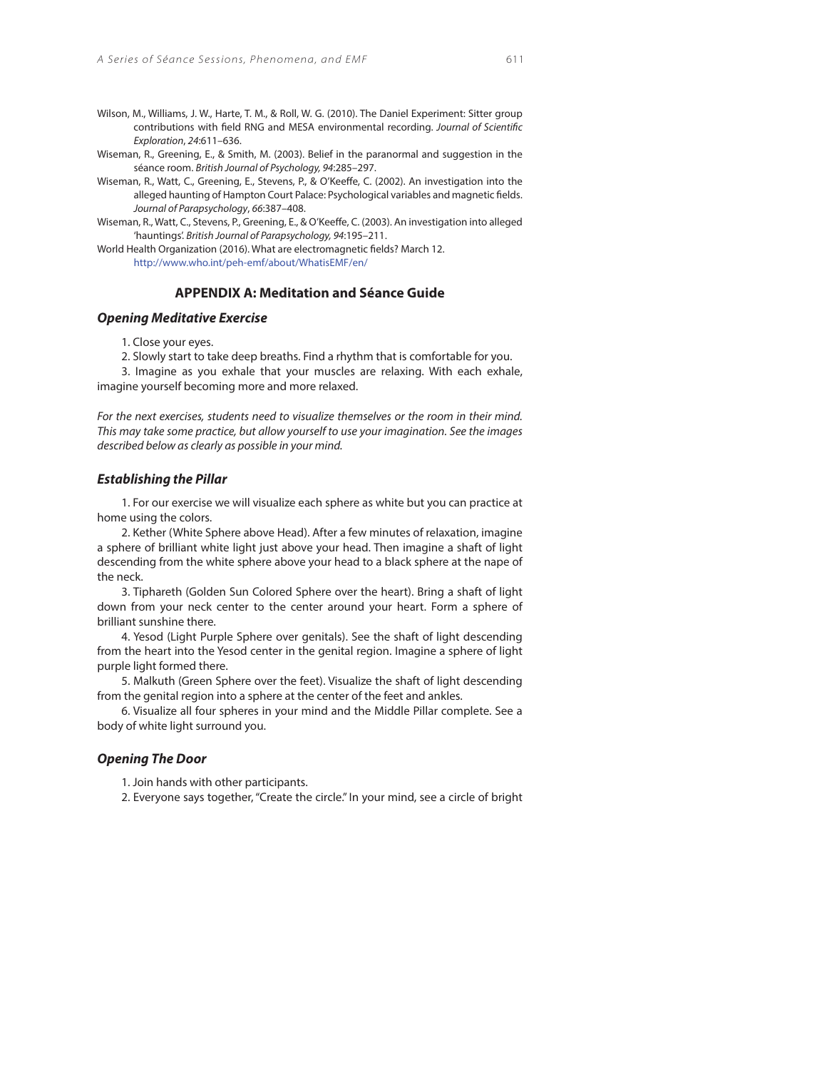Wilson, M., Williams, J. W., Harte, T. M., & Roll, W. G. (2010). The Daniel Experiment: Sitter group contributions with field RNG and MESA environmental recording. *Journal of Scientific Exploration*, *24*:611–636.

Wiseman, R., Greening, E., & Smith, M. (2003). Belief in the paranormal and suggestion in the séance room. *British Journal of Psychology, 94*:285–297.

Wiseman, R., Watt, C., Greening, E., Stevens, P., & O'Keeffe, C. (2002). An investigation into the alleged haunting of Hampton Court Palace: Psychological variables and magnetic fields. *Journal of Parapsychology*, *66*:387–408.

Wiseman, R., Watt, C., Stevens, P., Greening, E., & O'Keeffe, C. (2003). An investigation into alleged 'hauntings'. *British Journal of Parapsychology, 94*:195–211.

World Health Organization (2016). What are electromagnetic fields? March 12. http://www.who.int/peh-emf/about/WhatisEMF/en/

## APPENDIX A: Meditation and Séance Guide

### *Opening Meditative Exercise*

1. Close your eyes.

2. Slowly start to take deep breaths. Find a rhythm that is comfortable for you.

3. Imagine as you exhale that your muscles are relaxing. With each exhale, imagine yourself becoming more and more relaxed.

*For the next exercises, students need to visualize themselves or the room in their mind. This may take some practice, but allow yourself to use your imagination. See the images described below as clearly as possible in your mind.*

### *Establishing the Pillar*

1. For our exercise we will visualize each sphere as white but you can practice at home using the colors.

2. Kether (White Sphere above Head). After a few minutes of relaxation, imagine a sphere of brilliant white light just above your head. Then imagine a shaft of light descending from the white sphere above your head to a black sphere at the nape of the neck.

3. Tiphareth (Golden Sun Colored Sphere over the heart). Bring a shaft of light down from your neck center to the center around your heart. Form a sphere of brilliant sunshine there.

4. Yesod (Light Purple Sphere over genitals). See the shaft of light descending from the heart into the Yesod center in the genital region. Imagine a sphere of light purple light formed there.

5. Malkuth (Green Sphere over the feet). Visualize the shaft of light descending from the genital region into a sphere at the center of the feet and ankles.

6. Visualize all four spheres in your mind and the Middle Pillar complete. See a body of white light surround you.

### *Opening The Door*

1. Join hands with other participants.

2. Everyone says together, "Create the circle." In your mind, see a circle of bright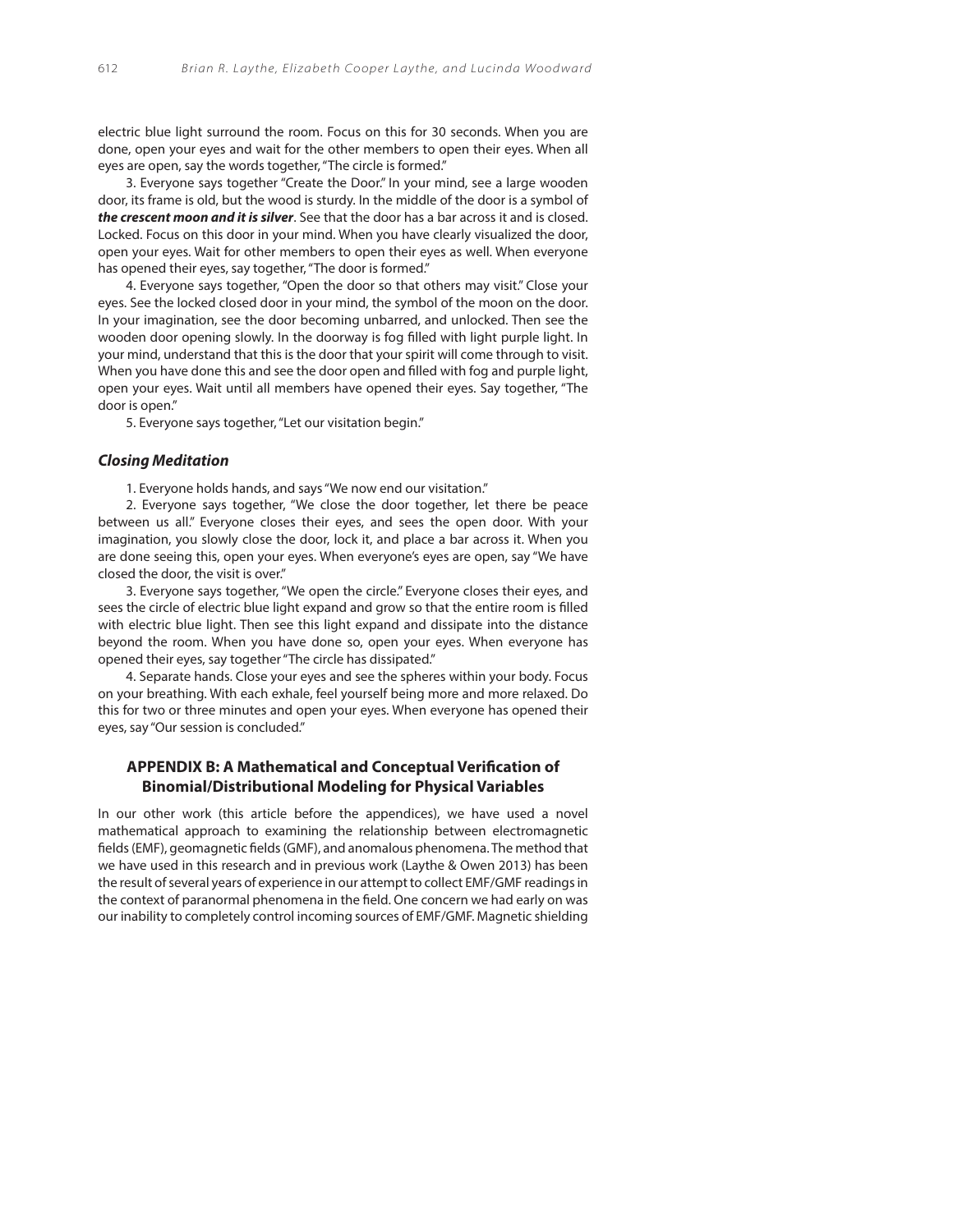electric blue light surround the room. Focus on this for 30 seconds. When you are done, open your eyes and wait for the other members to open their eyes. When all eyes are open, say the words together, "The circle is formed."

3. Everyone says together "Create the Door." In your mind, see a large wooden door, its frame is old, but the wood is sturdy. In the middle of the door is a symbol of ***the crescent moon and it is silver***. See that the door has a bar across it and is closed. Locked. Focus on this door in your mind. When you have clearly visualized the door, open your eyes. Wait for other members to open their eyes as well. When everyone has opened their eyes, say together, "The door is formed."

4. Everyone says together, "Open the door so that others may visit." Close your eyes. See the locked closed door in your mind, the symbol of the moon on the door. In your imagination, see the door becoming unbarred, and unlocked. Then see the wooden door opening slowly. In the doorway is fog filled with light purple light. In your mind, understand that this is the door that your spirit will come through to visit. When you have done this and see the door open and filled with fog and purple light, open your eyes. Wait until all members have opened their eyes. Say together, "The door is open."

5. Everyone says together, "Let our visitation begin."

### *Closing Meditation*

1. Everyone holds hands, and says "We now end our visitation."

2. Everyone says together, "We close the door together, let there be peace between us all." Everyone closes their eyes, and sees the open door. With your imagination, you slowly close the door, lock it, and place a bar across it. When you are done seeing this, open your eyes. When everyone's eyes are open, say "We have closed the door, the visit is over."

3. Everyone says together, "We open the circle." Everyone closes their eyes, and sees the circle of electric blue light expand and grow so that the entire room is filled with electric blue light. Then see this light expand and dissipate into the distance beyond the room. When you have done so, open your eyes. When everyone has opened their eyes, say together "The circle has dissipated."

4. Separate hands. Close your eyes and see the spheres within your body. Focus on your breathing. With each exhale, feel yourself being more and more relaxed. Do this for two or three minutes and open your eyes. When everyone has opened their eyes, say "Our session is concluded."

## APPENDIX B: A Mathematical and Conceptual Verification of Binomial/Distributional Modeling for Physical Variables

In our other work (this article before the appendices), we have used a novel mathematical approach to examining the relationship between electromagnetic fields (EMF), geomagnetic fields (GMF), and anomalous phenomena. The method that we have used in this research and in previous work (Laythe & Owen 2013) has been the result of several years of experience in our attempt to collect EMF/GMF readings in the context of paranormal phenomena in the field. One concern we had early on was our inability to completely control incoming sources of EMF/GMF. Magnetic shielding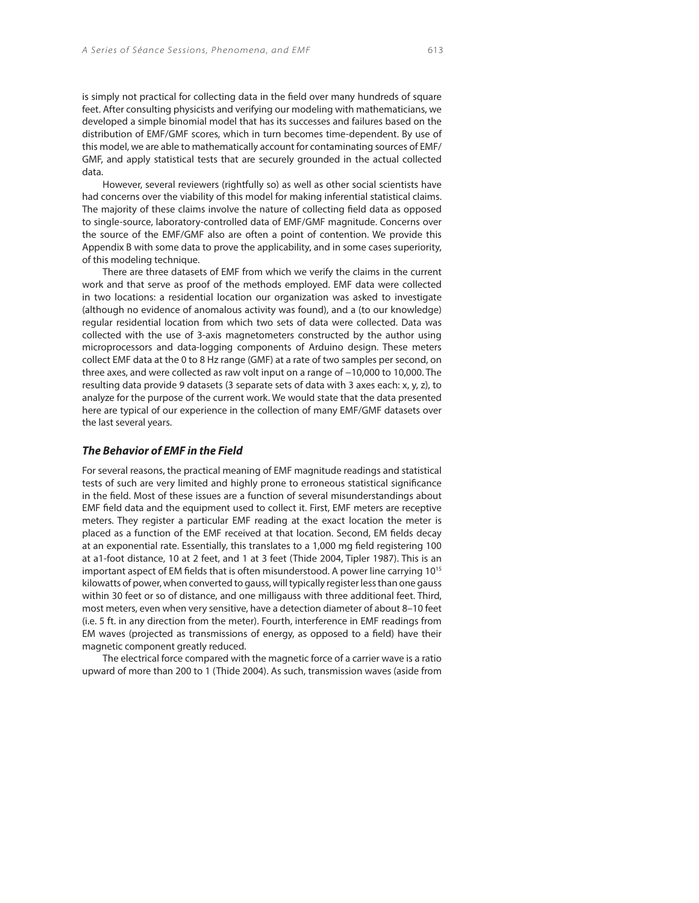is simply not practical for collecting data in the field over many hundreds of square feet. After consulting physicists and verifying our modeling with mathematicians, we developed a simple binomial model that has its successes and failures based on the distribution of EMF/GMF scores, which in turn becomes time-dependent. By use of this model, we are able to mathematically account for contaminating sources of EMF/GMF, and apply statistical tests that are securely grounded in the actual collected data.

However, several reviewers (rightfully so) as well as other social scientists have had concerns over the viability of this model for making inferential statistical claims. The majority of these claims involve the nature of collecting field data as opposed to single-source, laboratory-controlled data of EMF/GMF magnitude. Concerns over the source of the EMF/GMF also are often a point of contention. We provide this Appendix B with some data to prove the applicability, and in some cases superiority, of this modeling technique.

There are three datasets of EMF from which we verify the claims in the current work and that serve as proof of the methods employed. EMF data were collected in two locations: a residential location our organization was asked to investigate (although no evidence of anomalous activity was found), and a (to our knowledge) regular residential location from which two sets of data were collected. Data was collected with the use of 3-axis magnetometers constructed by the author using microprocessors and data-logging components of Arduino design. These meters collect EMF data at the 0 to 8 Hz range (GMF) at a rate of two samples per second, on three axes, and were collected as raw volt input on a range of −10,000 to 10,000. The resulting data provide 9 datasets (3 separate sets of data with 3 axes each: x, y, z), to analyze for the purpose of the current work. We would state that the data presented here are typical of our experience in the collection of many EMF/GMF datasets over the last several years.

### *The Behavior of EMF in the Field*

For several reasons, the practical meaning of EMF magnitude readings and statistical tests of such are very limited and highly prone to erroneous statistical significance in the field. Most of these issues are a function of several misunderstandings about EMF field data and the equipment used to collect it. First, EMF meters are receptive meters. They register a particular EMF reading at the exact location the meter is placed as a function of the EMF received at that location. Second, EM fields decay at an exponential rate. Essentially, this translates to a 1,000 mg field registering 100 at a1-foot distance, 10 at 2 feet, and 1 at 3 feet (Thide 2004, Tipler 1987). This is an important aspect of EM fields that is often misunderstood. A power line carrying $10^{15}$ kilowatts of power, when converted to gauss, will typically register less than one gauss within 30 feet or so of distance, and one milligauss with three additional feet. Third, most meters, even when very sensitive, have a detection diameter of about 8–10 feet (i.e. 5 ft. in any direction from the meter). Fourth, interference in EMF readings from EM waves (projected as transmissions of energy, as opposed to a field) have their magnetic component greatly reduced.

The electrical force compared with the magnetic force of a carrier wave is a ratio upward of more than 200 to 1 (Thide 2004). As such, transmission waves (aside from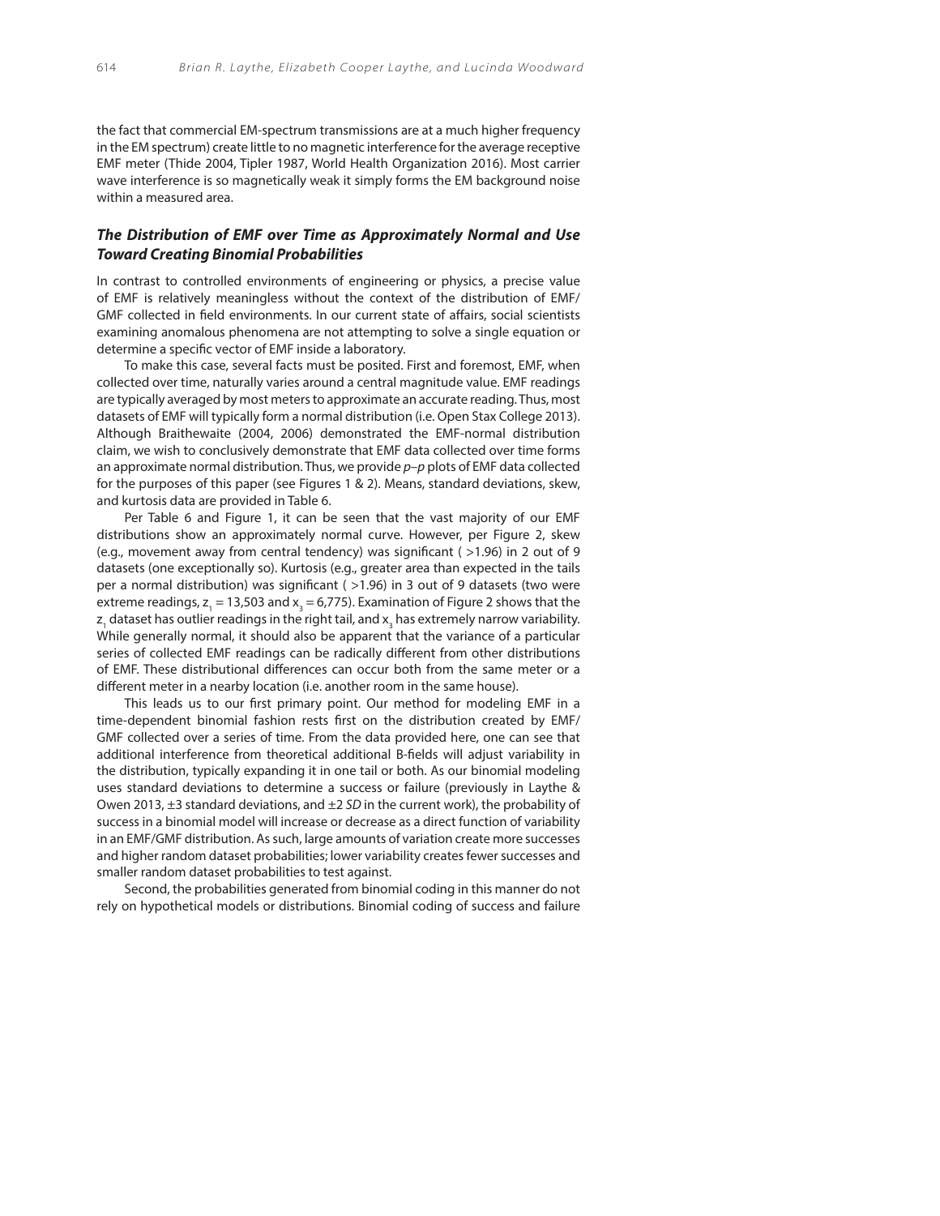the fact that commercial EM-spectrum transmissions are at a much higher frequency in the EM spectrum) create little to no magnetic interference for the average receptive EMF meter (Thide 2004, Tipler 1987, World Health Organization 2016). Most carrier wave interference is so magnetically weak it simply forms the EM background noise within a measured area.

### *The Distribution of EMF over Time as Approximately Normal and Use Toward Creating Binomial Probabilities*

In contrast to controlled environments of engineering or physics, a precise value of EMF is relatively meaningless without the context of the distribution of EMF/GMF collected in field environments. In our current state of affairs, social scientists examining anomalous phenomena are not attempting to solve a single equation or determine a specific vector of EMF inside a laboratory.

To make this case, several facts must be posited. First and foremost, EMF, when collected over time, naturally varies around a central magnitude value. EMF readings are typically averaged by most meters to approximate an accurate reading. Thus, most datasets of EMF will typically form a normal distribution (i.e. Open Stax College 2013). Although Braithewaite (2004, 2006) demonstrated the EMF-normal distribution claim, we wish to conclusively demonstrate that EMF data collected over time forms an approximate normal distribution. Thus, we provide *p–p* plots of EMF data collected for the purposes of this paper (see Figures 1 & 2). Means, standard deviations, skew, and kurtosis data are provided in Table 6.

Per Table 6 and Figure 1, it can be seen that the vast majority of our EMF distributions show an approximately normal curve. However, per Figure 2, skew (e.g., movement away from central tendency) was significant ( >1.96) in 2 out of 9 datasets (one exceptionally so). Kurtosis (e.g., greater area than expected in the tails per a normal distribution) was significant ( >1.96) in 3 out of 9 datasets (two were extreme readings, $z_1$ = 13,503 and $x_3$ = 6,775). Examination of Figure 2 shows that the $z_1$ dataset has outlier readings in the right tail, and $x_3$ has extremely narrow variability. While generally normal, it should also be apparent that the variance of a particular series of collected EMF readings can be radically different from other distributions of EMF. These distributional differences can occur both from the same meter or a different meter in a nearby location (i.e. another room in the same house).

This leads us to our first primary point. Our method for modeling EMF in a time-dependent binomial fashion rests first on the distribution created by EMF/GMF collected over a series of time. From the data provided here, one can see that additional interference from theoretical additional B-fields will adjust variability in the distribution, typically expanding it in one tail or both. As our binomial modeling uses standard deviations to determine a success or failure (previously in Laythe & Owen 2013, ±3 standard deviations, and ±2 *SD* in the current work), the probability of success in a binomial model will increase or decrease as a direct function of variability in an EMF/GMF distribution. As such, large amounts of variation create more successes and higher random dataset probabilities; lower variability creates fewer successes and smaller random dataset probabilities to test against.

Second, the probabilities generated from binomial coding in this manner do not rely on hypothetical models or distributions. Binomial coding of success and failure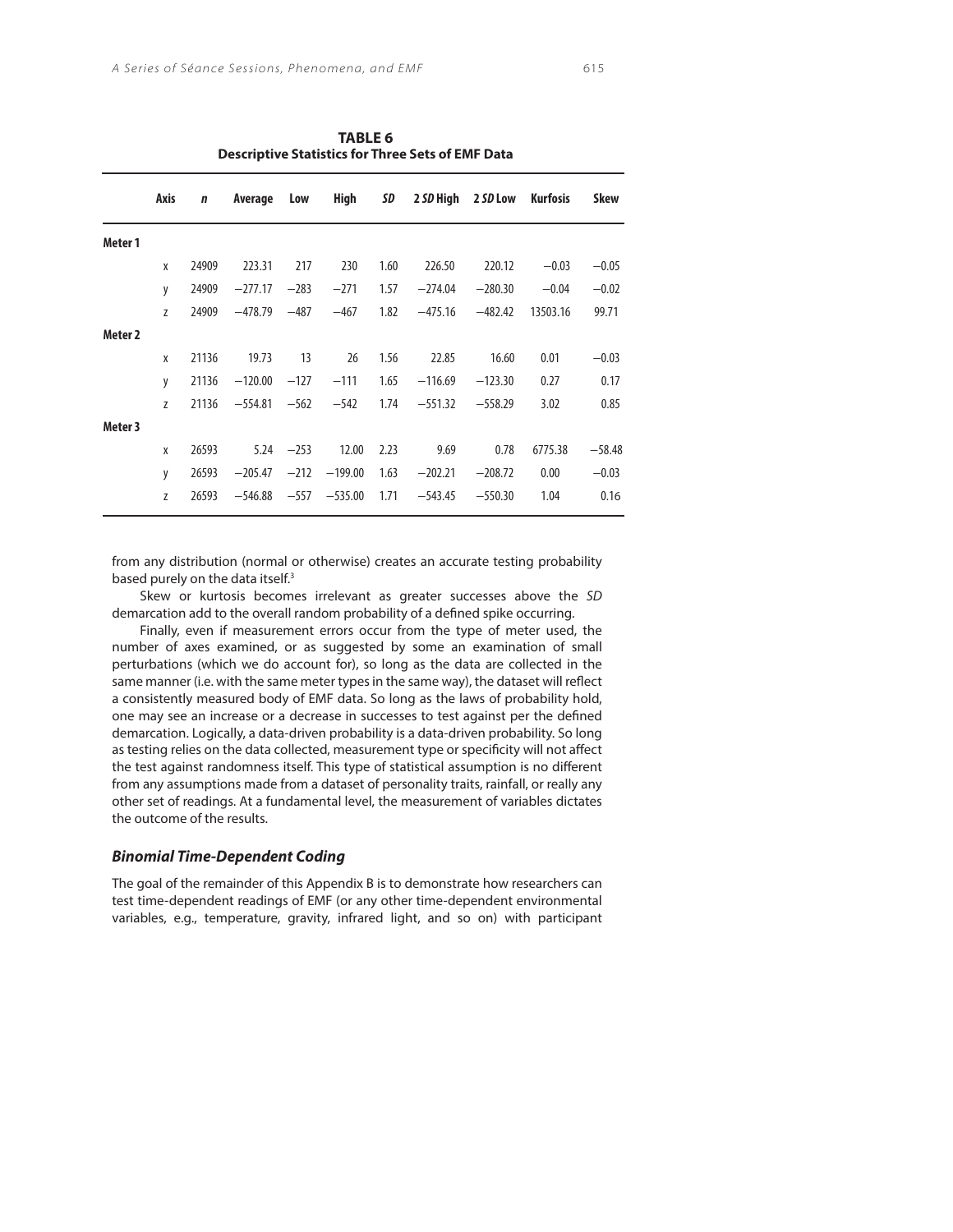**TABLE 6**
**Descriptive Statistics for Three Sets of EMF Data**

| | Axis | *n* | Average | Low | High | *SD* | 2 *SD* High | 2 *SD* Low | Kurfosis | Skew |
|---|---|---|---|---|---|---|---|---|---|---|
| **Meter 1** | | | | | | | | | | |
| | x | 24909 | 223.31 | 217 | 230 | 1.60 | 226.50 | 220.12 | −0.03 | −0.05 |
| | y | 24909 | −277.17 | −283 | −271 | 1.57 | −274.04 | −280.30 | −0.04 | −0.02 |
| | z | 24909 | −478.79 | −487 | −467 | 1.82 | −475.16 | −482.42 | 13503.16 | 99.71 |
| **Meter 2** | | | | | | | | | | |
| | x | 21136 | 19.73 | 13 | 26 | 1.56 | 22.85 | 16.60 | 0.01 | −0.03 |
| | y | 21136 | −120.00 | −127 | −111 | 1.65 | −116.69 | −123.30 | 0.27 | 0.17 |
| | z | 21136 | −554.81 | −562 | −542 | 1.74 | −551.32 | −558.29 | 3.02 | 0.85 |
| **Meter 3** | | | | | | | | | | |
| | x | 26593 | 5.24 | −253 | 12.00 | 2.23 | 9.69 | 0.78 | 6775.38 | −58.48 |
| | y | 26593 | −205.47 | −212 | −199.00 | 1.63 | −202.21 | −208.72 | 0.00 | −0.03 |
| | z | 26593 | −546.88 | −557 | −535.00 | 1.71 | −543.45 | −550.30 | 1.04 | 0.16 |

from any distribution (normal or otherwise) creates an accurate testing probability based purely on the data itself.[3]

Skew or kurtosis becomes irrelevant as greater successes above the *SD* demarcation add to the overall random probability of a defined spike occurring.

Finally, even if measurement errors occur from the type of meter used, the number of axes examined, or as suggested by some an examination of small perturbations (which we do account for), so long as the data are collected in the same manner (i.e. with the same meter types in the same way), the dataset will reflect a consistently measured body of EMF data. So long as the laws of probability hold, one may see an increase or a decrease in successes to test against per the defined demarcation. Logically, a data-driven probability is a data-driven probability. So long as testing relies on the data collected, measurement type or specificity will not affect the test against randomness itself. This type of statistical assumption is no different from any assumptions made from a dataset of personality traits, rainfall, or really any other set of readings. At a fundamental level, the measurement of variables dictates the outcome of the results.

### Binomial Time-Dependent Coding

The goal of the remainder of this Appendix B is to demonstrate how researchers can test time-dependent readings of EMF (or any other time-dependent environmental variables, e.g., temperature, gravity, infrared light, and so on) with participant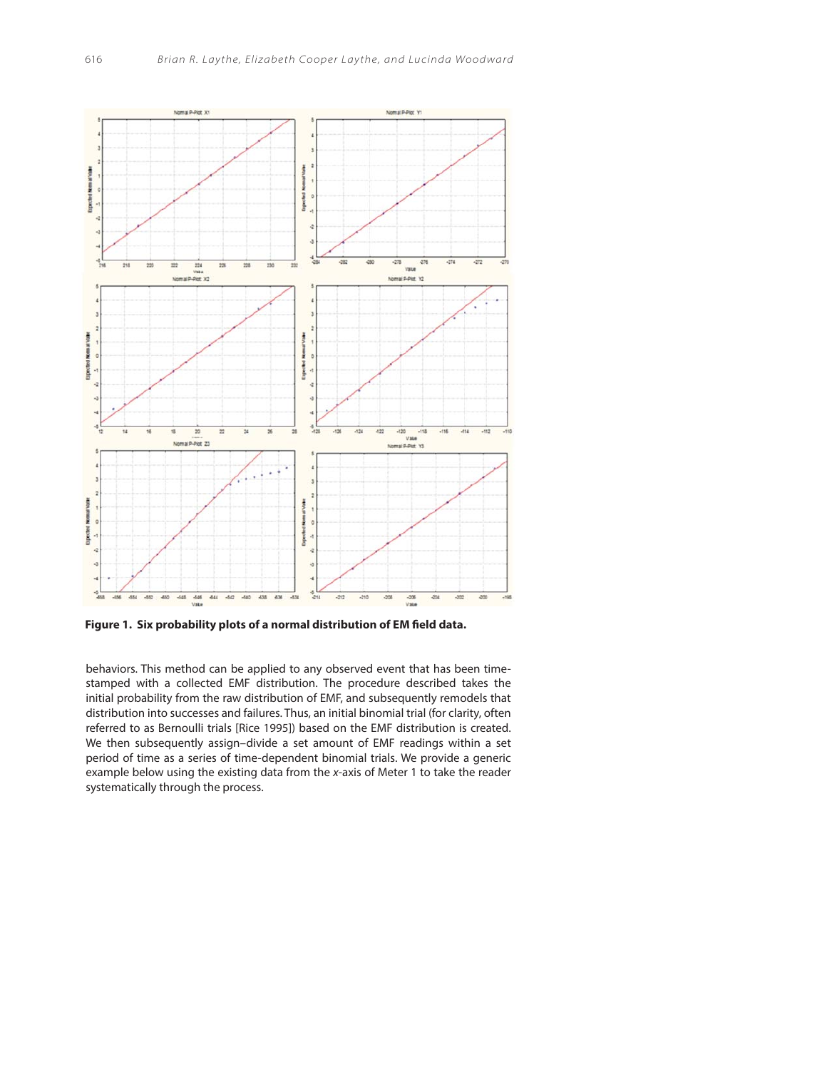**Figure 1. Six probability plots of a normal distribution of EM field data.**

behaviors. This method can be applied to any observed event that has been time-stamped with a collected EMF distribution. The procedure described takes the initial probability from the raw distribution of EMF, and subsequently remodels that distribution into successes and failures. Thus, an initial binomial trial (for clarity, often referred to as Bernoulli trials [Rice 1995]) based on the EMF distribution is created. We then subsequently assign–divide a set amount of EMF readings within a set period of time as a series of time-dependent binomial trials. We provide a generic example below using the existing data from the *x*-axis of Meter 1 to take the reader systematically through the process.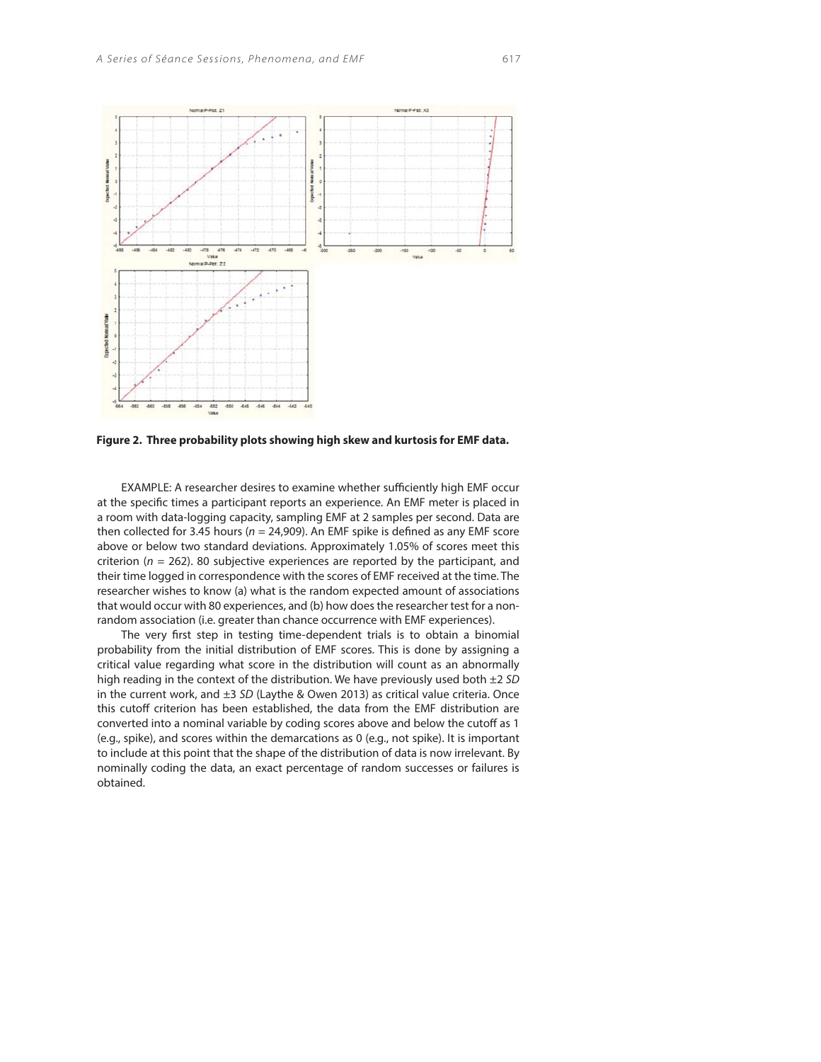**Figure 2. Three probability plots showing high skew and kurtosis for EMF data.**

EXAMPLE: A researcher desires to examine whether sufficiently high EMF occur at the specific times a participant reports an experience. An EMF meter is placed in a room with data-logging capacity, sampling EMF at 2 samples per second. Data are then collected for 3.45 hours ($n$ = 24,909). An EMF spike is defined as any EMF score above or below two standard deviations. Approximately 1.05% of scores meet this criterion ($n$ = 262). 80 subjective experiences are reported by the participant, and their time logged in correspondence with the scores of EMF received at the time. The researcher wishes to know (a) what is the random expected amount of associations that would occur with 80 experiences, and (b) how does the researcher test for a non-random association (i.e. greater than chance occurrence with EMF experiences).

The very first step in testing time-dependent trials is to obtain a binomial probability from the initial distribution of EMF scores. This is done by assigning a critical value regarding what score in the distribution will count as an abnormally high reading in the context of the distribution. We have previously used both ±2 *SD* in the current work, and ±3 *SD* (Laythe & Owen 2013) as critical value criteria. Once this cutoff criterion has been established, the data from the EMF distribution are converted into a nominal variable by coding scores above and below the cutoff as 1 (e.g., spike), and scores within the demarcations as 0 (e.g., not spike). It is important to include at this point that the shape of the distribution of data is now irrelevant. By nominally coding the data, an exact percentage of random successes or failures is obtained.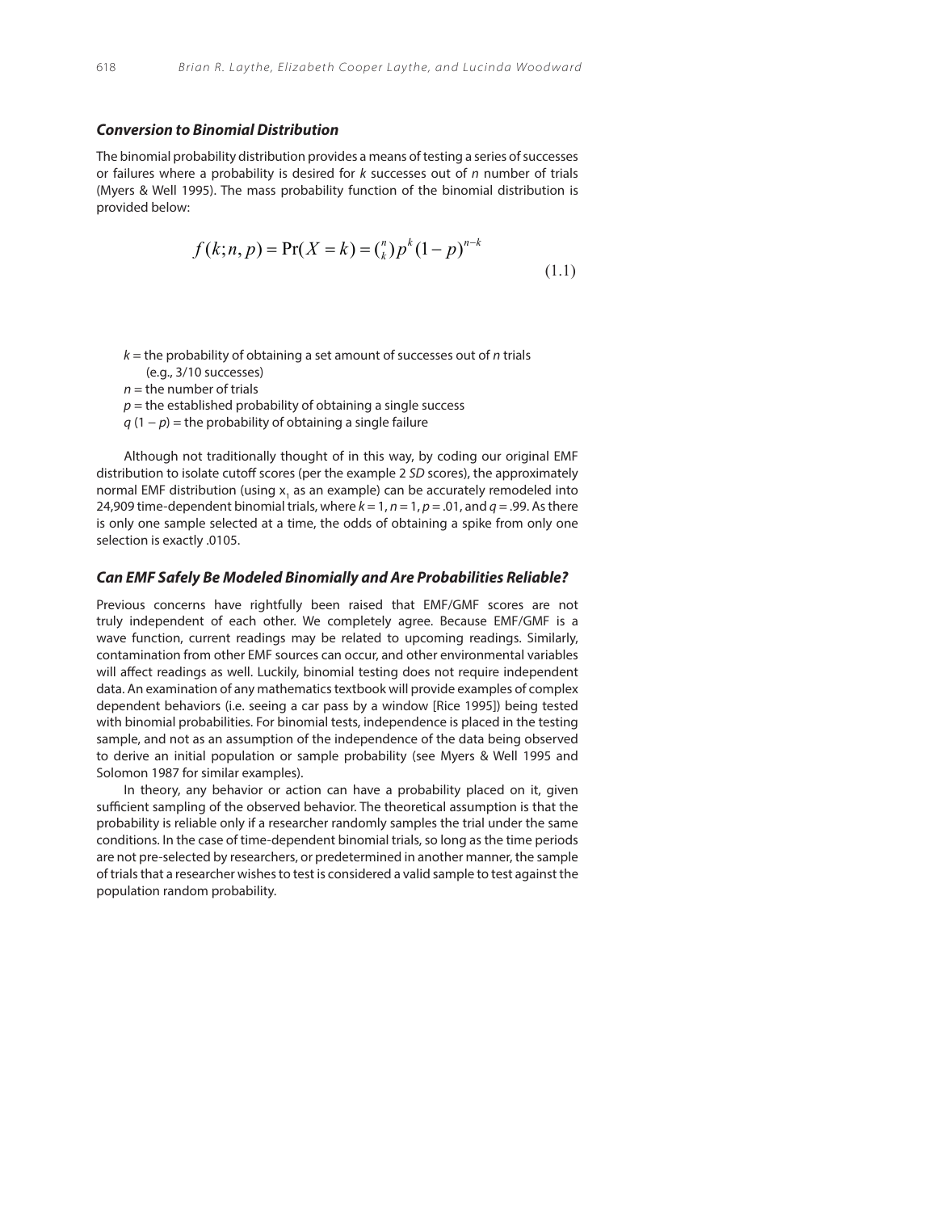### Conversion to Binomial Distribution

The binomial probability distribution provides a means of testing a series of successes or failures where a probability is desired for *k* successes out of *n* number of trials (Myers & Well 1995). The mass probability function of the binomial distribution is provided below:

$$f(k;n,p) = \Pr(X = k) = \binom{n}{k} p^k (1-p)^{n-k} \tag{1.1}$$

$k$ = the probability of obtaining a set amount of successes out of $n$ trials (e.g., 3/10 successes)
$n$ = the number of trials
$p$ = the established probability of obtaining a single success
$q$ $(1 - p)$ = the probability of obtaining a single failure

Although not traditionally thought of in this way, by coding our original EMF distribution to isolate cutoff scores (per the example 2 *SD* scores), the approximately normal EMF distribution (using $x_1$ as an example) can be accurately remodeled into 24,909 time-dependent binomial trials, where $k = 1$, $n = 1$, $p = .01$, and $q = .99$. As there is only one sample selected at a time, the odds of obtaining a spike from only one selection is exactly .0105.

### Can EMF Safely Be Modeled Binomially and Are Probabilities Reliable?

Previous concerns have rightfully been raised that EMF/GMF scores are not truly independent of each other. We completely agree. Because EMF/GMF is a wave function, current readings may be related to upcoming readings. Similarly, contamination from other EMF sources can occur, and other environmental variables will affect readings as well. Luckily, binomial testing does not require independent data. An examination of any mathematics textbook will provide examples of complex dependent behaviors (i.e. seeing a car pass by a window [Rice 1995]) being tested with binomial probabilities. For binomial tests, independence is placed in the testing sample, and not as an assumption of the independence of the data being observed to derive an initial population or sample probability (see Myers & Well 1995 and Solomon 1987 for similar examples).

In theory, any behavior or action can have a probability placed on it, given sufficient sampling of the observed behavior. The theoretical assumption is that the probability is reliable only if a researcher randomly samples the trial under the same conditions. In the case of time-dependent binomial trials, so long as the time periods are not pre-selected by researchers, or predetermined in another manner, the sample of trials that a researcher wishes to test is considered a valid sample to test against the population random probability.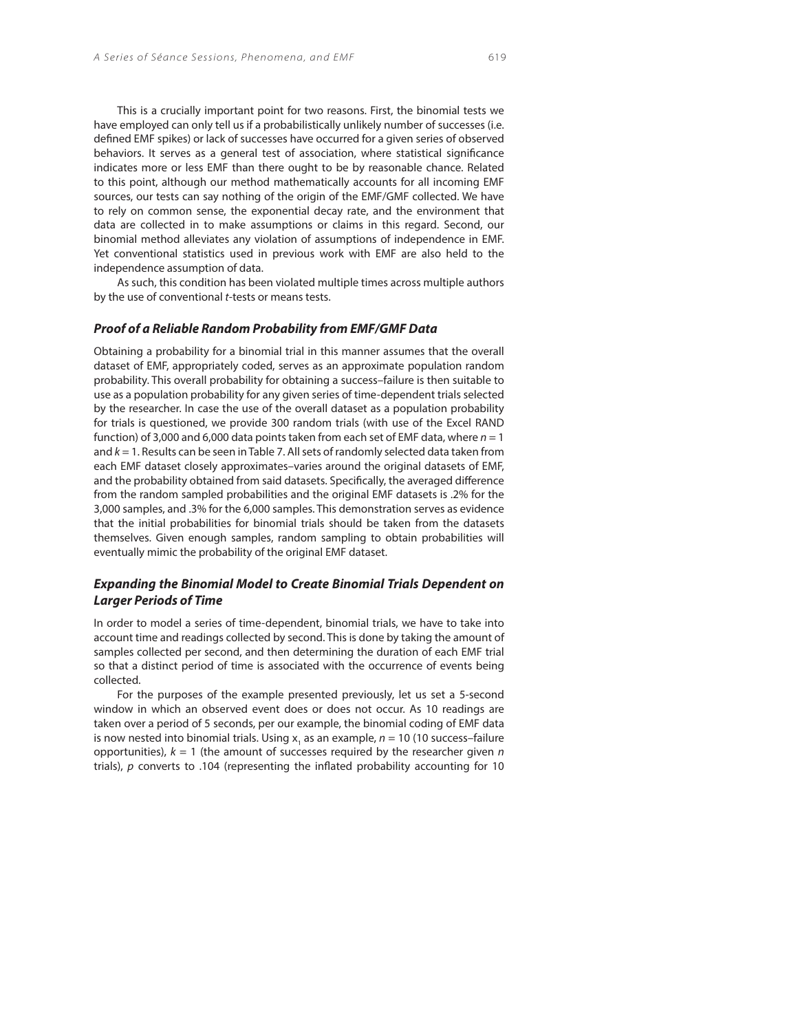This is a crucially important point for two reasons. First, the binomial tests we have employed can only tell us if a probabilistically unlikely number of successes (i.e. defined EMF spikes) or lack of successes have occurred for a given series of observed behaviors. It serves as a general test of association, where statistical significance indicates more or less EMF than there ought to be by reasonable chance. Related to this point, although our method mathematically accounts for all incoming EMF sources, our tests can say nothing of the origin of the EMF/GMF collected. We have to rely on common sense, the exponential decay rate, and the environment that data are collected in to make assumptions or claims in this regard. Second, our binomial method alleviates any violation of assumptions of independence in EMF. Yet conventional statistics used in previous work with EMF are also held to the independence assumption of data.

As such, this condition has been violated multiple times across multiple authors by the use of conventional *t*-tests or means tests.

### *Proof of a Reliable Random Probability from EMF/GMF Data*

Obtaining a probability for a binomial trial in this manner assumes that the overall dataset of EMF, appropriately coded, serves as an approximate population random probability. This overall probability for obtaining a success–failure is then suitable to use as a population probability for any given series of time-dependent trials selected by the researcher. In case the use of the overall dataset as a population probability for trials is questioned, we provide 300 random trials (with use of the Excel RAND function) of 3,000 and 6,000 data points taken from each set of EMF data, where $n = 1$ and $k = 1$. Results can be seen in Table 7. All sets of randomly selected data taken from each EMF dataset closely approximates–varies around the original datasets of EMF, and the probability obtained from said datasets. Specifically, the averaged difference from the random sampled probabilities and the original EMF datasets is .2% for the 3,000 samples, and .3% for the 6,000 samples. This demonstration serves as evidence that the initial probabilities for binomial trials should be taken from the datasets themselves. Given enough samples, random sampling to obtain probabilities will eventually mimic the probability of the original EMF dataset.

### *Expanding the Binomial Model to Create Binomial Trials Dependent on Larger Periods of Time*

In order to model a series of time-dependent, binomial trials, we have to take into account time and readings collected by second. This is done by taking the amount of samples collected per second, and then determining the duration of each EMF trial so that a distinct period of time is associated with the occurrence of events being collected.

For the purposes of the example presented previously, let us set a 5-second window in which an observed event does or does not occur. As 10 readings are taken over a period of 5 seconds, per our example, the binomial coding of EMF data is now nested into binomial trials. Using $x_1$ as an example, $n = 10$ (10 success–failure opportunities), $k = 1$ (the amount of successes required by the researcher given $n$ trials), $p$ converts to .104 (representing the inflated probability accounting for 10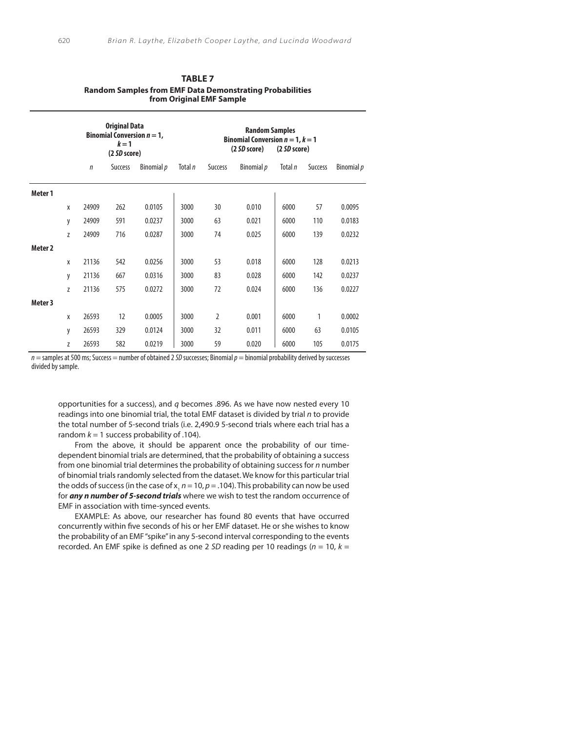**TABLE 7**
**Random Samples from EMF Data Demonstrating Probabilities from Original EMF Sample**

| | | Original Data Binomial Conversion $n = 1$, $k = 1$ (2 *SD* score) | | | Random Samples Binomial Conversion $n = 1$, $k = 1$ (2 *SD* score) | | | (2 *SD* score) | | |
|---|---|---|---|---|---|---|---|---|---|---|
| | | *n* | Success | Binomial *p* | Total *n* | Success | Binomial *p* | Total *n* | Success | Binomial *p* |
| **Meter 1** | | | | | | | | | | |
| | x | 24909 | 262 | 0.0105 | 3000 | 30 | 0.010 | 6000 | 57 | 0.0095 |
| | y | 24909 | 591 | 0.0237 | 3000 | 63 | 0.021 | 6000 | 110 | 0.0183 |
| | z | 24909 | 716 | 0.0287 | 3000 | 74 | 0.025 | 6000 | 139 | 0.0232 |
| **Meter 2** | | | | | | | | | | |
| | x | 21136 | 542 | 0.0256 | 3000 | 53 | 0.018 | 6000 | 128 | 0.0213 |
| | y | 21136 | 667 | 0.0316 | 3000 | 83 | 0.028 | 6000 | 142 | 0.0237 |
| | z | 21136 | 575 | 0.0272 | 3000 | 72 | 0.024 | 6000 | 136 | 0.0227 |
| **Meter 3** | | | | | | | | | | |
| | x | 26593 | 12 | 0.0005 | 3000 | 2 | 0.001 | 6000 | 1 | 0.0002 |
| | y | 26593 | 329 | 0.0124 | 3000 | 32 | 0.011 | 6000 | 63 | 0.0105 |
| | z | 26593 | 582 | 0.0219 | 3000 | 59 | 0.020 | 6000 | 105 | 0.0175 |

$n$ = samples at 500 ms; Success = number of obtained 2 *SD* successes; Binomial $p$ = binomial probability derived by successes divided by sample.

opportunities for a success), and $q$ becomes .896. As we have now nested every 10 readings into one binomial trial, the total EMF dataset is divided by trial $n$ to provide the total number of 5-second trials (i.e. 2,490.9 5-second trials where each trial has a random $k = 1$ success probability of .104).

From the above, it should be apparent once the probability of our time-dependent binomial trials are determined, that the probability of obtaining a success from one binomial trial determines the probability of obtaining success for $n$ number of binomial trials randomly selected from the dataset. We know for this particular trial the odds of success (in the case of $x_1$ $n = 10$, $p = .104$). This probability can now be used for ***any n number of 5-second trials*** where we wish to test the random occurrence of EMF in association with time-synced events.

EXAMPLE: As above, our researcher has found 80 events that have occurred concurrently within five seconds of his or her EMF dataset. He or she wishes to know the probability of an EMF "spike" in any 5-second interval corresponding to the events recorded. An EMF spike is defined as one 2 *SD* reading per 10 readings ($n = 10$, $k =$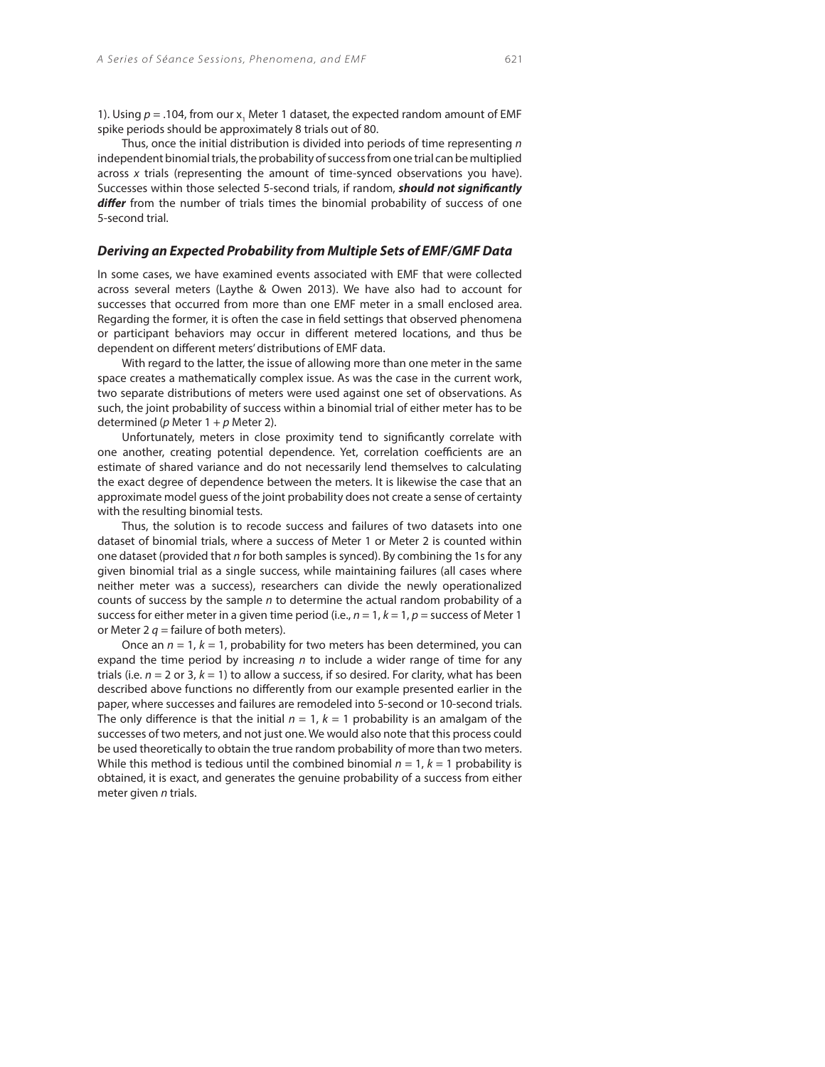1). Using $p = .104$, from our $x_1$ Meter 1 dataset, the expected random amount of EMF spike periods should be approximately 8 trials out of 80.

Thus, once the initial distribution is divided into periods of time representing $n$ independent binomial trials, the probability of success from one trial can be multiplied across $x$ trials (representing the amount of time-synced observations you have). Successes within those selected 5-second trials, if random, ***should not significantly differ*** from the number of trials times the binomial probability of success of one 5-second trial.

### *Deriving an Expected Probability from Multiple Sets of EMF/GMF Data*

In some cases, we have examined events associated with EMF that were collected across several meters (Laythe & Owen 2013). We have also had to account for successes that occurred from more than one EMF meter in a small enclosed area. Regarding the former, it is often the case in field settings that observed phenomena or participant behaviors may occur in different metered locations, and thus be dependent on different meters' distributions of EMF data.

With regard to the latter, the issue of allowing more than one meter in the same space creates a mathematically complex issue. As was the case in the current work, two separate distributions of meters were used against one set of observations. As such, the joint probability of success within a binomial trial of either meter has to be determined ($p$ Meter 1 + $p$ Meter 2).

Unfortunately, meters in close proximity tend to significantly correlate with one another, creating potential dependence. Yet, correlation coefficients are an estimate of shared variance and do not necessarily lend themselves to calculating the exact degree of dependence between the meters. It is likewise the case that an approximate model guess of the joint probability does not create a sense of certainty with the resulting binomial tests.

Thus, the solution is to recode success and failures of two datasets into one dataset of binomial trials, where a success of Meter 1 or Meter 2 is counted within one dataset (provided that $n$ for both samples is synced). By combining the 1s for any given binomial trial as a single success, while maintaining failures (all cases where neither meter was a success), researchers can divide the newly operationalized counts of success by the sample $n$ to determine the actual random probability of a success for either meter in a given time period (i.e., $n = 1$, $k = 1$, $p$ = success of Meter 1 or Meter 2 $q$ = failure of both meters).

Once an $n = 1$, $k = 1$, probability for two meters has been determined, you can expand the time period by increasing $n$ to include a wider range of time for any trials (i.e. $n = 2$ or 3, $k = 1$) to allow a success, if so desired. For clarity, what has been described above functions no differently from our example presented earlier in the paper, where successes and failures are remodeled into 5-second or 10-second trials. The only difference is that the initial $n = 1$, $k = 1$ probability is an amalgam of the successes of two meters, and not just one. We would also note that this process could be used theoretically to obtain the true random probability of more than two meters. While this method is tedious until the combined binomial $n = 1$, $k = 1$ probability is obtained, it is exact, and generates the genuine probability of a success from either meter given $n$ trials.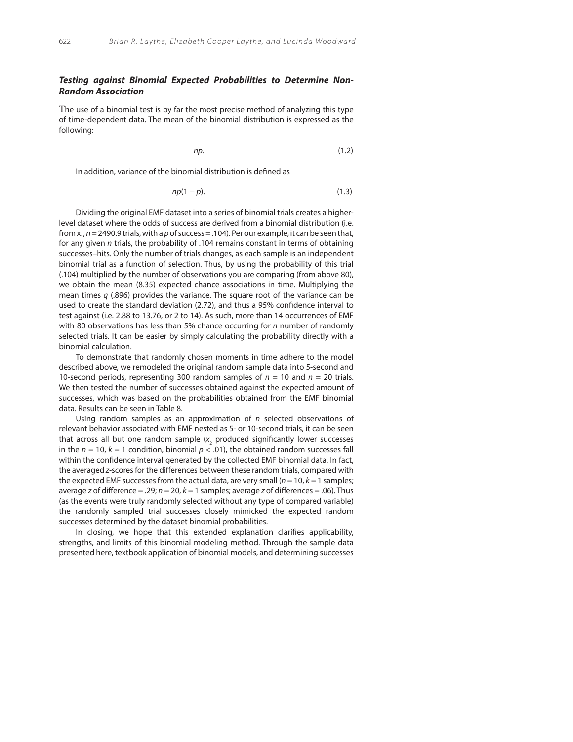### *Testing against Binomial Expected Probabilities to Determine Non-Random Association*

The use of a binomial test is by far the most precise method of analyzing this type of time-dependent data. The mean of the binomial distribution is expressed as the following:

$$np. \tag{1.2}$$

In addition, variance of the binomial distribution is defined as

$$np(1 - p). \tag{1.3}$$

Dividing the original EMF dataset into a series of binomial trials creates a higher-level dataset where the odds of success are derived from a binomial distribution (i.e. from $x_1$, $n = 2490.9$ trials, with a $p$ of success = .104). Per our example, it can be seen that, for any given $n$ trials, the probability of .104 remains constant in terms of obtaining successes–hits. Only the number of trials changes, as each sample is an independent binomial trial as a function of selection. Thus, by using the probability of this trial (.104) multiplied by the number of observations you are comparing (from above 80), we obtain the mean (8.35) expected chance associations in time. Multiplying the mean times $q$ (.896) provides the variance. The square root of the variance can be used to create the standard deviation (2.72), and thus a 95% confidence interval to test against (i.e. 2.88 to 13.76, or 2 to 14). As such, more than 14 occurrences of EMF with 80 observations has less than 5% chance occurring for $n$ number of randomly selected trials. It can be easier by simply calculating the probability directly with a binomial calculation.

To demonstrate that randomly chosen moments in time adhere to the model described above, we remodeled the original random sample data into 5-second and 10-second periods, representing 300 random samples of $n = 10$ and $n = 20$ trials. We then tested the number of successes obtained against the expected amount of successes, which was based on the probabilities obtained from the EMF binomial data. Results can be seen in Table 8.

Using random samples as an approximation of $n$ selected observations of relevant behavior associated with EMF nested as 5- or 10-second trials, it can be seen that across all but one random sample ($x_2$ produced significantly lower successes in the $n = 10$, $k = 1$ condition, binomial $p < .01$), the obtained random successes fall within the confidence interval generated by the collected EMF binomial data. In fact, the averaged $z$-scores for the differences between these random trials, compared with the expected EMF successes from the actual data, are very small ($n = 10$, $k = 1$ samples; average $z$ of difference = .29; $n = 20$, $k = 1$ samples; average $z$ of differences = .06). Thus (as the events were truly randomly selected without any type of compared variable) the randomly sampled trial successes closely mimicked the expected random successes determined by the dataset binomial probabilities.

In closing, we hope that this extended explanation clarifies applicability, strengths, and limits of this binomial modeling method. Through the sample data presented here, textbook application of binomial models, and determining successes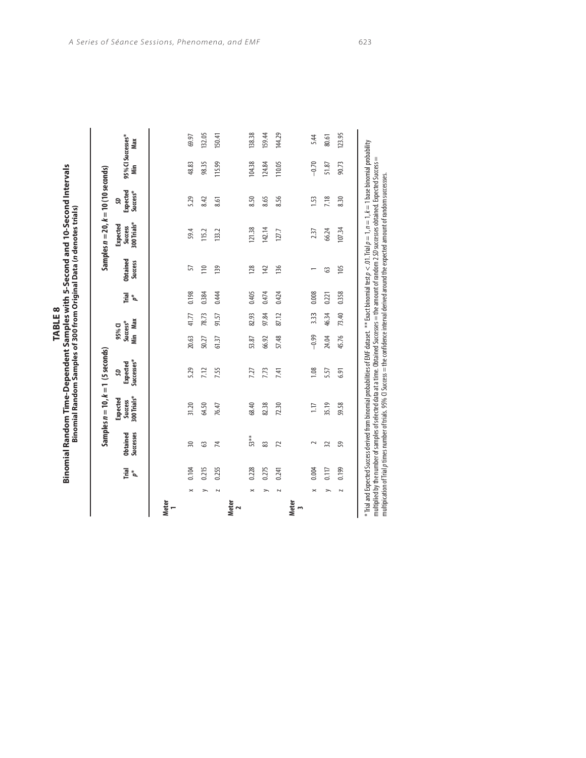# TABLE 8

## Binomial Random Time-Dependent Samples with 5-Second and 10-Second Intervals

### Binomial Random Samples of 300 from Original Data (*n* denotes trials)

| | | Samples $n = 10, k = 1$ (5 seconds) | | | | | | Samples $n = 20, k = 10$ (10 seconds) | | | | | |
|---|---|---|---|---|---|---|---|---|---|---|---|---|---|
| | | Trial $p$* | Obtained Successes | Expected Success 300 Trials* | *SD* Expected Successes* | 95% CI Success* Min | Max | Trial $p$* | Obtained Success | Expected Success 300 Trials* | *SD* Expected Success* | 95% CI Successes* Min | Max |
| **Meter 1** | | | | | | | | | | | | | |
| | x | 0.104 | 30 | 31.20 | 5.29 | 20.63 | 41.77 | 0.198 | 57 | 59.4 | 5.29 | 48.83 | 69.97 |
| | y | 0.215 | 63 | 64.50 | 7.12 | 50.27 | 78.73 | 0.384 | 110 | 115.2 | 8.42 | 98.35 | 132.05 |
| | z | 0.255 | 74 | 76.47 | 7.55 | 61.37 | 91.57 | 0.444 | 139 | 133.2 | 8.61 | 115.99 | 150.41 |
| **Meter 2** | | | | | | | | | | | | | |
| | x | 0.228 | 53** | 68.40 | 7.27 | 53.87 | 82.93 | 0.405 | 128 | 121.38 | 8.50 | 104.38 | 138.38 |
| | y | 0.275 | 83 | 82.38 | 7.73 | 66.92 | 97.84 | 0.474 | 142 | 142.14 | 8.65 | 124.84 | 159.44 |
| | z | 0.241 | 72 | 72.30 | 7.41 | 57.48 | 87.12 | 0.424 | 136 | 127.7 | 8.56 | 110.05 | 144.29 |
| **Meter 3** | | | | | | | | | | | | | |
| | x | 0.004 | 2 | 1.17 | 1.08 | −0.99 | 3.33 | 0.008 | 1 | 2.37 | 1.53 | −0.70 | 5.44 |
| | y | 0.117 | 32 | 35.19 | 5.57 | 24.04 | 46.34 | 0.221 | 63 | 66.24 | 7.18 | 51.87 | 80.61 |
| | z | 0.199 | 59 | 59.58 | 6.91 | 45.76 | 73.40 | 0.358 | 105 | 107.34 | 8.30 | 90.73 | 123.95 |

\* Trial and Expected Success derived from binomial probabilities of EMF dataset. ** Exact binomial test $p < .01$. Trial $p = 1$, $n = 1$, $k = 1$ base binomial probability multiplied by the number of samples of selected data at a time. Obtained Successes = the amount of random 2 *SD* successes obtained. Expected Success = multiplication of Trial $p$ times number of trials. 95% CI Success = the confidence interval derived around the expected amount of random successes.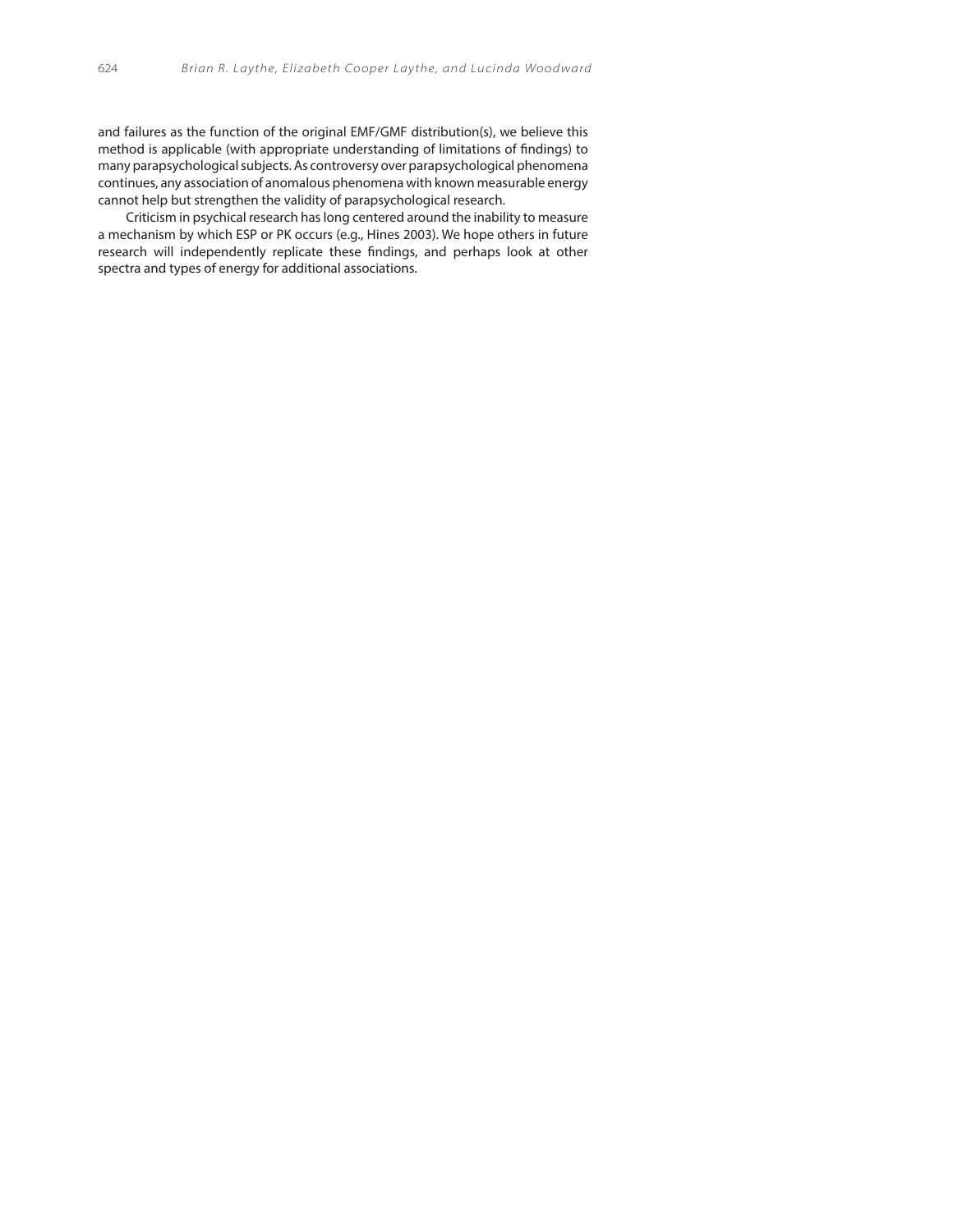and failures as the function of the original EMF/GMF distribution(s), we believe this method is applicable (with appropriate understanding of limitations of findings) to many parapsychological subjects. As controversy over parapsychological phenomena continues, any association of anomalous phenomena with known measurable energy cannot help but strengthen the validity of parapsychological research.

Criticism in psychical research has long centered around the inability to measure a mechanism by which ESP or PK occurs (e.g., Hines 2003). We hope others in future research will independently replicate these findings, and perhaps look at other spectra and types of energy for additional associations.